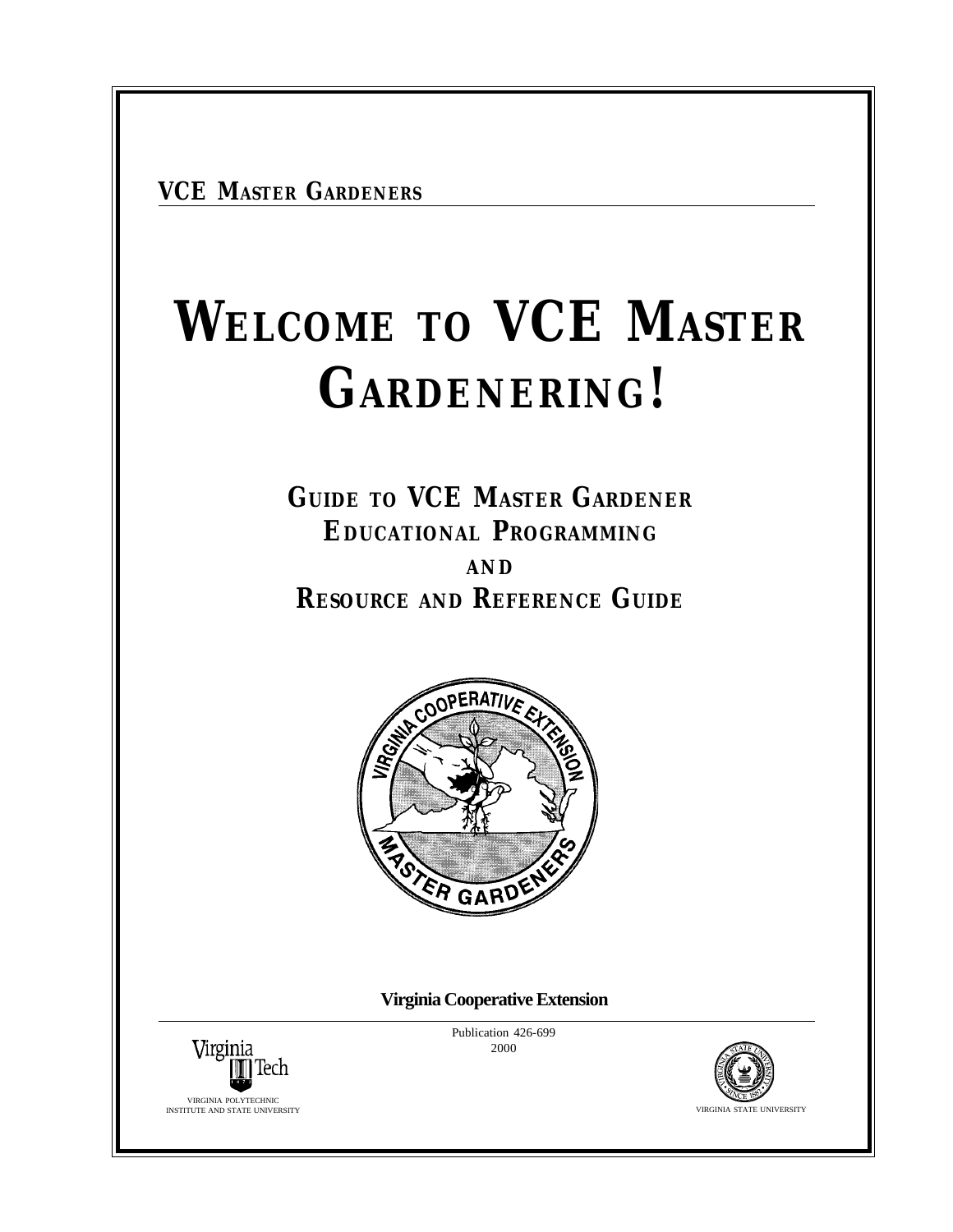**VCE MASTER GARDENERS**

# WELCOME TO VCE MASTER GARDENERING!

## GUIDE TO VCE MASTER GARDENER EDUCATIONAL PROGRAMMING

## AND

## RESOURCE AND REFERENCE GUIDE

**Virginia Cooperative Extension**

Publication 426-699

2000

VIRGINIA POLYTECHNIC INSTITUTE AND STATE UNIVERSITY

VIRGINIA STATE UNIVERSITY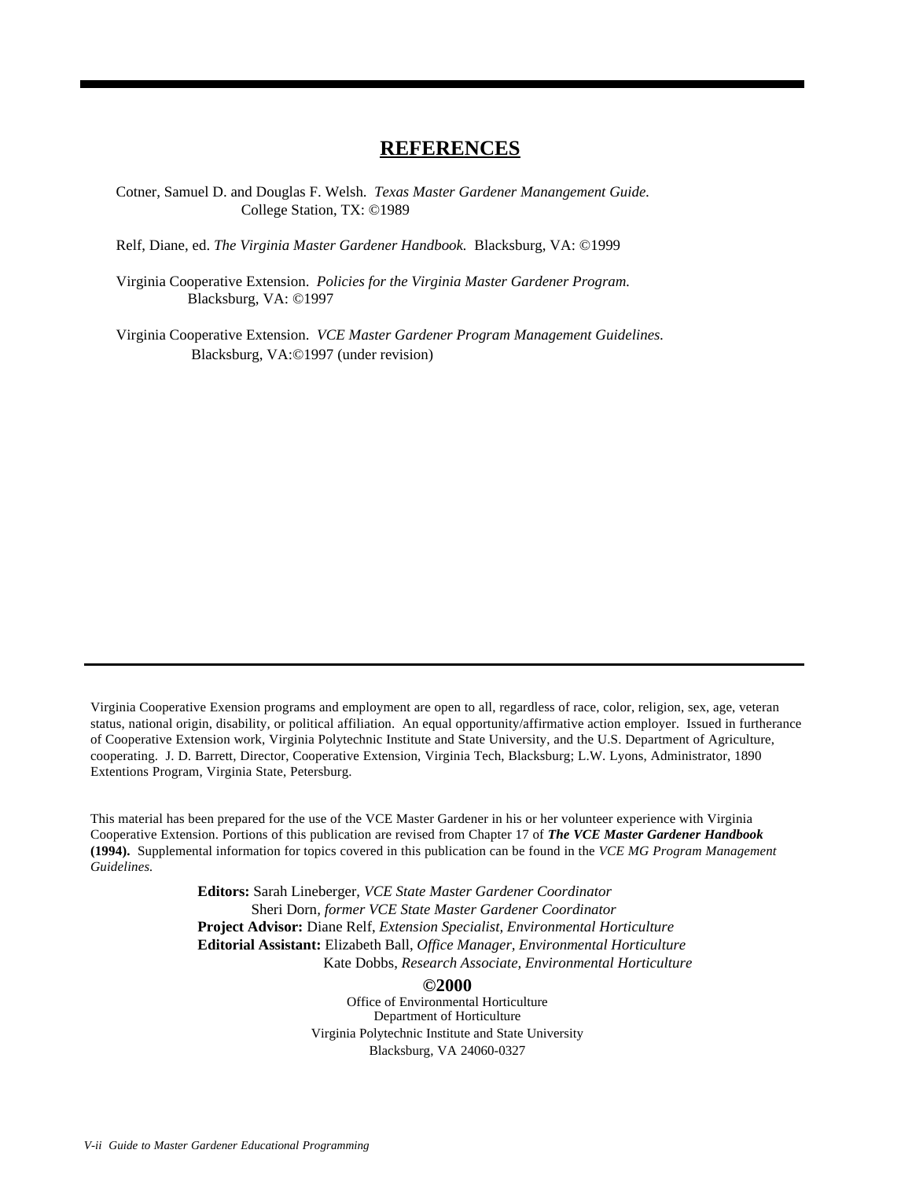## REFERENCES

Cotner, Samuel D. and Douglas F. Welsh. *Texas Master Gardener Manangement Guide.* College Station, TX: ©1989

Relf, Diane, ed. *The Virginia Master Gardener Handbook.* Blacksburg, VA: ©1999

Virginia Cooperative Extension. *Policies for the Virginia Master Gardener Program.* Blacksburg, VA: ©1997

Virginia Cooperative Extension. *VCE Master Gardener Program Management Guidelines.* Blacksburg, VA:©1997 (under revision)

---

Virginia Cooperative Exension programs and employment are open to all, regardless of race, color, religion, sex, age, veteran status, national origin, disability, or political affiliation. An equal opportunity/affirmative action employer. Issued in furtherance of Cooperative Extension work, Virginia Polytechnic Institute and State University, and the U.S. Department of Agriculture, cooperating. J. D. Barrett, Director, Cooperative Extension, Virginia Tech, Blacksburg; L.W. Lyons, Administrator, 1890 Extentions Program, Virginia State, Petersburg.

This material has been prepared for the use of the VCE Master Gardener in his or her volunteer experience with Virginia Cooperative Extension. Portions of this publication are revised from Chapter 17 of ***The VCE Master Gardener Handbook*** **(1994).** Supplemental information for topics covered in this publication can be found in the *VCE MG Program Management Guidelines.*

**Editors:** Sarah Lineberger, *VCE State Master Gardener Coordinator*
Sheri Dorn, *former VCE State Master Gardener Coordinator*
**Project Advisor:** Diane Relf, *Extension Specialist, Environmental Horticulture*
**Editorial Assistant:** Elizabeth Ball, *Office Manager, Environmental Horticulture*
Kate Dobbs, *Research Associate, Environmental Horticulture*

**©2000**
Office of Environmental Horticulture
Department of Horticulture
Virginia Polytechnic Institute and State University
Blacksburg, VA 24060-0327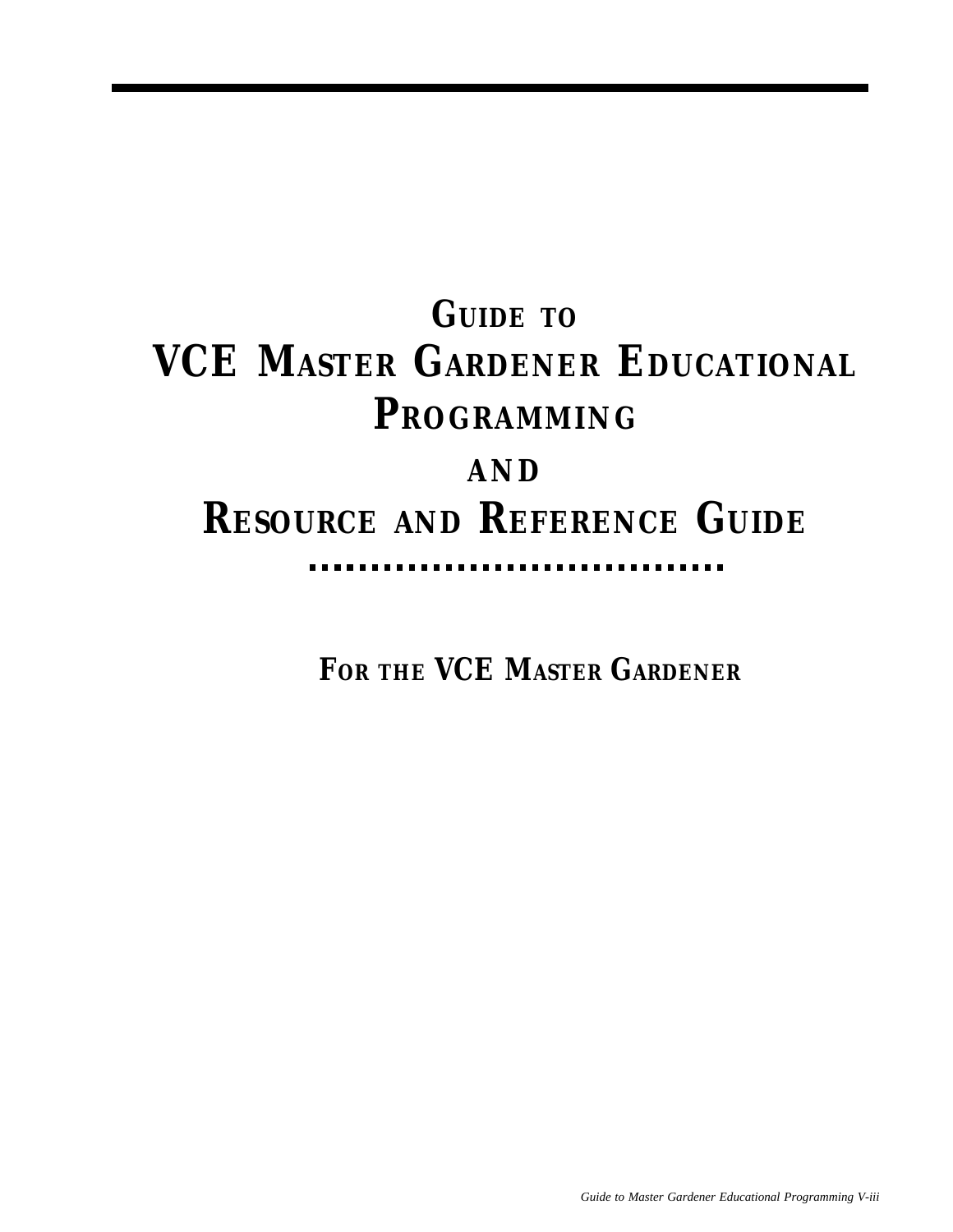# Guide to VCE Master Gardener Educational Programming

# and

# Resource and Reference Guide

## For the VCE Master Gardener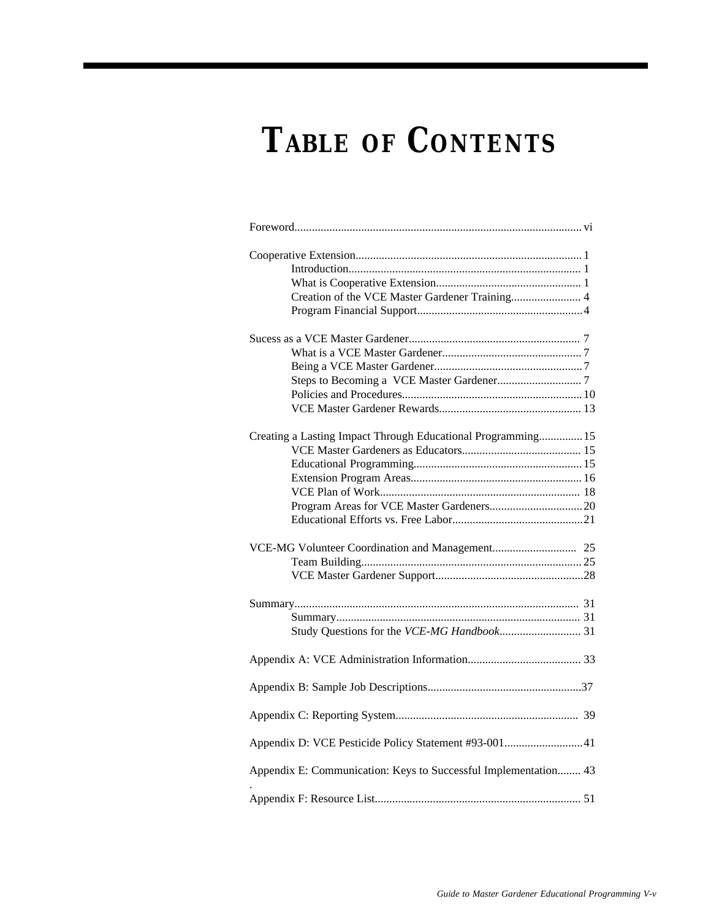# TABLE OF CONTENTS

Foreword.................................................................................................. vi

Cooperative Extension............................................................................. 1
- Introduction................................................................................ 1
- What is Cooperative Extension.................................................. 1
- Creation of the VCE Master Gardener Training........................ 4
- Program Financial Support......................................................... 4

Sucess as a VCE Master Gardener........................................................... 7
- What is a VCE Master Gardener................................................ 7
- Being a VCE Master Gardener................................................... 7
- Steps to Becoming a VCE Master Gardener............................. 7
- Policies and Procedures.............................................................. 10
- VCE Master Gardener Rewards................................................. 13

Creating a Lasting Impact Through Educational Programming............... 15
- VCE Master Gardeners as Educators......................................... 15
- Educational Programming.......................................................... 15
- Extension Program Areas........................................................... 16
- VCE Plan of Work..................................................................... 18
- Program Areas for VCE Master Gardeners................................ 20
- Educational Efforts vs. Free Labor............................................. 21

VCE-MG Volunteer Coordination and Management............................. 25
- Team Building............................................................................ 25
- VCE Master Gardener Support................................................... 28

Summary.................................................................................................. 31
- Summary.................................................................................... 31
- Study Questions for the *VCE-MG Handbook*............................ 31

Appendix A: VCE Administration Information....................................... 33

Appendix B: Sample Job Descriptions.....................................................37

Appendix C: Reporting System............................................................... 39

Appendix D: VCE Pesticide Policy Statement #93-001........................... 41

Appendix E: Communication: Keys to Successful Implementation........ 43

Appendix F: Resource List...................................................................... 51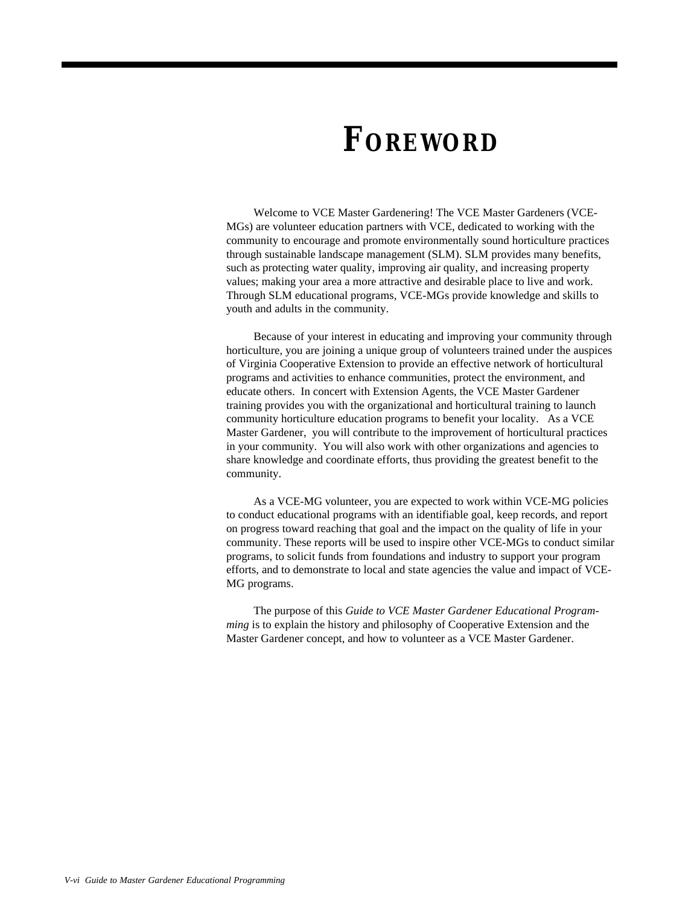# FOREWORD

Welcome to VCE Master Gardenering! The VCE Master Gardeners (VCE-MGs) are volunteer education partners with VCE, dedicated to working with the community to encourage and promote environmentally sound horticulture practices through sustainable landscape management (SLM). SLM provides many benefits, such as protecting water quality, improving air quality, and increasing property values; making your area a more attractive and desirable place to live and work. Through SLM educational programs, VCE-MGs provide knowledge and skills to youth and adults in the community.

Because of your interest in educating and improving your community through horticulture, you are joining a unique group of volunteers trained under the auspices of Virginia Cooperative Extension to provide an effective network of horticultural programs and activities to enhance communities, protect the environment, and educate others. In concert with Extension Agents, the VCE Master Gardener training provides you with the organizational and horticultural training to launch community horticulture education programs to benefit your locality. As a VCE Master Gardener, you will contribute to the improvement of horticultural practices in your community. You will also work with other organizations and agencies to share knowledge and coordinate efforts, thus providing the greatest benefit to the community.

As a VCE-MG volunteer, you are expected to work within VCE-MG policies to conduct educational programs with an identifiable goal, keep records, and report on progress toward reaching that goal and the impact on the quality of life in your community. These reports will be used to inspire other VCE-MGs to conduct similar programs, to solicit funds from foundations and industry to support your program efforts, and to demonstrate to local and state agencies the value and impact of VCE-MG programs.

The purpose of this *Guide to VCE Master Gardener Educational Programming* is to explain the history and philosophy of Cooperative Extension and the Master Gardener concept, and how to volunteer as a VCE Master Gardener.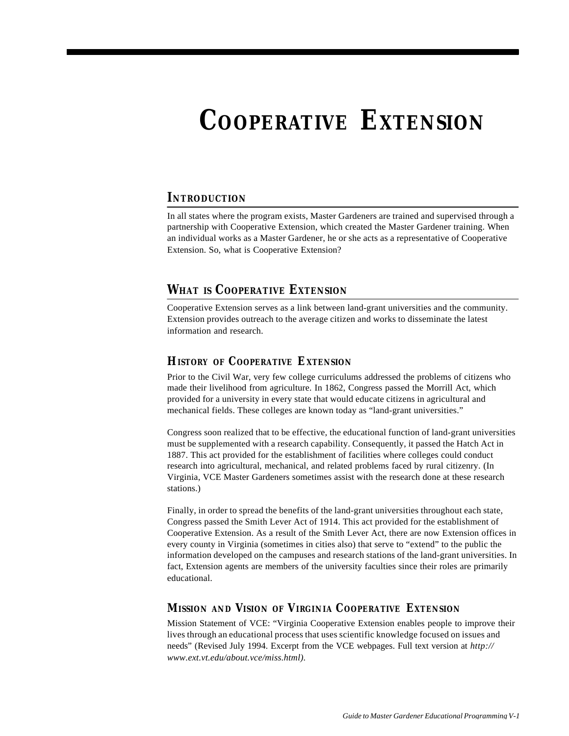# Cooperative Extension

## Introduction

In all states where the program exists, Master Gardeners are trained and supervised through a partnership with Cooperative Extension, which created the Master Gardener training. When an individual works as a Master Gardener, he or she acts as a representative of Cooperative Extension. So, what is Cooperative Extension?

## What is Cooperative Extension

Cooperative Extension serves as a link between land-grant universities and the community. Extension provides outreach to the average citizen and works to disseminate the latest information and research.

### History of Cooperative Extension

Prior to the Civil War, very few college curriculums addressed the problems of citizens who made their livelihood from agriculture. In 1862, Congress passed the Morrill Act, which provided for a university in every state that would educate citizens in agricultural and mechanical fields. These colleges are known today as "land-grant universities."

Congress soon realized that to be effective, the educational function of land-grant universities must be supplemented with a research capability. Consequently, it passed the Hatch Act in 1887. This act provided for the establishment of facilities where colleges could conduct research into agricultural, mechanical, and related problems faced by rural citizenry. (In Virginia, VCE Master Gardeners sometimes assist with the research done at these research stations.)

Finally, in order to spread the benefits of the land-grant universities throughout each state, Congress passed the Smith Lever Act of 1914. This act provided for the establishment of Cooperative Extension. As a result of the Smith Lever Act, there are now Extension offices in every county in Virginia (sometimes in cities also) that serve to "extend" to the public the information developed on the campuses and research stations of the land-grant universities. In fact, Extension agents are members of the university faculties since their roles are primarily educational.

### Mission and Vision of Virginia Cooperative Extension

Mission Statement of VCE: "Virginia Cooperative Extension enables people to improve their lives through an educational process that uses scientific knowledge focused on issues and needs" (Revised July 1994. Excerpt from the VCE webpages. Full text version at *http://www.ext.vt.edu/about.vce/miss.html)*.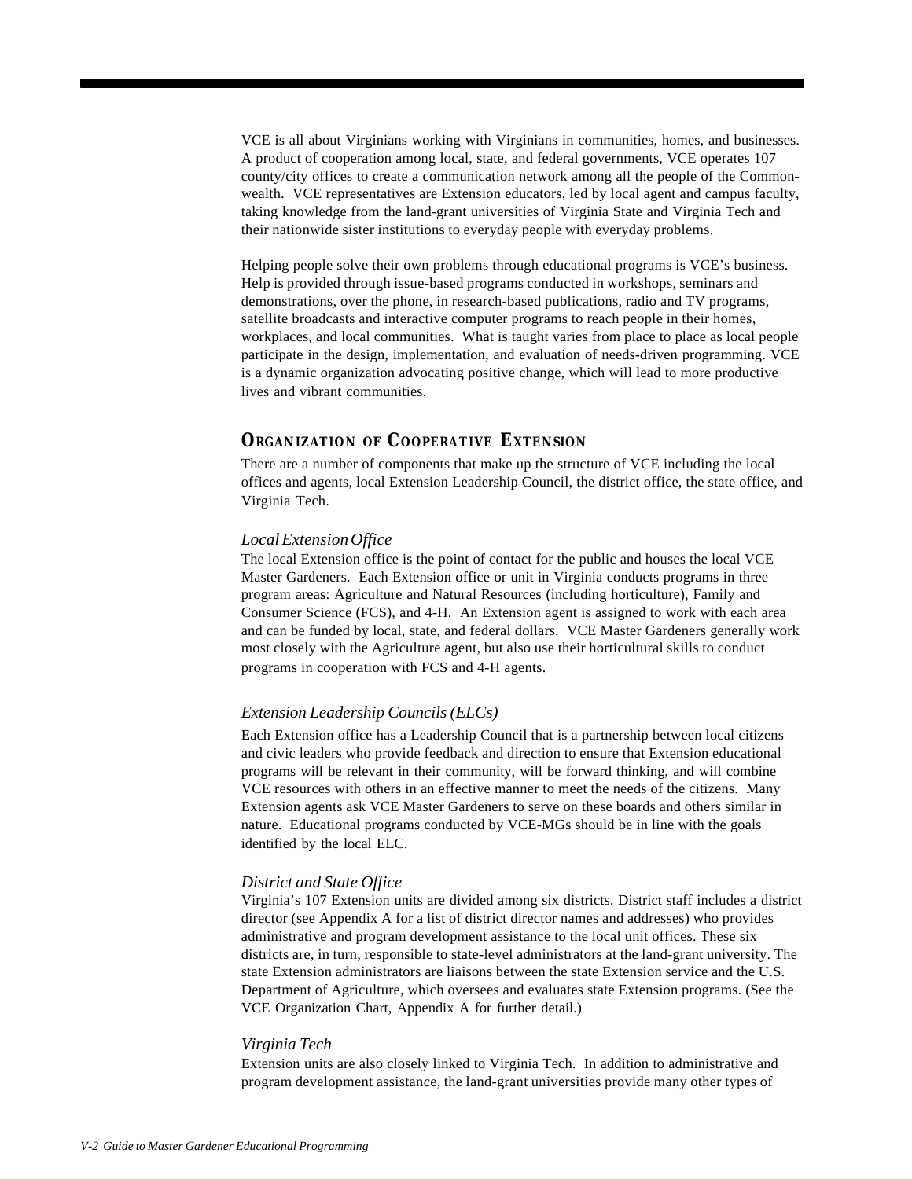VCE is all about Virginians working with Virginians in communities, homes, and businesses. A product of cooperation among local, state, and federal governments, VCE operates 107 county/city offices to create a communication network among all the people of the Commonwealth. VCE representatives are Extension educators, led by local agent and campus faculty, taking knowledge from the land-grant universities of Virginia State and Virginia Tech and their nationwide sister institutions to everyday people with everyday problems.

Helping people solve their own problems through educational programs is VCE's business. Help is provided through issue-based programs conducted in workshops, seminars and demonstrations, over the phone, in research-based publications, radio and TV programs, satellite broadcasts and interactive computer programs to reach people in their homes, workplaces, and local communities. What is taught varies from place to place as local people participate in the design, implementation, and evaluation of needs-driven programming. VCE is a dynamic organization advocating positive change, which will lead to more productive lives and vibrant communities.

## Organization of Cooperative Extension

There are a number of components that make up the structure of VCE including the local offices and agents, local Extension Leadership Council, the district office, the state office, and Virginia Tech.

### *Local Extension Office*

The local Extension office is the point of contact for the public and houses the local VCE Master Gardeners. Each Extension office or unit in Virginia conducts programs in three program areas: Agriculture and Natural Resources (including horticulture), Family and Consumer Science (FCS), and 4-H. An Extension agent is assigned to work with each area and can be funded by local, state, and federal dollars. VCE Master Gardeners generally work most closely with the Agriculture agent, but also use their horticultural skills to conduct programs in cooperation with FCS and 4-H agents.

### *Extension Leadership Councils (ELCs)*

Each Extension office has a Leadership Council that is a partnership between local citizens and civic leaders who provide feedback and direction to ensure that Extension educational programs will be relevant in their community, will be forward thinking, and will combine VCE resources with others in an effective manner to meet the needs of the citizens. Many Extension agents ask VCE Master Gardeners to serve on these boards and others similar in nature. Educational programs conducted by VCE-MGs should be in line with the goals identified by the local ELC.

### *District and State Office*

Virginia's 107 Extension units are divided among six districts. District staff includes a district director (see Appendix A for a list of district director names and addresses) who provides administrative and program development assistance to the local unit offices. These six districts are, in turn, responsible to state-level administrators at the land-grant university. The state Extension administrators are liaisons between the state Extension service and the U.S. Department of Agriculture, which oversees and evaluates state Extension programs. (See the VCE Organization Chart, Appendix A for further detail.)

### *Virginia Tech*

Extension units are also closely linked to Virginia Tech. In addition to administrative and program development assistance, the land-grant universities provide many other types of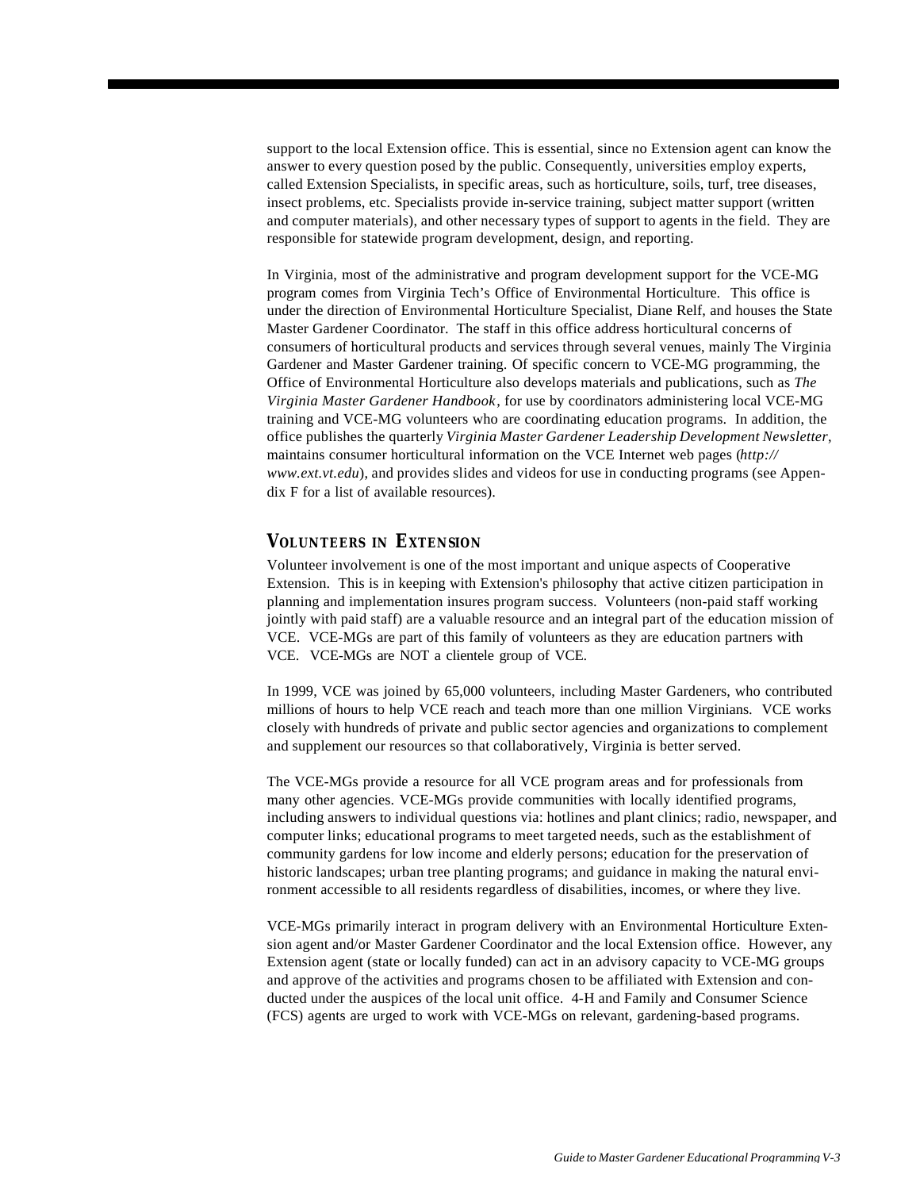support to the local Extension office. This is essential, since no Extension agent can know the answer to every question posed by the public. Consequently, universities employ experts, called Extension Specialists, in specific areas, such as horticulture, soils, turf, tree diseases, insect problems, etc. Specialists provide in-service training, subject matter support (written and computer materials), and other necessary types of support to agents in the field. They are responsible for statewide program development, design, and reporting.

In Virginia, most of the administrative and program development support for the VCE-MG program comes from Virginia Tech's Office of Environmental Horticulture. This office is under the direction of Environmental Horticulture Specialist, Diane Relf, and houses the State Master Gardener Coordinator. The staff in this office address horticultural concerns of consumers of horticultural products and services through several venues, mainly The Virginia Gardener and Master Gardener training. Of specific concern to VCE-MG programming, the Office of Environmental Horticulture also develops materials and publications, such as *The Virginia Master Gardener Handbook*, for use by coordinators administering local VCE-MG training and VCE-MG volunteers who are coordinating education programs. In addition, the office publishes the quarterly *Virginia Master Gardener Leadership Development Newsletter*, maintains consumer horticultural information on the VCE Internet web pages (*http://www.ext.vt.edu*), and provides slides and videos for use in conducting programs (see Appendix F for a list of available resources).

## VOLUNTEERS IN EXTENSION

Volunteer involvement is one of the most important and unique aspects of Cooperative Extension. This is in keeping with Extension's philosophy that active citizen participation in planning and implementation insures program success. Volunteers (non-paid staff working jointly with paid staff) are a valuable resource and an integral part of the education mission of VCE. VCE-MGs are part of this family of volunteers as they are education partners with VCE. VCE-MGs are NOT a clientele group of VCE.

In 1999, VCE was joined by 65,000 volunteers, including Master Gardeners, who contributed millions of hours to help VCE reach and teach more than one million Virginians. VCE works closely with hundreds of private and public sector agencies and organizations to complement and supplement our resources so that collaboratively, Virginia is better served.

The VCE-MGs provide a resource for all VCE program areas and for professionals from many other agencies. VCE-MGs provide communities with locally identified programs, including answers to individual questions via: hotlines and plant clinics; radio, newspaper, and computer links; educational programs to meet targeted needs, such as the establishment of community gardens for low income and elderly persons; education for the preservation of historic landscapes; urban tree planting programs; and guidance in making the natural environment accessible to all residents regardless of disabilities, incomes, or where they live.

VCE-MGs primarily interact in program delivery with an Environmental Horticulture Extension agent and/or Master Gardener Coordinator and the local Extension office. However, any Extension agent (state or locally funded) can act in an advisory capacity to VCE-MG groups and approve of the activities and programs chosen to be affiliated with Extension and conducted under the auspices of the local unit office. 4-H and Family and Consumer Science (FCS) agents are urged to work with VCE-MGs on relevant, gardening-based programs.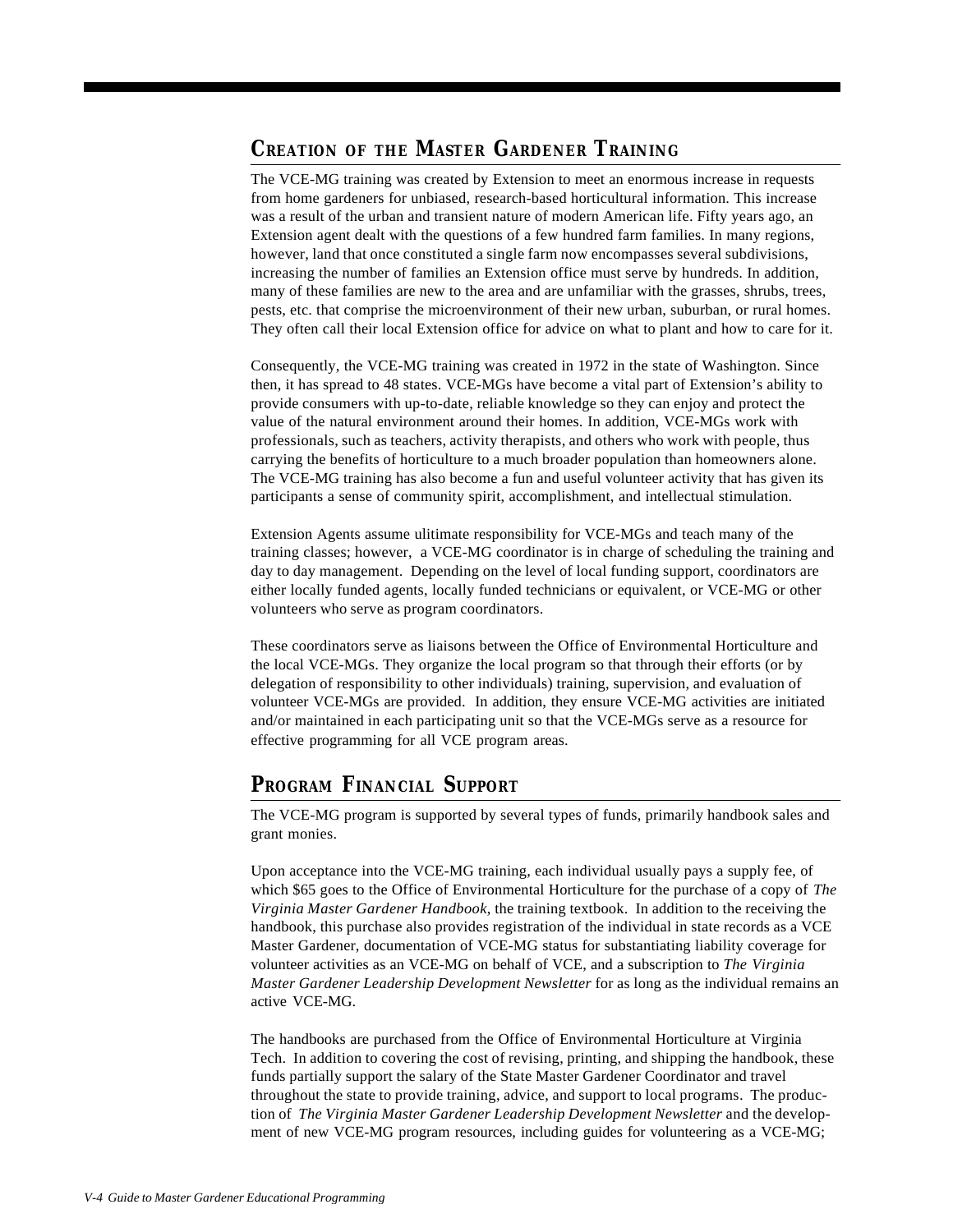## Creation of the Master Gardener Training

The VCE-MG training was created by Extension to meet an enormous increase in requests from home gardeners for unbiased, research-based horticultural information. This increase was a result of the urban and transient nature of modern American life. Fifty years ago, an Extension agent dealt with the questions of a few hundred farm families. In many regions, however, land that once constituted a single farm now encompasses several subdivisions, increasing the number of families an Extension office must serve by hundreds. In addition, many of these families are new to the area and are unfamiliar with the grasses, shrubs, trees, pests, etc. that comprise the microenvironment of their new urban, suburban, or rural homes. They often call their local Extension office for advice on what to plant and how to care for it.

Consequently, the VCE-MG training was created in 1972 in the state of Washington. Since then, it has spread to 48 states. VCE-MGs have become a vital part of Extension's ability to provide consumers with up-to-date, reliable knowledge so they can enjoy and protect the value of the natural environment around their homes. In addition, VCE-MGs work with professionals, such as teachers, activity therapists, and others who work with people, thus carrying the benefits of horticulture to a much broader population than homeowners alone. The VCE-MG training has also become a fun and useful volunteer activity that has given its participants a sense of community spirit, accomplishment, and intellectual stimulation.

Extension Agents assume ultimate responsibility for VCE-MGs and teach many of the training classes; however, a VCE-MG coordinator is in charge of scheduling the training and day to day management. Depending on the level of local funding support, coordinators are either locally funded agents, locally funded technicians or equivalent, or VCE-MG or other volunteers who serve as program coordinators.

These coordinators serve as liaisons between the Office of Environmental Horticulture and the local VCE-MGs. They organize the local program so that through their efforts (or by delegation of responsibility to other individuals) training, supervision, and evaluation of volunteer VCE-MGs are provided. In addition, they ensure VCE-MG activities are initiated and/or maintained in each participating unit so that the VCE-MGs serve as a resource for effective programming for all VCE program areas.

## Program Financial Support

The VCE-MG program is supported by several types of funds, primarily handbook sales and grant monies.

Upon acceptance into the VCE-MG training, each individual usually pays a supply fee, of which $65 goes to the Office of Environmental Horticulture for the purchase of a copy of *The Virginia Master Gardener Handbook,* the training textbook. In addition to the receiving the handbook, this purchase also provides registration of the individual in state records as a VCE Master Gardener, documentation of VCE-MG status for substantiating liability coverage for volunteer activities as an VCE-MG on behalf of VCE, and a subscription to *The Virginia Master Gardener Leadership Development Newsletter* for as long as the individual remains an active VCE-MG.

The handbooks are purchased from the Office of Environmental Horticulture at Virginia Tech. In addition to covering the cost of revising, printing, and shipping the handbook, these funds partially support the salary of the State Master Gardener Coordinator and travel throughout the state to provide training, advice, and support to local programs. The production of *The Virginia Master Gardener Leadership Development Newsletter* and the development of new VCE-MG program resources, including guides for volunteering as a VCE-MG;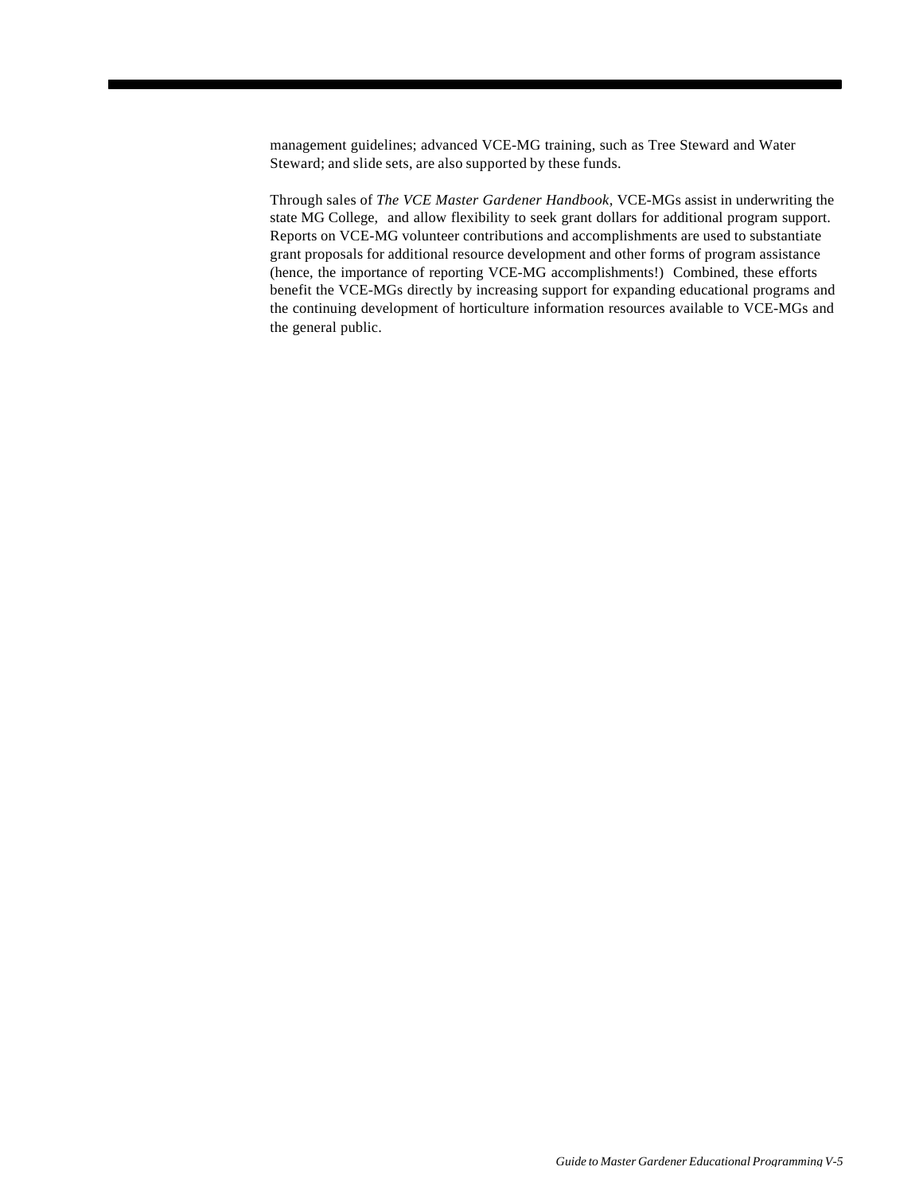management guidelines; advanced VCE-MG training, such as Tree Steward and Water Steward; and slide sets, are also supported by these funds.

Through sales of *The VCE Master Gardener Handbook*, VCE-MGs assist in underwriting the state MG College, and allow flexibility to seek grant dollars for additional program support. Reports on VCE-MG volunteer contributions and accomplishments are used to substantiate grant proposals for additional resource development and other forms of program assistance (hence, the importance of reporting VCE-MG accomplishments!) Combined, these efforts benefit the VCE-MGs directly by increasing support for expanding educational programs and the continuing development of horticulture information resources available to VCE-MGs and the general public.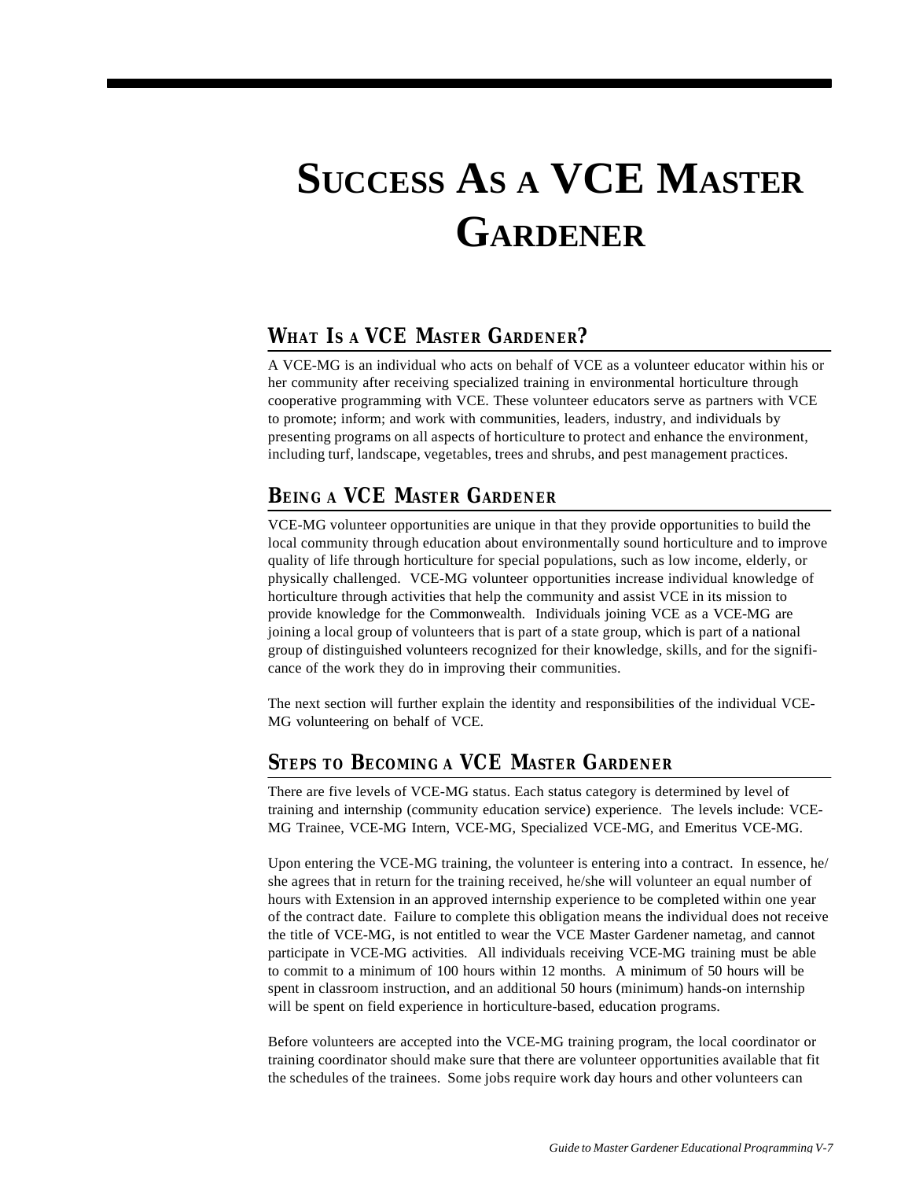# Success As a VCE Master Gardener

## What Is a VCE Master Gardener?

A VCE-MG is an individual who acts on behalf of VCE as a volunteer educator within his or her community after receiving specialized training in environmental horticulture through cooperative programming with VCE. These volunteer educators serve as partners with VCE to promote; inform; and work with communities, leaders, industry, and individuals by presenting programs on all aspects of horticulture to protect and enhance the environment, including turf, landscape, vegetables, trees and shrubs, and pest management practices.

## Being a VCE Master Gardener

VCE-MG volunteer opportunities are unique in that they provide opportunities to build the local community through education about environmentally sound horticulture and to improve quality of life through horticulture for special populations, such as low income, elderly, or physically challenged. VCE-MG volunteer opportunities increase individual knowledge of horticulture through activities that help the community and assist VCE in its mission to provide knowledge for the Commonwealth. Individuals joining VCE as a VCE-MG are joining a local group of volunteers that is part of a state group, which is part of a national group of distinguished volunteers recognized for their knowledge, skills, and for the significance of the work they do in improving their communities.

The next section will further explain the identity and responsibilities of the individual VCE-MG volunteering on behalf of VCE.

## Steps to Becoming a VCE Master Gardener

There are five levels of VCE-MG status. Each status category is determined by level of training and internship (community education service) experience. The levels include: VCE-MG Trainee, VCE-MG Intern, VCE-MG, Specialized VCE-MG, and Emeritus VCE-MG.

Upon entering the VCE-MG training, the volunteer is entering into a contract. In essence, he/she agrees that in return for the training received, he/she will volunteer an equal number of hours with Extension in an approved internship experience to be completed within one year of the contract date. Failure to complete this obligation means the individual does not receive the title of VCE-MG, is not entitled to wear the VCE Master Gardener nametag, and cannot participate in VCE-MG activities. All individuals receiving VCE-MG training must be able to commit to a minimum of 100 hours within 12 months. A minimum of 50 hours will be spent in classroom instruction, and an additional 50 hours (minimum) hands-on internship will be spent on field experience in horticulture-based, education programs.

Before volunteers are accepted into the VCE-MG training program, the local coordinator or training coordinator should make sure that there are volunteer opportunities available that fit the schedules of the trainees. Some jobs require work day hours and other volunteers can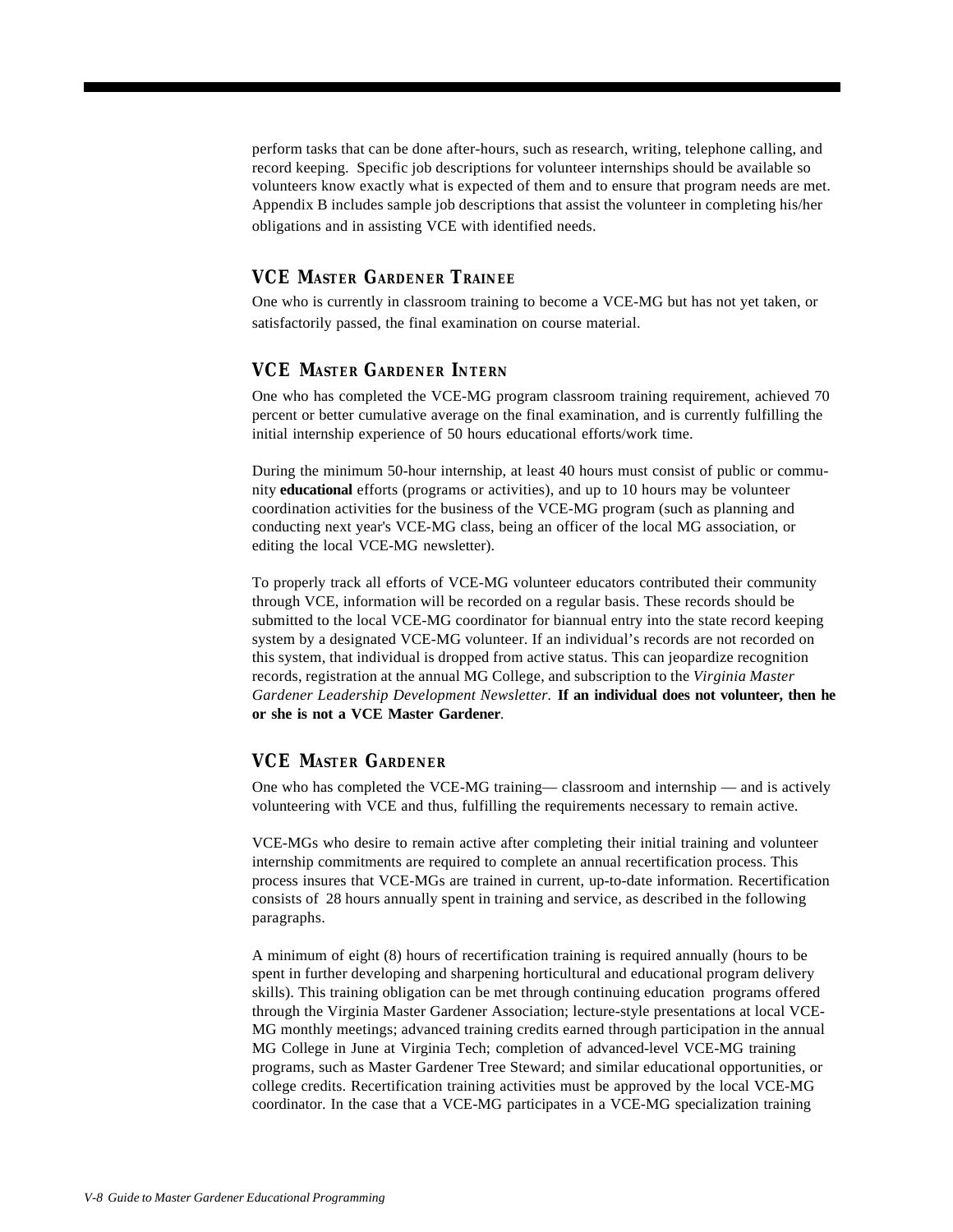perform tasks that can be done after-hours, such as research, writing, telephone calling, and record keeping. Specific job descriptions for volunteer internships should be available so volunteers know exactly what is expected of them and to ensure that program needs are met. Appendix B includes sample job descriptions that assist the volunteer in completing his/her obligations and in assisting VCE with identified needs.

### VCE Master Gardener Trainee

One who is currently in classroom training to become a VCE-MG but has not yet taken, or satisfactorily passed, the final examination on course material.

### VCE Master Gardener Intern

One who has completed the VCE-MG program classroom training requirement, achieved 70 percent or better cumulative average on the final examination, and is currently fulfilling the initial internship experience of 50 hours educational efforts/work time.

During the minimum 50-hour internship, at least 40 hours must consist of public or community **educational** efforts (programs or activities), and up to 10 hours may be volunteer coordination activities for the business of the VCE-MG program (such as planning and conducting next year's VCE-MG class, being an officer of the local MG association, or editing the local VCE-MG newsletter).

To properly track all efforts of VCE-MG volunteer educators contributed their community through VCE, information will be recorded on a regular basis. These records should be submitted to the local VCE-MG coordinator for biannual entry into the state record keeping system by a designated VCE-MG volunteer. If an individual's records are not recorded on this system, that individual is dropped from active status. This can jeopardize recognition records, registration at the annual MG College, and subscription to the *Virginia Master Gardener Leadership Development Newsletter*. **If an individual does not volunteer, then he or she is not a VCE Master Gardener**.

### VCE Master Gardener

One who has completed the VCE-MG training— classroom and internship — and is actively volunteering with VCE and thus, fulfilling the requirements necessary to remain active.

VCE-MGs who desire to remain active after completing their initial training and volunteer internship commitments are required to complete an annual recertification process. This process insures that VCE-MGs are trained in current, up-to-date information. Recertification consists of 28 hours annually spent in training and service, as described in the following paragraphs.

A minimum of eight (8) hours of recertification training is required annually (hours to be spent in further developing and sharpening horticultural and educational program delivery skills). This training obligation can be met through continuing education programs offered through the Virginia Master Gardener Association; lecture-style presentations at local VCE-MG monthly meetings; advanced training credits earned through participation in the annual MG College in June at Virginia Tech; completion of advanced-level VCE-MG training programs, such as Master Gardener Tree Steward; and similar educational opportunities, or college credits. Recertification training activities must be approved by the local VCE-MG coordinator. In the case that a VCE-MG participates in a VCE-MG specialization training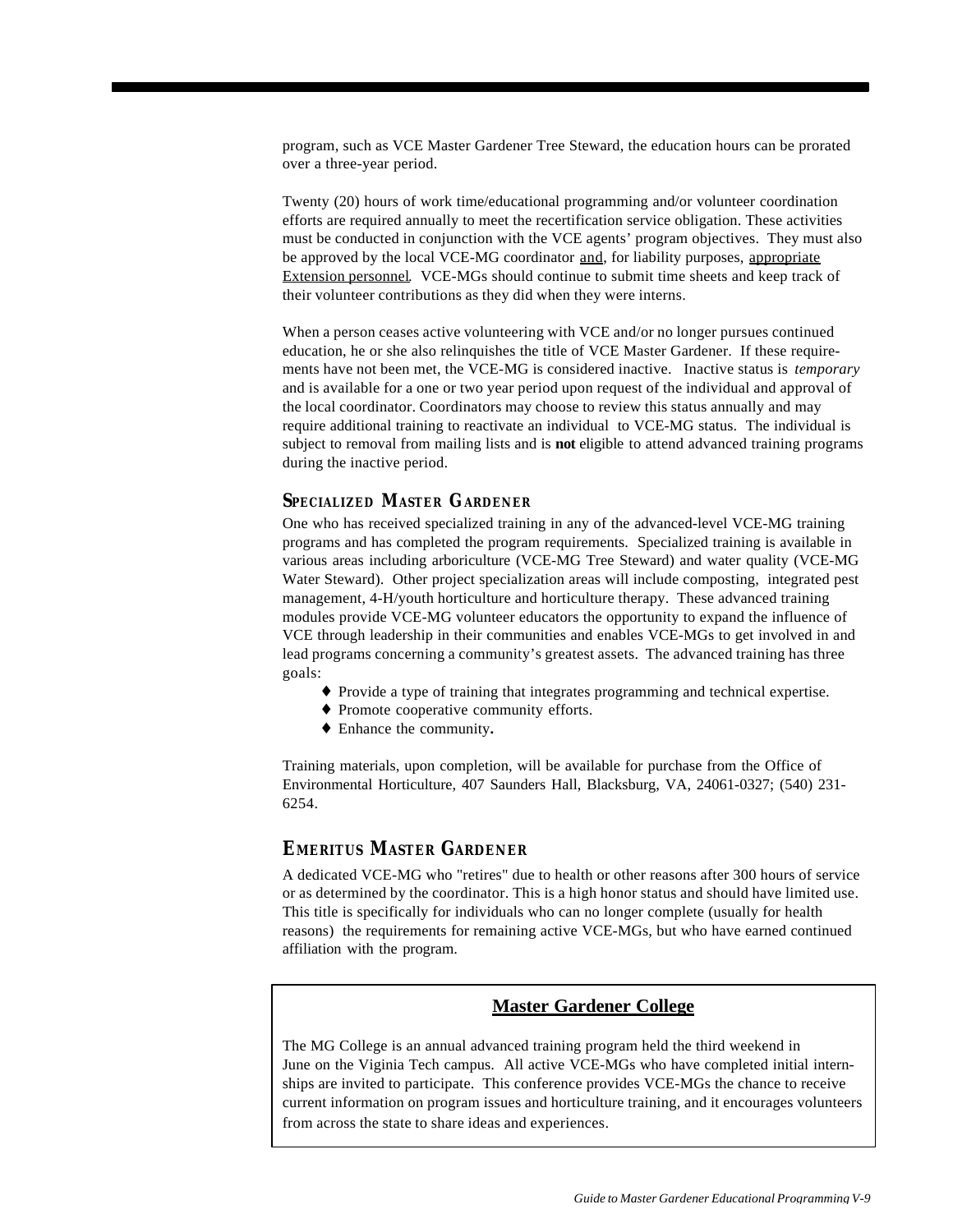program, such as VCE Master Gardener Tree Steward, the education hours can be prorated over a three-year period.

Twenty (20) hours of work time/educational programming and/or volunteer coordination efforts are required annually to meet the recertification service obligation. These activities must be conducted in conjunction with the VCE agents' program objectives. They must also be approved by the local VCE-MG coordinator and, for liability purposes, appropriate Extension personnel. VCE-MGs should continue to submit time sheets and keep track of their volunteer contributions as they did when they were interns.

When a person ceases active volunteering with VCE and/or no longer pursues continued education, he or she also relinquishes the title of VCE Master Gardener. If these requirements have not been met, the VCE-MG is considered inactive. Inactive status is *temporary* and is available for a one or two year period upon request of the individual and approval of the local coordinator. Coordinators may choose to review this status annually and may require additional training to reactivate an individual to VCE-MG status. The individual is subject to removal from mailing lists and is **not** eligible to attend advanced training programs during the inactive period.

### Specialized Master Gardener

One who has received specialized training in any of the advanced-level VCE-MG training programs and has completed the program requirements. Specialized training is available in various areas including arboriculture (VCE-MG Tree Steward) and water quality (VCE-MG Water Steward). Other project specialization areas will include composting, integrated pest management, 4-H/youth horticulture and horticulture therapy. These advanced training modules provide VCE-MG volunteer educators the opportunity to expand the influence of VCE through leadership in their communities and enables VCE-MGs to get involved in and lead programs concerning a community's greatest assets. The advanced training has three goals:

- Provide a type of training that integrates programming and technical expertise.
- Promote cooperative community efforts.
- Enhance the community.

Training materials, upon completion, will be available for purchase from the Office of Environmental Horticulture, 407 Saunders Hall, Blacksburg, VA, 24061-0327; (540) 231-6254.

### Emeritus Master Gardener

A dedicated VCE-MG who "retires" due to health or other reasons after 300 hours of service or as determined by the coordinator. This is a high honor status and should have limited use. This title is specifically for individuals who can no longer complete (usually for health reasons) the requirements for remaining active VCE-MGs, but who have earned continued affiliation with the program.

**Master Gardener College**

The MG College is an annual advanced training program held the third weekend in June on the Viginia Tech campus. All active VCE-MGs who have completed initial internships are invited to participate. This conference provides VCE-MGs the chance to receive current information on program issues and horticulture training, and it encourages volunteers from across the state to share ideas and experiences.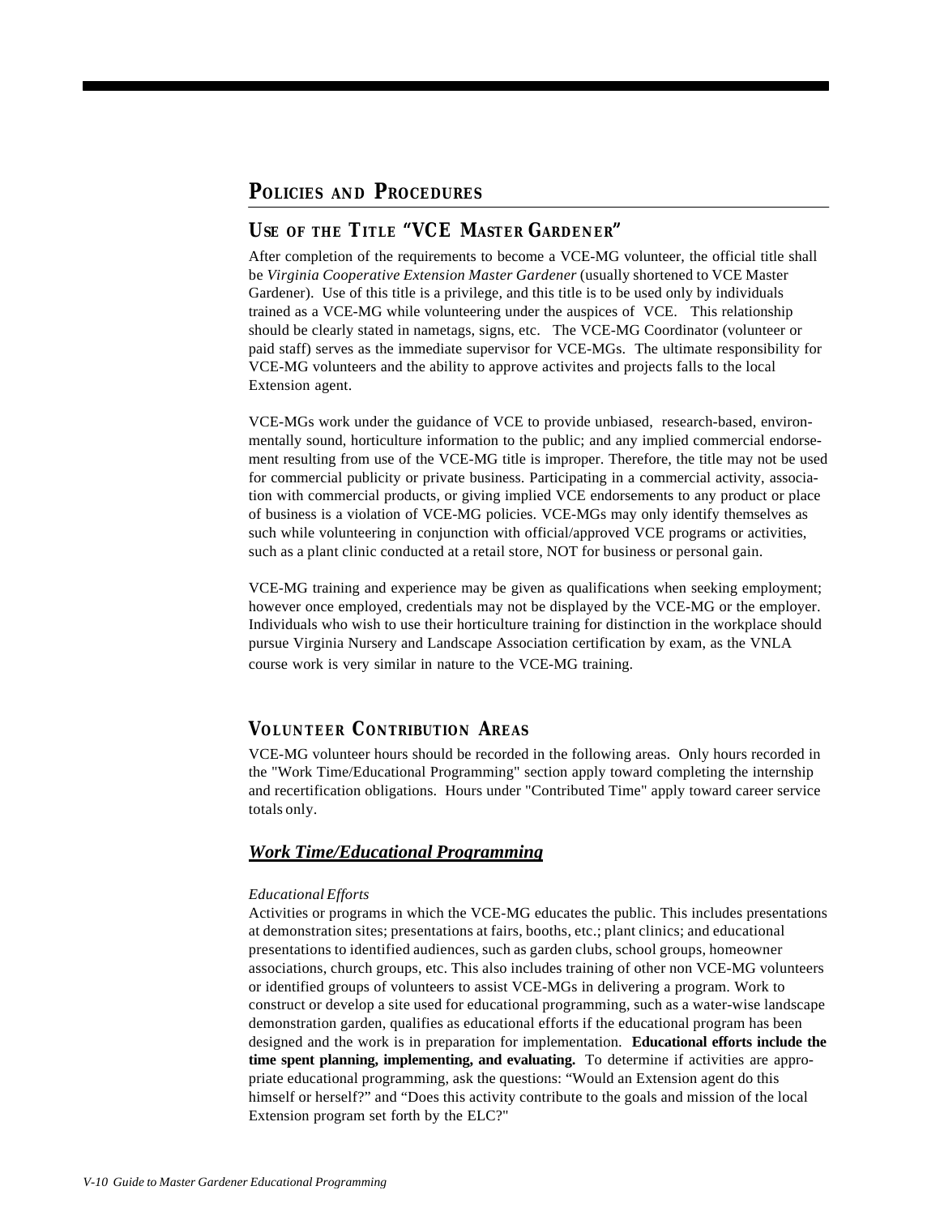# Policies and Procedures

## Use of the Title "VCE Master Gardener"

After completion of the requirements to become a VCE-MG volunteer, the official title shall be *Virginia Cooperative Extension Master Gardener* (usually shortened to VCE Master Gardener). Use of this title is a privilege, and this title is to be used only by individuals trained as a VCE-MG while volunteering under the auspices of VCE. This relationship should be clearly stated in nametags, signs, etc. The VCE-MG Coordinator (volunteer or paid staff) serves as the immediate supervisor for VCE-MGs. The ultimate responsibility for VCE-MG volunteers and the ability to approve activites and projects falls to the local Extension agent.

VCE-MGs work under the guidance of VCE to provide unbiased, research-based, environmentally sound, horticulture information to the public; and any implied commercial endorsement resulting from use of the VCE-MG title is improper. Therefore, the title may not be used for commercial publicity or private business. Participating in a commercial activity, association with commercial products, or giving implied VCE endorsements to any product or place of business is a violation of VCE-MG policies. VCE-MGs may only identify themselves as such while volunteering in conjunction with official/approved VCE programs or activities, such as a plant clinic conducted at a retail store, NOT for business or personal gain.

VCE-MG training and experience may be given as qualifications when seeking employment; however once employed, credentials may not be displayed by the VCE-MG or the employer. Individuals who wish to use their horticulture training for distinction in the workplace should pursue Virginia Nursery and Landscape Association certification by exam, as the VNLA course work is very similar in nature to the VCE-MG training.

## Volunteer Contribution Areas

VCE-MG volunteer hours should be recorded in the following areas. Only hours recorded in the "Work Time/Educational Programming" section apply toward completing the internship and recertification obligations. Hours under "Contributed Time" apply toward career service totals only.

### ***Work Time/Educational Programming***

*Educational Efforts*

Activities or programs in which the VCE-MG educates the public. This includes presentations at demonstration sites; presentations at fairs, booths, etc.; plant clinics; and educational presentations to identified audiences, such as garden clubs, school groups, homeowner associations, church groups, etc. This also includes training of other non VCE-MG volunteers or identified groups of volunteers to assist VCE-MGs in delivering a program. Work to construct or develop a site used for educational programming, such as a water-wise landscape demonstration garden, qualifies as educational efforts if the educational program has been designed and the work is in preparation for implementation. **Educational efforts include the time spent planning, implementing, and evaluating.** To determine if activities are appropriate educational programming, ask the questions: "Would an Extension agent do this himself or herself?" and "Does this activity contribute to the goals and mission of the local Extension program set forth by the ELC?"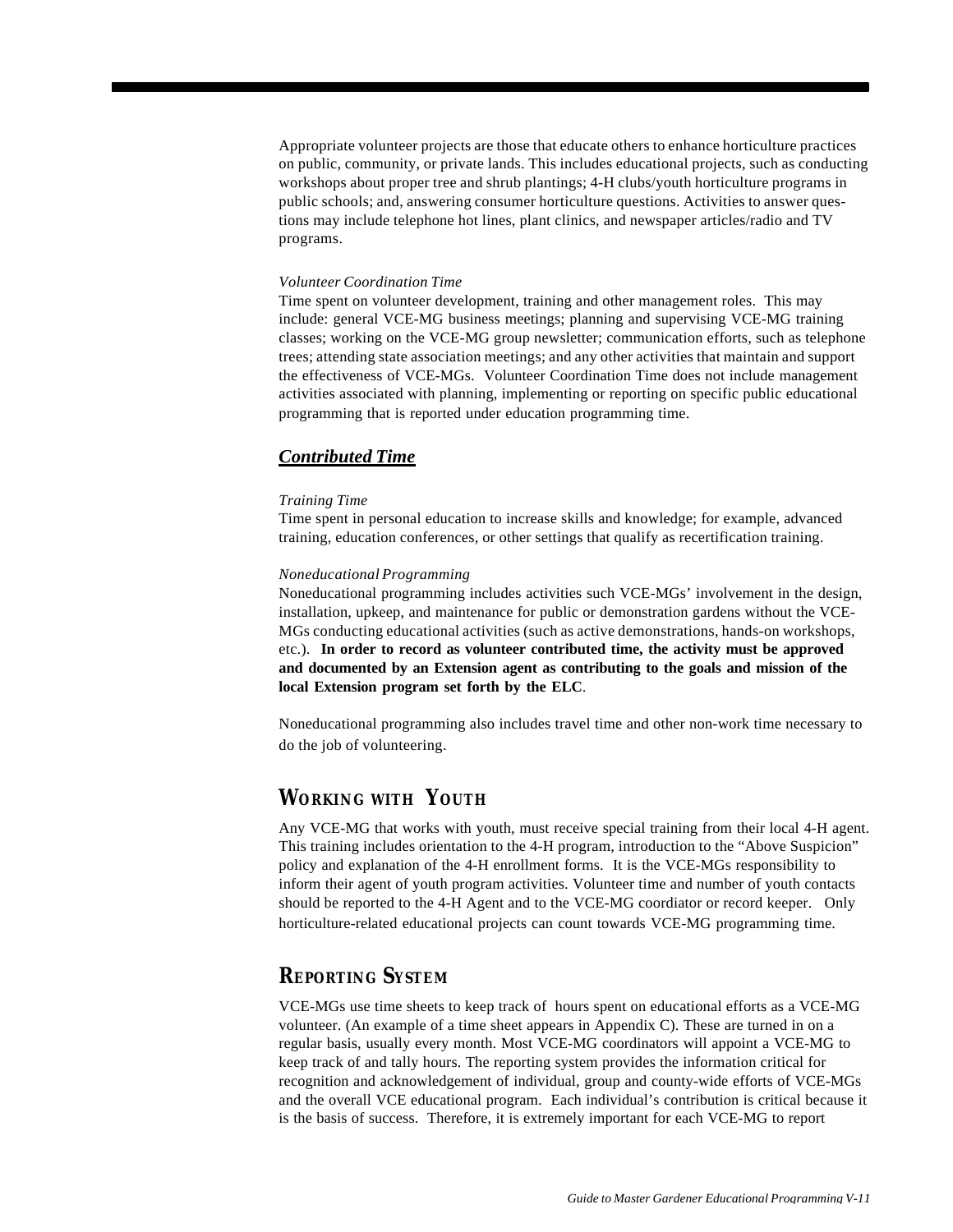Appropriate volunteer projects are those that educate others to enhance horticulture practices on public, community, or private lands. This includes educational projects, such as conducting workshops about proper tree and shrub plantings; 4-H clubs/youth horticulture programs in public schools; and, answering consumer horticulture questions. Activities to answer questions may include telephone hot lines, plant clinics, and newspaper articles/radio and TV programs.

*Volunteer Coordination Time*

Time spent on volunteer development, training and other management roles. This may include: general VCE-MG business meetings; planning and supervising VCE-MG training classes; working on the VCE-MG group newsletter; communication efforts, such as telephone trees; attending state association meetings; and any other activities that maintain and support the effectiveness of VCE-MGs. Volunteer Coordination Time does not include management activities associated with planning, implementing or reporting on specific public educational programming that is reported under education programming time.

### ***Contributed Time***

*Training Time*

Time spent in personal education to increase skills and knowledge; for example, advanced training, education conferences, or other settings that qualify as recertification training.

*Noneducational Programming*

Noneducational programming includes activities such VCE-MGs' involvement in the design, installation, upkeep, and maintenance for public or demonstration gardens without the VCE-MGs conducting educational activities (such as active demonstrations, hands-on workshops, etc.). **In order to record as volunteer contributed time, the activity must be approved and documented by an Extension agent as contributing to the goals and mission of the local Extension program set forth by the ELC**.

Noneducational programming also includes travel time and other non-work time necessary to do the job of volunteering.

## WORKING WITH YOUTH

Any VCE-MG that works with youth, must receive special training from their local 4-H agent. This training includes orientation to the 4-H program, introduction to the "Above Suspicion" policy and explanation of the 4-H enrollment forms. It is the VCE-MGs responsibility to inform their agent of youth program activities. Volunteer time and number of youth contacts should be reported to the 4-H Agent and to the VCE-MG coordinator or record keeper. Only horticulture-related educational projects can count towards VCE-MG programming time.

## REPORTING SYSTEM

VCE-MGs use time sheets to keep track of hours spent on educational efforts as a VCE-MG volunteer. (An example of a time sheet appears in Appendix C). These are turned in on a regular basis, usually every month. Most VCE-MG coordinators will appoint a VCE-MG to keep track of and tally hours. The reporting system provides the information critical for recognition and acknowledgement of individual, group and county-wide efforts of VCE-MGs and the overall VCE educational program. Each individual's contribution is critical because it is the basis of success. Therefore, it is extremely important for each VCE-MG to report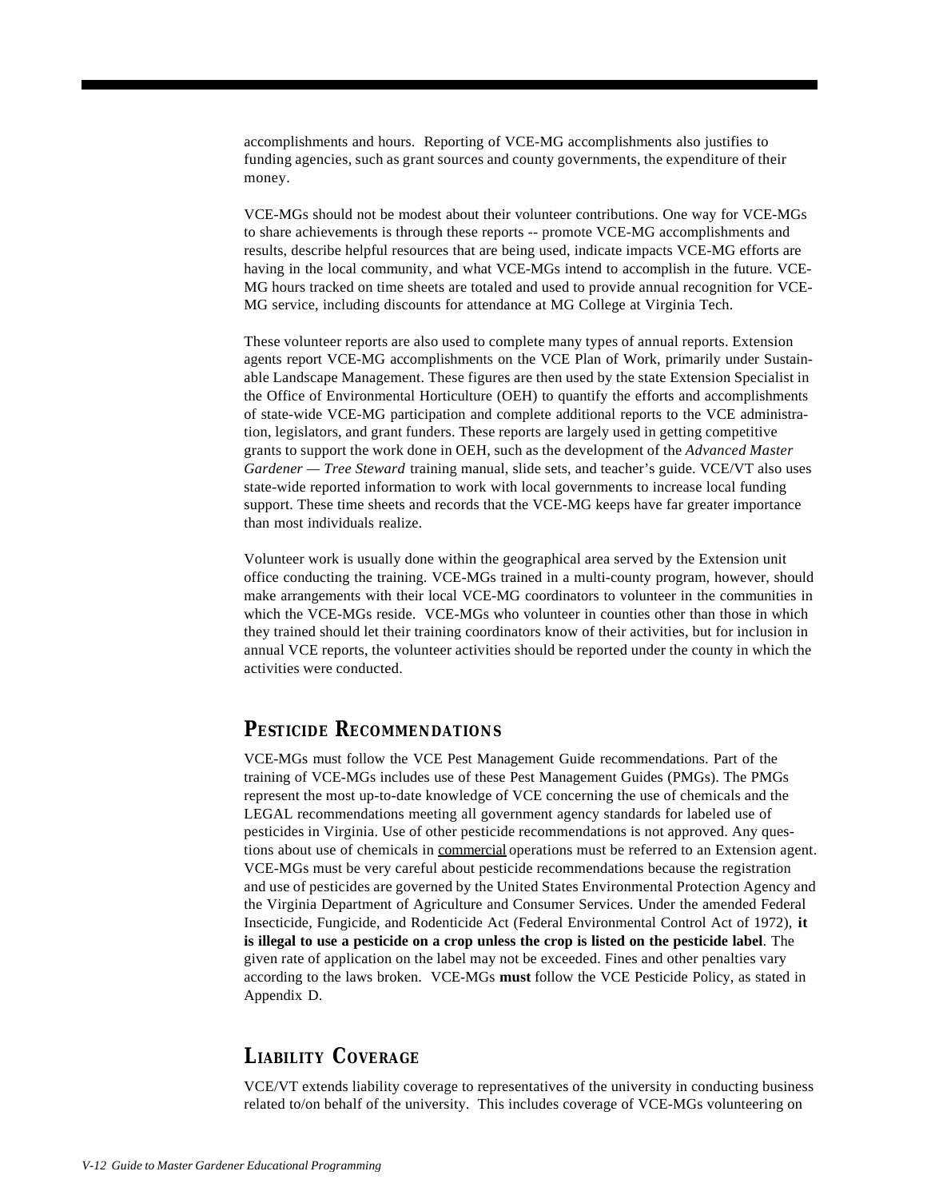accomplishments and hours. Reporting of VCE-MG accomplishments also justifies to funding agencies, such as grant sources and county governments, the expenditure of their money.

VCE-MGs should not be modest about their volunteer contributions. One way for VCE-MGs to share achievements is through these reports -- promote VCE-MG accomplishments and results, describe helpful resources that are being used, indicate impacts VCE-MG efforts are having in the local community, and what VCE-MGs intend to accomplish in the future. VCE-MG hours tracked on time sheets are totaled and used to provide annual recognition for VCE-MG service, including discounts for attendance at MG College at Virginia Tech.

These volunteer reports are also used to complete many types of annual reports. Extension agents report VCE-MG accomplishments on the VCE Plan of Work, primarily under Sustainable Landscape Management. These figures are then used by the state Extension Specialist in the Office of Environmental Horticulture (OEH) to quantify the efforts and accomplishments of state-wide VCE-MG participation and complete additional reports to the VCE administration, legislators, and grant funders. These reports are largely used in getting competitive grants to support the work done in OEH, such as the development of the *Advanced Master Gardener — Tree Steward* training manual, slide sets, and teacher's guide. VCE/VT also uses state-wide reported information to work with local governments to increase local funding support. These time sheets and records that the VCE-MG keeps have far greater importance than most individuals realize.

Volunteer work is usually done within the geographical area served by the Extension unit office conducting the training. VCE-MGs trained in a multi-county program, however, should make arrangements with their local VCE-MG coordinators to volunteer in the communities in which the VCE-MGs reside. VCE-MGs who volunteer in counties other than those in which they trained should let their training coordinators know of their activities, but for inclusion in annual VCE reports, the volunteer activities should be reported under the county in which the activities were conducted.

## Pesticide Recommendations

VCE-MGs must follow the VCE Pest Management Guide recommendations. Part of the training of VCE-MGs includes use of these Pest Management Guides (PMGs). The PMGs represent the most up-to-date knowledge of VCE concerning the use of chemicals and the LEGAL recommendations meeting all government agency standards for labeled use of pesticides in Virginia. Use of other pesticide recommendations is not approved. Any questions about use of chemicals in commercial operations must be referred to an Extension agent. VCE-MGs must be very careful about pesticide recommendations because the registration and use of pesticides are governed by the United States Environmental Protection Agency and the Virginia Department of Agriculture and Consumer Services. Under the amended Federal Insecticide, Fungicide, and Rodenticide Act (Federal Environmental Control Act of 1972), **it is illegal to use a pesticide on a crop unless the crop is listed on the pesticide label**. The given rate of application on the label may not be exceeded. Fines and other penalties vary according to the laws broken. VCE-MGs **must** follow the VCE Pesticide Policy, as stated in Appendix D.

## Liability Coverage

VCE/VT extends liability coverage to representatives of the university in conducting business related to/on behalf of the university. This includes coverage of VCE-MGs volunteering on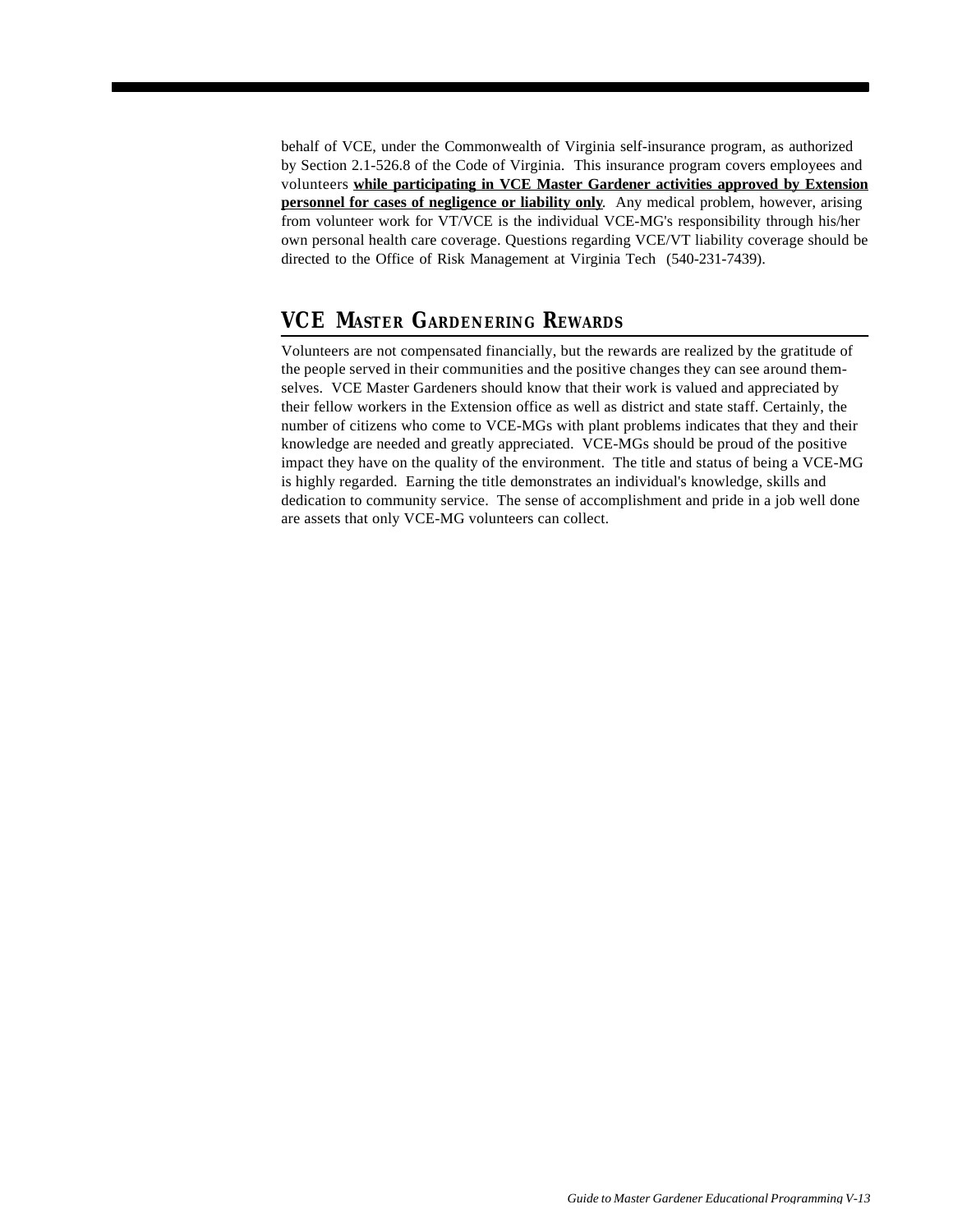behalf of VCE, under the Commonwealth of Virginia self-insurance program, as authorized by Section 2.1-526.8 of the Code of Virginia. This insurance program covers employees and volunteers **while participating in VCE Master Gardener activities approved by Extension personnel for cases of negligence or liability only**. Any medical problem, however, arising from volunteer work for VT/VCE is the individual VCE-MG's responsibility through his/her own personal health care coverage. Questions regarding VCE/VT liability coverage should be directed to the Office of Risk Management at Virginia Tech (540-231-7439).

## VCE Master Gardenering Rewards

Volunteers are not compensated financially, but the rewards are realized by the gratitude of the people served in their communities and the positive changes they can see around themselves. VCE Master Gardeners should know that their work is valued and appreciated by their fellow workers in the Extension office as well as district and state staff. Certainly, the number of citizens who come to VCE-MGs with plant problems indicates that they and their knowledge are needed and greatly appreciated. VCE-MGs should be proud of the positive impact they have on the quality of the environment. The title and status of being a VCE-MG is highly regarded. Earning the title demonstrates an individual's knowledge, skills and dedication to community service. The sense of accomplishment and pride in a job well done are assets that only VCE-MG volunteers can collect.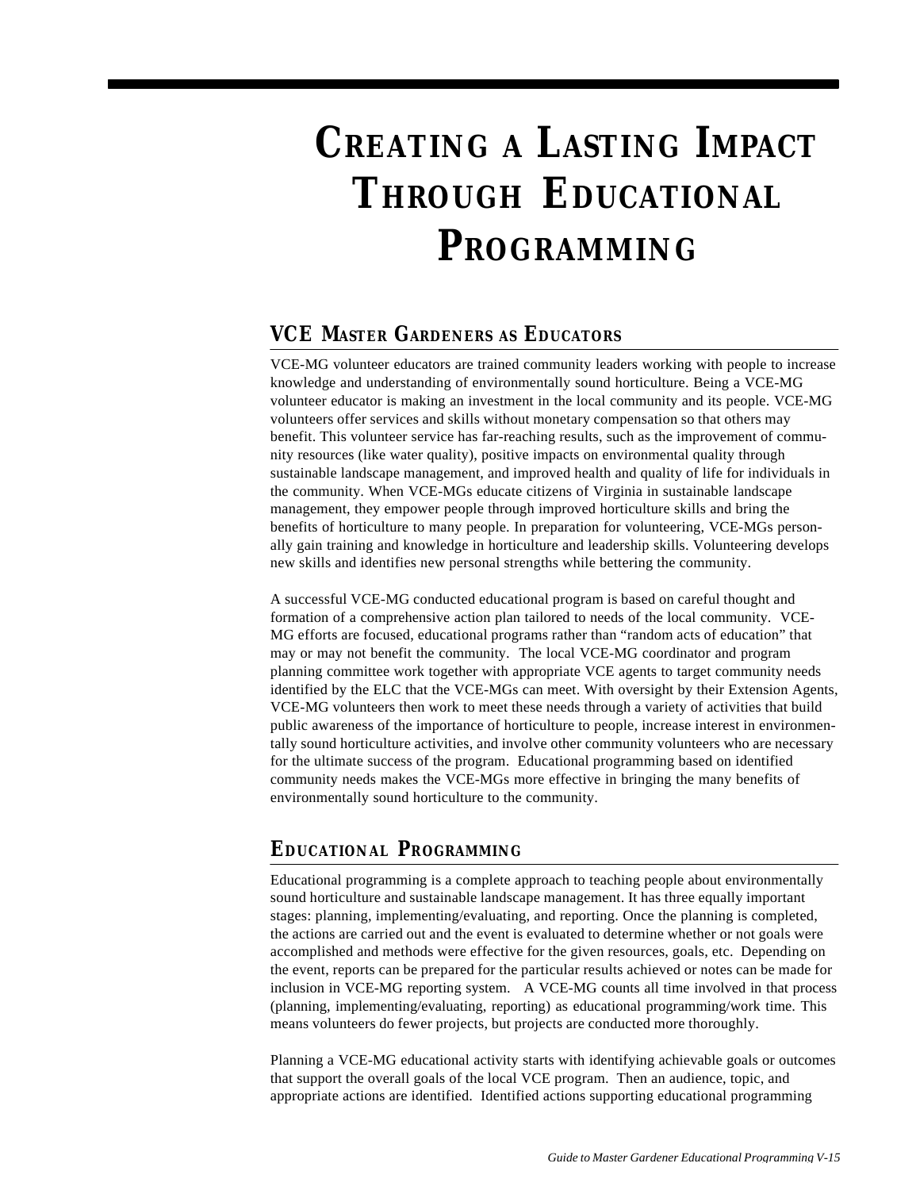# Creating a Lasting Impact Through Educational Programming

## VCE Master Gardeners as Educators

VCE-MG volunteer educators are trained community leaders working with people to increase knowledge and understanding of environmentally sound horticulture. Being a VCE-MG volunteer educator is making an investment in the local community and its people. VCE-MG volunteers offer services and skills without monetary compensation so that others may benefit. This volunteer service has far-reaching results, such as the improvement of community resources (like water quality), positive impacts on environmental quality through sustainable landscape management, and improved health and quality of life for individuals in the community. When VCE-MGs educate citizens of Virginia in sustainable landscape management, they empower people through improved horticulture skills and bring the benefits of horticulture to many people. In preparation for volunteering, VCE-MGs personally gain training and knowledge in horticulture and leadership skills. Volunteering develops new skills and identifies new personal strengths while bettering the community.

A successful VCE-MG conducted educational program is based on careful thought and formation of a comprehensive action plan tailored to needs of the local community. VCE-MG efforts are focused, educational programs rather than "random acts of education" that may or may not benefit the community. The local VCE-MG coordinator and program planning committee work together with appropriate VCE agents to target community needs identified by the ELC that the VCE-MGs can meet. With oversight by their Extension Agents, VCE-MG volunteers then work to meet these needs through a variety of activities that build public awareness of the importance of horticulture to people, increase interest in environmentally sound horticulture activities, and involve other community volunteers who are necessary for the ultimate success of the program. Educational programming based on identified community needs makes the VCE-MGs more effective in bringing the many benefits of environmentally sound horticulture to the community.

## Educational Programming

Educational programming is a complete approach to teaching people about environmentally sound horticulture and sustainable landscape management. It has three equally important stages: planning, implementing/evaluating, and reporting. Once the planning is completed, the actions are carried out and the event is evaluated to determine whether or not goals were accomplished and methods were effective for the given resources, goals, etc. Depending on the event, reports can be prepared for the particular results achieved or notes can be made for inclusion in VCE-MG reporting system. A VCE-MG counts all time involved in that process (planning, implementing/evaluating, reporting) as educational programming/work time. This means volunteers do fewer projects, but projects are conducted more thoroughly.

Planning a VCE-MG educational activity starts with identifying achievable goals or outcomes that support the overall goals of the local VCE program. Then an audience, topic, and appropriate actions are identified. Identified actions supporting educational programming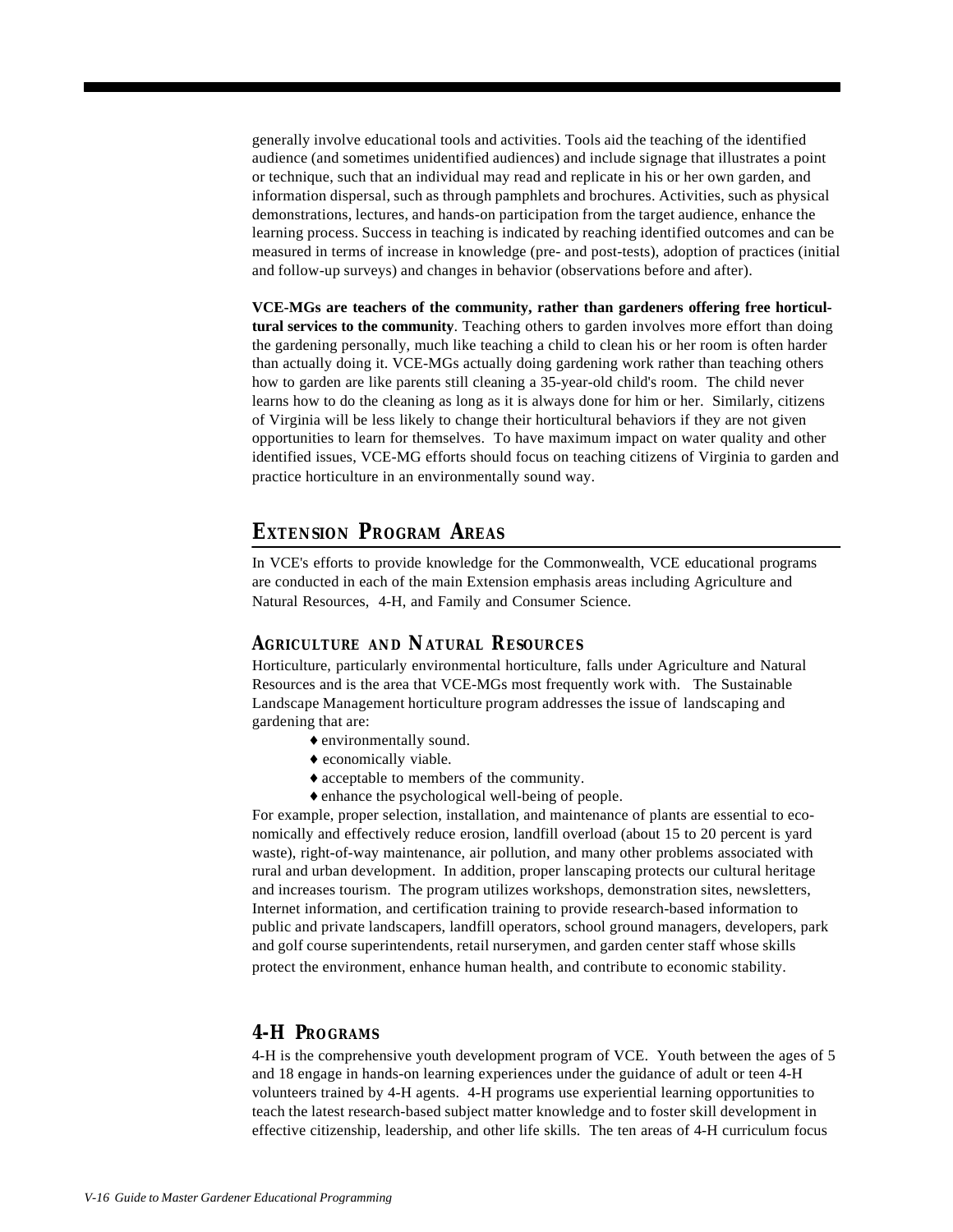generally involve educational tools and activities. Tools aid the teaching of the identified audience (and sometimes unidentified audiences) and include signage that illustrates a point or technique, such that an individual may read and replicate in his or her own garden, and information dispersal, such as through pamphlets and brochures. Activities, such as physical demonstrations, lectures, and hands-on participation from the target audience, enhance the learning process. Success in teaching is indicated by reaching identified outcomes and can be measured in terms of increase in knowledge (pre- and post-tests), adoption of practices (initial and follow-up surveys) and changes in behavior (observations before and after).

**VCE-MGs are teachers of the community, rather than gardeners offering free horticultural services to the community**. Teaching others to garden involves more effort than doing the gardening personally, much like teaching a child to clean his or her room is often harder than actually doing it. VCE-MGs actually doing gardening work rather than teaching others how to garden are like parents still cleaning a 35-year-old child's room. The child never learns how to do the cleaning as long as it is always done for him or her. Similarly, citizens of Virginia will be less likely to change their horticultural behaviors if they are not given opportunities to learn for themselves. To have maximum impact on water quality and other identified issues, VCE-MG efforts should focus on teaching citizens of Virginia to garden and practice horticulture in an environmentally sound way.

## Extension Program Areas

In VCE's efforts to provide knowledge for the Commonwealth, VCE educational programs are conducted in each of the main Extension emphasis areas including Agriculture and Natural Resources, 4-H, and Family and Consumer Science.

### Agriculture and Natural Resources

Horticulture, particularly environmental horticulture, falls under Agriculture and Natural Resources and is the area that VCE-MGs most frequently work with. The Sustainable Landscape Management horticulture program addresses the issue of landscaping and gardening that are:

- environmentally sound.
- economically viable.
- acceptable to members of the community.
- enhance the psychological well-being of people.

For example, proper selection, installation, and maintenance of plants are essential to economically and effectively reduce erosion, landfill overload (about 15 to 20 percent is yard waste), right-of-way maintenance, air pollution, and many other problems associated with rural and urban development. In addition, proper lanscaping protects our cultural heritage and increases tourism. The program utilizes workshops, demonstration sites, newsletters, Internet information, and certification training to provide research-based information to public and private landscapers, landfill operators, school ground managers, developers, park and golf course superintendents, retail nurserymen, and garden center staff whose skills protect the environment, enhance human health, and contribute to economic stability.

### 4-H Programs

4-H is the comprehensive youth development program of VCE. Youth between the ages of 5 and 18 engage in hands-on learning experiences under the guidance of adult or teen 4-H volunteers trained by 4-H agents. 4-H programs use experiential learning opportunities to teach the latest research-based subject matter knowledge and to foster skill development in effective citizenship, leadership, and other life skills. The ten areas of 4-H curriculum focus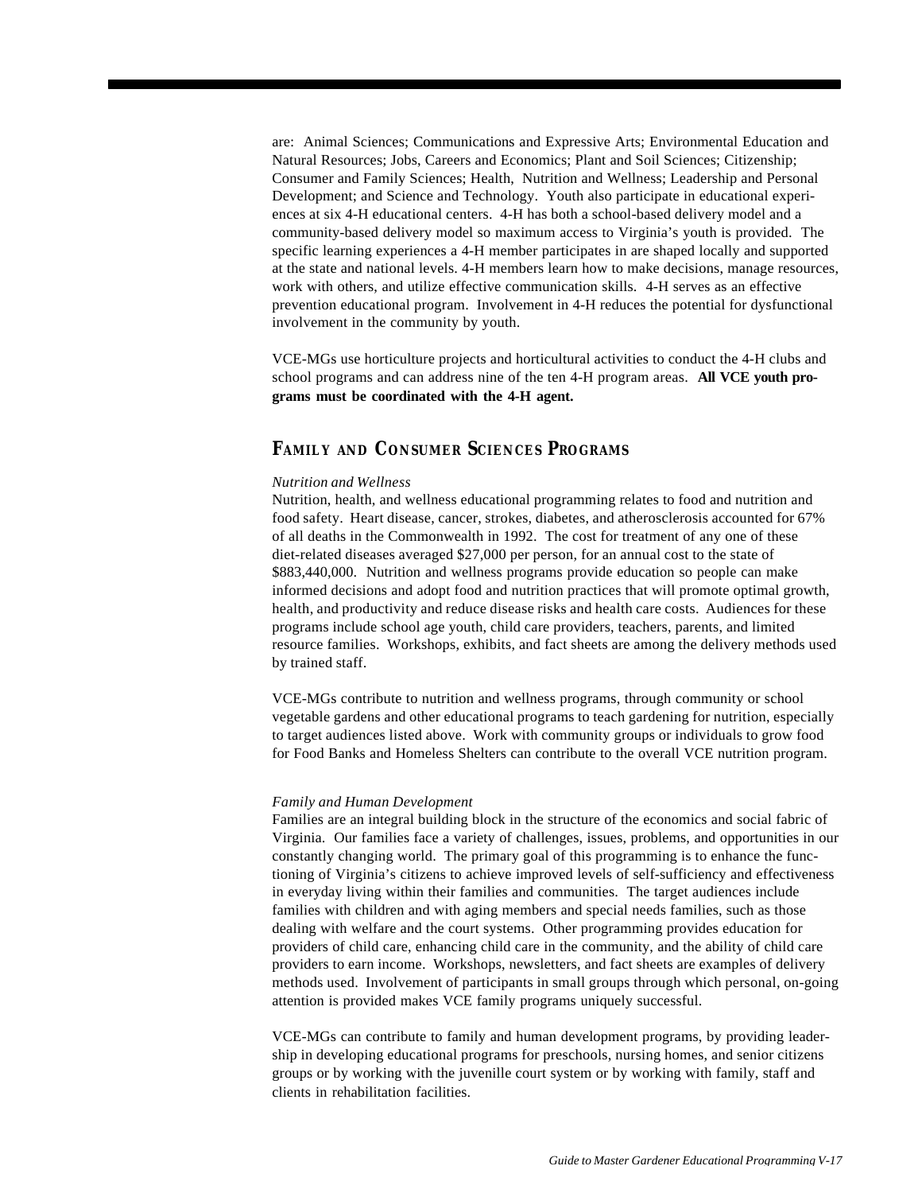are: Animal Sciences; Communications and Expressive Arts; Environmental Education and Natural Resources; Jobs, Careers and Economics; Plant and Soil Sciences; Citizenship; Consumer and Family Sciences; Health, Nutrition and Wellness; Leadership and Personal Development; and Science and Technology. Youth also participate in educational experiences at six 4-H educational centers. 4-H has both a school-based delivery model and a community-based delivery model so maximum access to Virginia's youth is provided. The specific learning experiences a 4-H member participates in are shaped locally and supported at the state and national levels. 4-H members learn how to make decisions, manage resources, work with others, and utilize effective communication skills. 4-H serves as an effective prevention educational program. Involvement in 4-H reduces the potential for dysfunctional involvement in the community by youth.

VCE-MGs use horticulture projects and horticultural activities to conduct the 4-H clubs and school programs and can address nine of the ten 4-H program areas. **All VCE youth programs must be coordinated with the 4-H agent.**

## Family and Consumer Sciences Programs

*Nutrition and Wellness*

Nutrition, health, and wellness educational programming relates to food and nutrition and food safety. Heart disease, cancer, strokes, diabetes, and atherosclerosis accounted for 67% of all deaths in the Commonwealth in 1992. The cost for treatment of any one of these diet-related diseases averaged $27,000 per person, for an annual cost to the state of $883,440,000. Nutrition and wellness programs provide education so people can make informed decisions and adopt food and nutrition practices that will promote optimal growth, health, and productivity and reduce disease risks and health care costs. Audiences for these programs include school age youth, child care providers, teachers, parents, and limited resource families. Workshops, exhibits, and fact sheets are among the delivery methods used by trained staff.

VCE-MGs contribute to nutrition and wellness programs, through community or school vegetable gardens and other educational programs to teach gardening for nutrition, especially to target audiences listed above. Work with community groups or individuals to grow food for Food Banks and Homeless Shelters can contribute to the overall VCE nutrition program.

*Family and Human Development*

Families are an integral building block in the structure of the economics and social fabric of Virginia. Our families face a variety of challenges, issues, problems, and opportunities in our constantly changing world. The primary goal of this programming is to enhance the functioning of Virginia's citizens to achieve improved levels of self-sufficiency and effectiveness in everyday living within their families and communities. The target audiences include families with children and with aging members and special needs families, such as those dealing with welfare and the court systems. Other programming provides education for providers of child care, enhancing child care in the community, and the ability of child care providers to earn income. Workshops, newsletters, and fact sheets are examples of delivery methods used. Involvement of participants in small groups through which personal, on-going attention is provided makes VCE family programs uniquely successful.

VCE-MGs can contribute to family and human development programs, by providing leadership in developing educational programs for preschools, nursing homes, and senior citizens groups or by working with the juvenille court system or by working with family, staff and clients in rehabilitation facilities.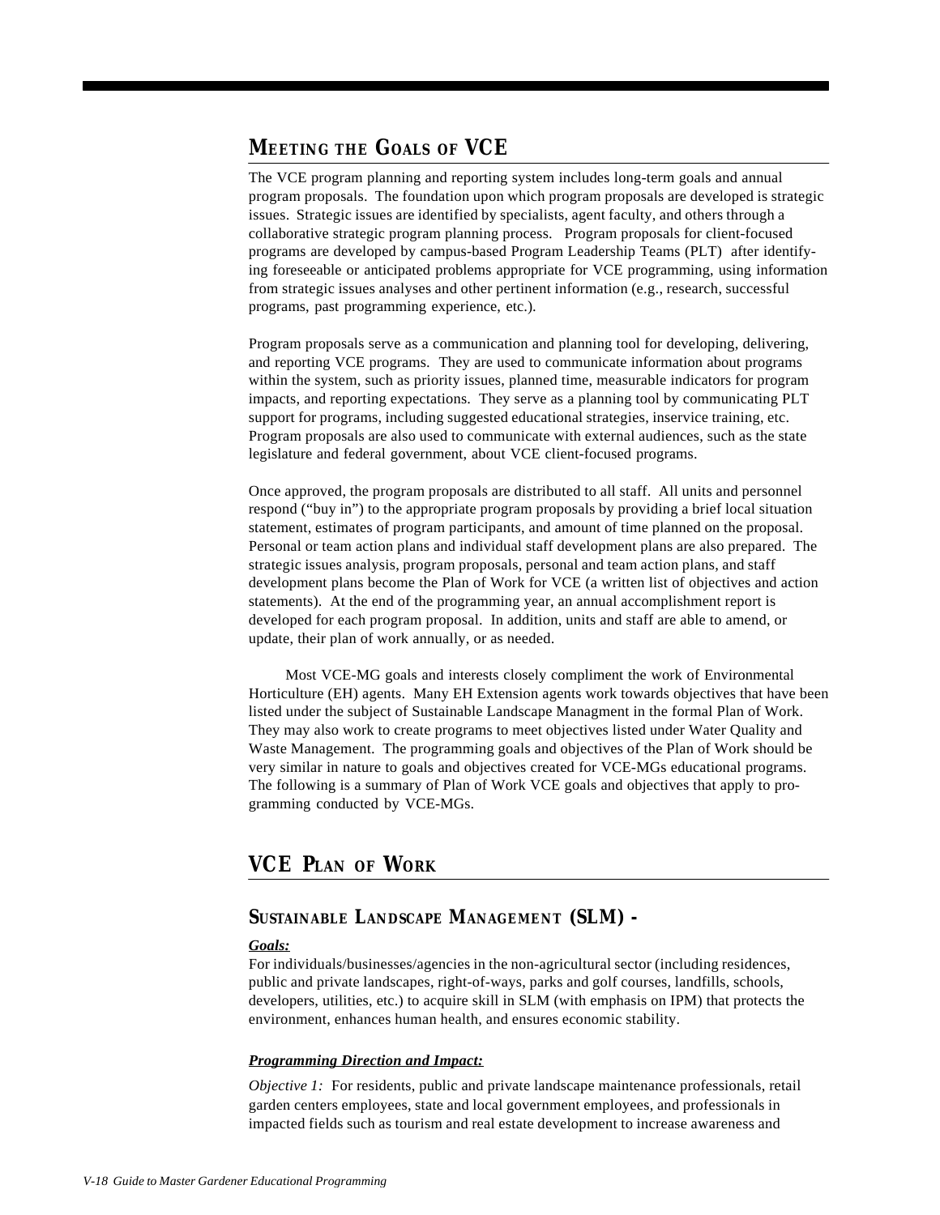## MEETING THE GOALS OF VCE

The VCE program planning and reporting system includes long-term goals and annual program proposals. The foundation upon which program proposals are developed is strategic issues. Strategic issues are identified by specialists, agent faculty, and others through a collaborative strategic program planning process. Program proposals for client-focused programs are developed by campus-based Program Leadership Teams (PLT) after identifying foreseeable or anticipated problems appropriate for VCE programming, using information from strategic issues analyses and other pertinent information (e.g., research, successful programs, past programming experience, etc.).

Program proposals serve as a communication and planning tool for developing, delivering, and reporting VCE programs. They are used to communicate information about programs within the system, such as priority issues, planned time, measurable indicators for program impacts, and reporting expectations. They serve as a planning tool by communicating PLT support for programs, including suggested educational strategies, inservice training, etc. Program proposals are also used to communicate with external audiences, such as the state legislature and federal government, about VCE client-focused programs.

Once approved, the program proposals are distributed to all staff. All units and personnel respond ("buy in") to the appropriate program proposals by providing a brief local situation statement, estimates of program participants, and amount of time planned on the proposal. Personal or team action plans and individual staff development plans are also prepared. The strategic issues analysis, program proposals, personal and team action plans, and staff development plans become the Plan of Work for VCE (a written list of objectives and action statements). At the end of the programming year, an annual accomplishment report is developed for each program proposal. In addition, units and staff are able to amend, or update, their plan of work annually, or as needed.

Most VCE-MG goals and interests closely compliment the work of Environmental Horticulture (EH) agents. Many EH Extension agents work towards objectives that have been listed under the subject of Sustainable Landscape Managment in the formal Plan of Work. They may also work to create programs to meet objectives listed under Water Quality and Waste Management. The programming goals and objectives of the Plan of Work should be very similar in nature to goals and objectives created for VCE-MGs educational programs. The following is a summary of Plan of Work VCE goals and objectives that apply to programming conducted by VCE-MGs.

## VCE PLAN OF WORK

### SUSTAINABLE LANDSCAPE MANAGEMENT (SLM) -

***Goals:***

For individuals/businesses/agencies in the non-agricultural sector (including residences, public and private landscapes, right-of-ways, parks and golf courses, landfills, schools, developers, utilities, etc.) to acquire skill in SLM (with emphasis on IPM) that protects the environment, enhances human health, and ensures economic stability.

***Programming Direction and Impact:***

*Objective 1:* For residents, public and private landscape maintenance professionals, retail garden centers employees, state and local government employees, and professionals in impacted fields such as tourism and real estate development to increase awareness and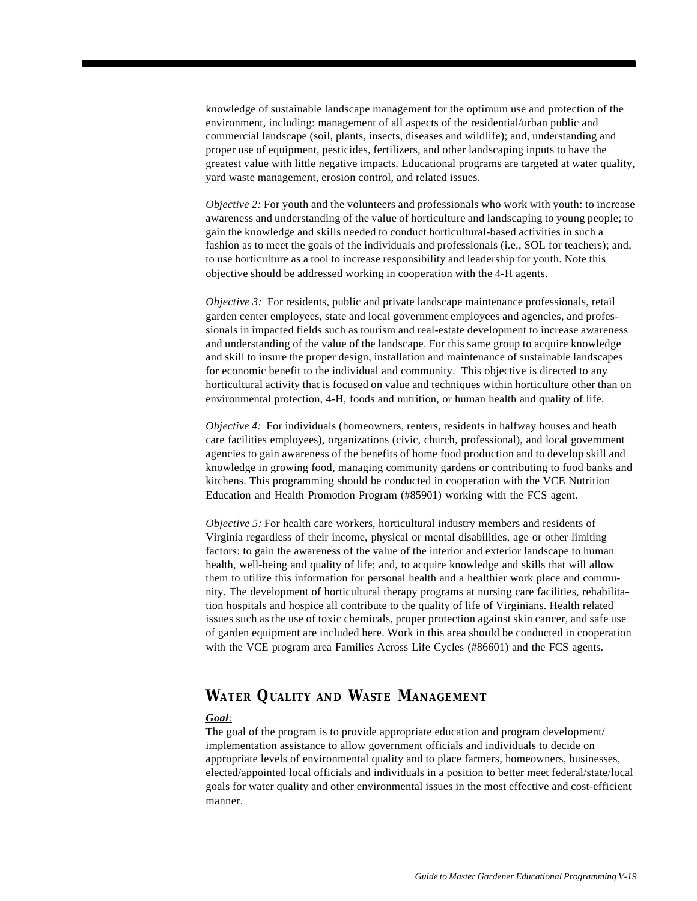knowledge of sustainable landscape management for the optimum use and protection of the environment, including: management of all aspects of the residential/urban public and commercial landscape (soil, plants, insects, diseases and wildlife); and, understanding and proper use of equipment, pesticides, fertilizers, and other landscaping inputs to have the greatest value with little negative impacts. Educational programs are targeted at water quality, yard waste management, erosion control, and related issues.

*Objective 2:* For youth and the volunteers and professionals who work with youth: to increase awareness and understanding of the value of horticulture and landscaping to young people; to gain the knowledge and skills needed to conduct horticultural-based activities in such a fashion as to meet the goals of the individuals and professionals (i.e., SOL for teachers); and, to use horticulture as a tool to increase responsibility and leadership for youth. Note this objective should be addressed working in cooperation with the 4-H agents.

*Objective 3:* For residents, public and private landscape maintenance professionals, retail garden center employees, state and local government employees and agencies, and professionals in impacted fields such as tourism and real-estate development to increase awareness and understanding of the value of the landscape. For this same group to acquire knowledge and skill to insure the proper design, installation and maintenance of sustainable landscapes for economic benefit to the individual and community. This objective is directed to any horticultural activity that is focused on value and techniques within horticulture other than on environmental protection, 4-H, foods and nutrition, or human health and quality of life.

*Objective 4:* For individuals (homeowners, renters, residents in halfway houses and heath care facilities employees), organizations (civic, church, professional), and local government agencies to gain awareness of the benefits of home food production and to develop skill and knowledge in growing food, managing community gardens or contributing to food banks and kitchens. This programming should be conducted in cooperation with the VCE Nutrition Education and Health Promotion Program (#85901) working with the FCS agent.

*Objective 5:* For health care workers, horticultural industry members and residents of Virginia regardless of their income, physical or mental disabilities, age or other limiting factors: to gain the awareness of the value of the interior and exterior landscape to human health, well-being and quality of life; and, to acquire knowledge and skills that will allow them to utilize this information for personal health and a healthier work place and community. The development of horticultural therapy programs at nursing care facilities, rehabilitation hospitals and hospice all contribute to the quality of life of Virginians. Health related issues such as the use of toxic chemicals, proper protection against skin cancer, and safe use of garden equipment are included here. Work in this area should be conducted in cooperation with the VCE program area Families Across Life Cycles (#86601) and the FCS agents.

## Water Quality and Waste Management

***Goal:***

The goal of the program is to provide appropriate education and program development/implementation assistance to allow government officials and individuals to decide on appropriate levels of environmental quality and to place farmers, homeowners, businesses, elected/appointed local officials and individuals in a position to better meet federal/state/local goals for water quality and other environmental issues in the most effective and cost-efficient manner.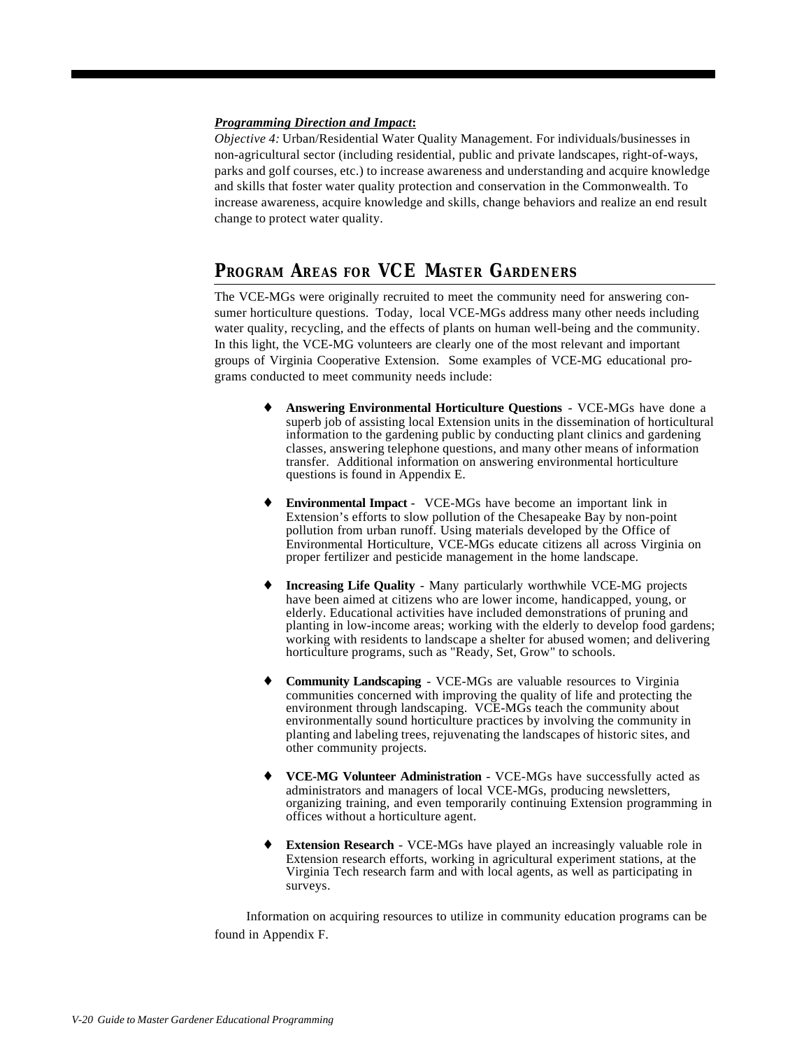***Programming Direction and Impact*:**

*Objective 4:* Urban/Residential Water Quality Management. For individuals/businesses in non-agricultural sector (including residential, public and private landscapes, right-of-ways, parks and golf courses, etc.) to increase awareness and understanding and acquire knowledge and skills that foster water quality protection and conservation in the Commonwealth. To increase awareness, acquire knowledge and skills, change behaviors and realize an end result change to protect water quality.

## PROGRAM AREAS FOR VCE MASTER GARDENERS

The VCE-MGs were originally recruited to meet the community need for answering consumer horticulture questions. Today, local VCE-MGs address many other needs including water quality, recycling, and the effects of plants on human well-being and the community. In this light, the VCE-MG volunteers are clearly one of the most relevant and important groups of Virginia Cooperative Extension. Some examples of VCE-MG educational programs conducted to meet community needs include:

- **Answering Environmental Horticulture Questions** - VCE-MGs have done a superb job of assisting local Extension units in the dissemination of horticultural information to the gardening public by conducting plant clinics and gardening classes, answering telephone questions, and many other means of information transfer. Additional information on answering environmental horticulture questions is found in Appendix E.

- **Environmental Impact** - VCE-MGs have become an important link in Extension's efforts to slow pollution of the Chesapeake Bay by non-point pollution from urban runoff. Using materials developed by the Office of Environmental Horticulture, VCE-MGs educate citizens all across Virginia on proper fertilizer and pesticide management in the home landscape.

- **Increasing Life Quality** - Many particularly worthwhile VCE-MG projects have been aimed at citizens who are lower income, handicapped, young, or elderly. Educational activities have included demonstrations of pruning and planting in low-income areas; working with the elderly to develop food gardens; working with residents to landscape a shelter for abused women; and delivering horticulture programs, such as "Ready, Set, Grow" to schools.

- **Community Landscaping** - VCE-MGs are valuable resources to Virginia communities concerned with improving the quality of life and protecting the environment through landscaping. VCE-MGs teach the community about environmentally sound horticulture practices by involving the community in planting and labeling trees, rejuvenating the landscapes of historic sites, and other community projects.

- **VCE-MG Volunteer Administration** - VCE-MGs have successfully acted as administrators and managers of local VCE-MGs, producing newsletters, organizing training, and even temporarily continuing Extension programming in offices without a horticulture agent.

- **Extension Research** - VCE-MGs have played an increasingly valuable role in Extension research efforts, working in agricultural experiment stations, at the Virginia Tech research farm and with local agents, as well as participating in surveys.

Information on acquiring resources to utilize in community education programs can be found in Appendix F.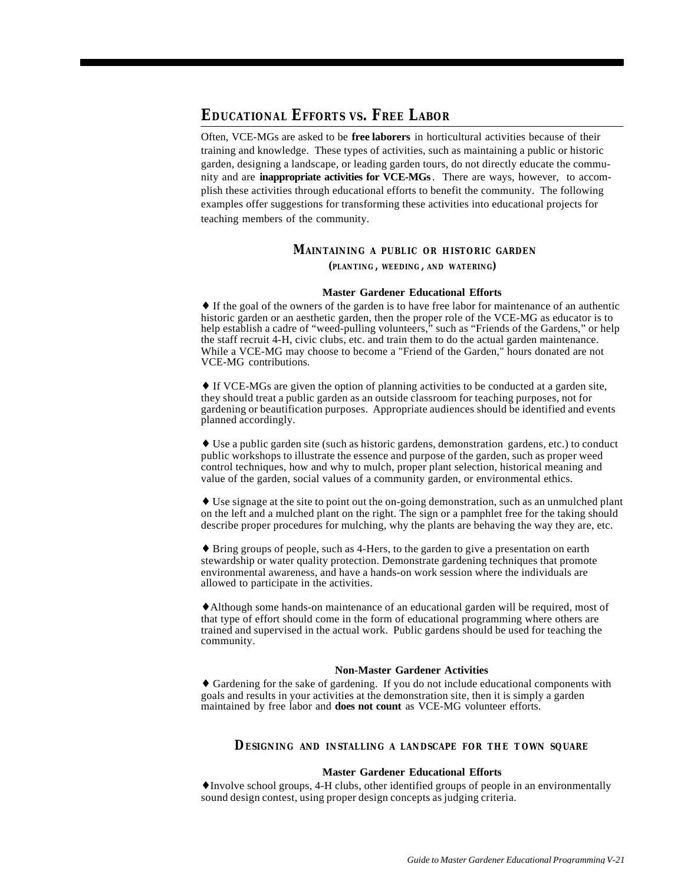## Educational Efforts vs. Free Labor

Often, VCE-MGs are asked to be **free laborers** in horticultural activities because of their training and knowledge. These types of activities, such as maintaining a public or historic garden, designing a landscape, or leading garden tours, do not directly educate the community and are **inappropriate activities for VCE-MGs**. There are ways, however, to accomplish these activities through educational efforts to benefit the community. The following examples offer suggestions for transforming these activities into educational projects for teaching members of the community.

### Maintaining a public or historic garden

#### (planting, weeding, and watering)

**Master Gardener Educational Efforts**

♦ If the goal of the owners of the garden is to have free labor for maintenance of an authentic historic garden or an aesthetic garden, then the proper role of the VCE-MG as educator is to help establish a cadre of "weed-pulling volunteers," such as "Friends of the Gardens," or help the staff recruit 4-H, civic clubs, etc. and train them to do the actual garden maintenance. While a VCE-MG may choose to become a "Friend of the Garden," hours donated are not VCE-MG contributions.

♦ If VCE-MGs are given the option of planning activities to be conducted at a garden site, they should treat a public garden as an outside classroom for teaching purposes, not for gardening or beautification purposes. Appropriate audiences should be identified and events planned accordingly.

♦ Use a public garden site (such as historic gardens, demonstration gardens, etc.) to conduct public workshops to illustrate the essence and purpose of the garden, such as proper weed control techniques, how and why to mulch, proper plant selection, historical meaning and value of the garden, social values of a community garden, or environmental ethics.

♦ Use signage at the site to point out the on-going demonstration, such as an unmulched plant on the left and a mulched plant on the right. The sign or a pamphlet free for the taking should describe proper procedures for mulching, why the plants are behaving the way they are, etc.

♦ Bring groups of people, such as 4-Hers, to the garden to give a presentation on earth stewardship or water quality protection. Demonstrate gardening techniques that promote environmental awareness, and have a hands-on work session where the individuals are allowed to participate in the activities.

♦Although some hands-on maintenance of an educational garden will be required, most of that type of effort should come in the form of educational programming where others are trained and supervised in the actual work. Public gardens should be used for teaching the community.

**Non-Master Gardener Activities**

♦ Gardening for the sake of gardening. If you do not include educational components with goals and results in your activities at the demonstration site, then it is simply a garden maintained by free labor and **does not count** as VCE-MG volunteer efforts.

### Designing and installing a landscape for the town square

**Master Gardener Educational Efforts**

♦Involve school groups, 4-H clubs, other identified groups of people in an environmentally sound design contest, using proper design concepts as judging criteria.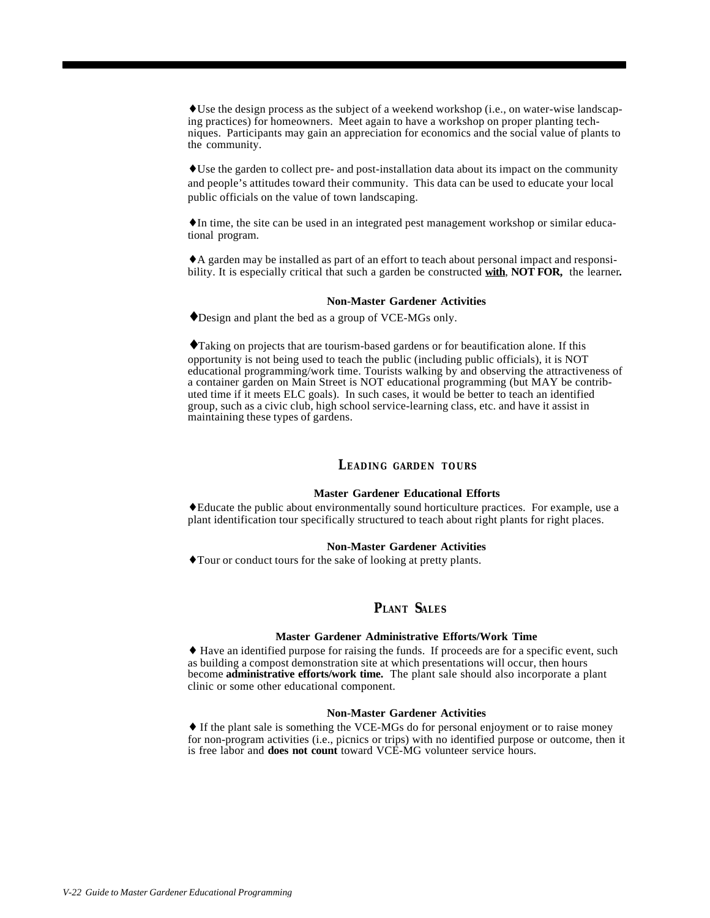♦Use the design process as the subject of a weekend workshop (i.e., on water-wise landscaping practices) for homeowners. Meet again to have a workshop on proper planting techniques. Participants may gain an appreciation for economics and the social value of plants to the community.

♦Use the garden to collect pre- and post-installation data about its impact on the community and people's attitudes toward their community. This data can be used to educate your local public officials on the value of town landscaping.

♦In time, the site can be used in an integrated pest management workshop or similar educational program.

♦A garden may be installed as part of an effort to teach about personal impact and responsibility. It is especially critical that such a garden be constructed **with**, **NOT FOR,** the learner**.**

**Non-Master Gardener Activities**

♦Design and plant the bed as a group of VCE-MGs only.

♦Taking on projects that are tourism-based gardens or for beautification alone. If this opportunity is not being used to teach the public (including public officials), it is NOT educational programming/work time. Tourists walking by and observing the attractiveness of a container garden on Main Street is NOT educational programming (but MAY be contributed time if it meets ELC goals). In such cases, it would be better to teach an identified group, such as a civic club, high school service-learning class, etc. and have it assist in maintaining these types of gardens.

## LEADING GARDEN TOURS

**Master Gardener Educational Efforts**

♦Educate the public about environmentally sound horticulture practices. For example, use a plant identification tour specifically structured to teach about right plants for right places.

**Non-Master Gardener Activities**

♦Tour or conduct tours for the sake of looking at pretty plants.

## PLANT SALES

**Master Gardener Administrative Efforts/Work Time**

♦ Have an identified purpose for raising the funds. If proceeds are for a specific event, such as building a compost demonstration site at which presentations will occur, then hours become **administrative efforts/work time.** The plant sale should also incorporate a plant clinic or some other educational component.

**Non-Master Gardener Activities**

♦ If the plant sale is something the VCE-MGs do for personal enjoyment or to raise money for non-program activities (i.e., picnics or trips) with no identified purpose or outcome, then it is free labor and **does not count** toward VCE-MG volunteer service hours.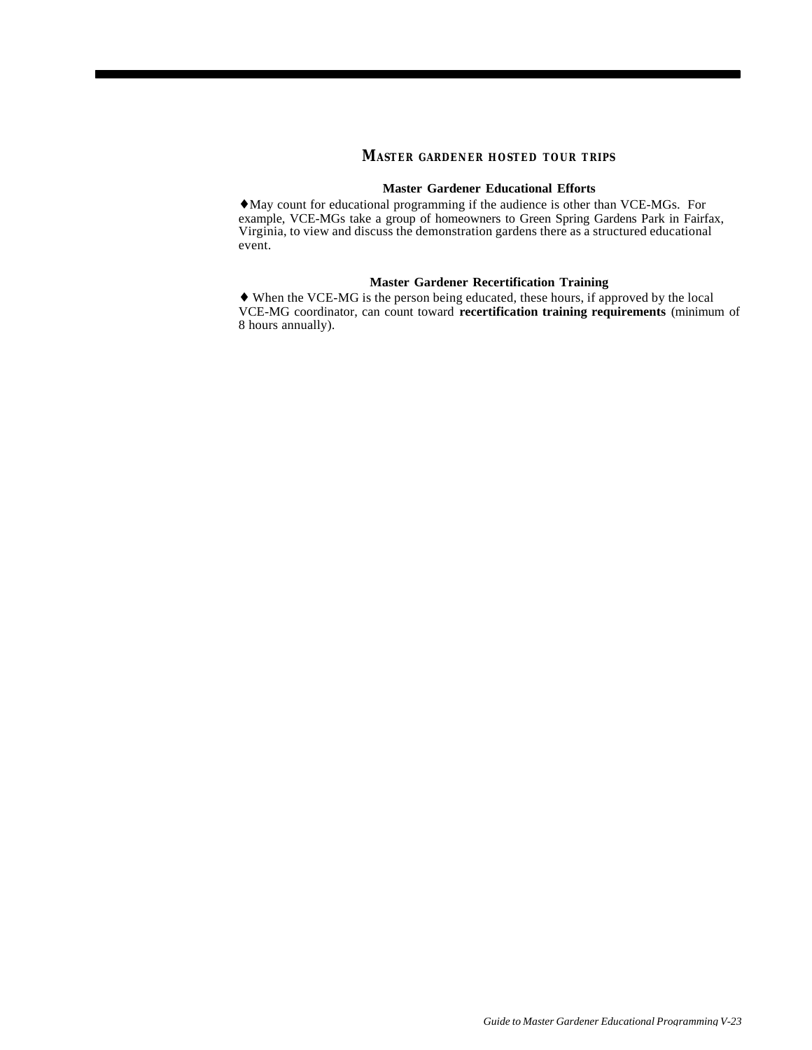## MASTER GARDENER HOSTED TOUR TRIPS

### Master Gardener Educational Efforts

♦May count for educational programming if the audience is other than VCE-MGs. For example, VCE-MGs take a group of homeowners to Green Spring Gardens Park in Fairfax, Virginia, to view and discuss the demonstration gardens there as a structured educational event.

### Master Gardener Recertification Training

♦ When the VCE-MG is the person being educated, these hours, if approved by the local VCE-MG coordinator, can count toward **recertification training requirements** (minimum of 8 hours annually).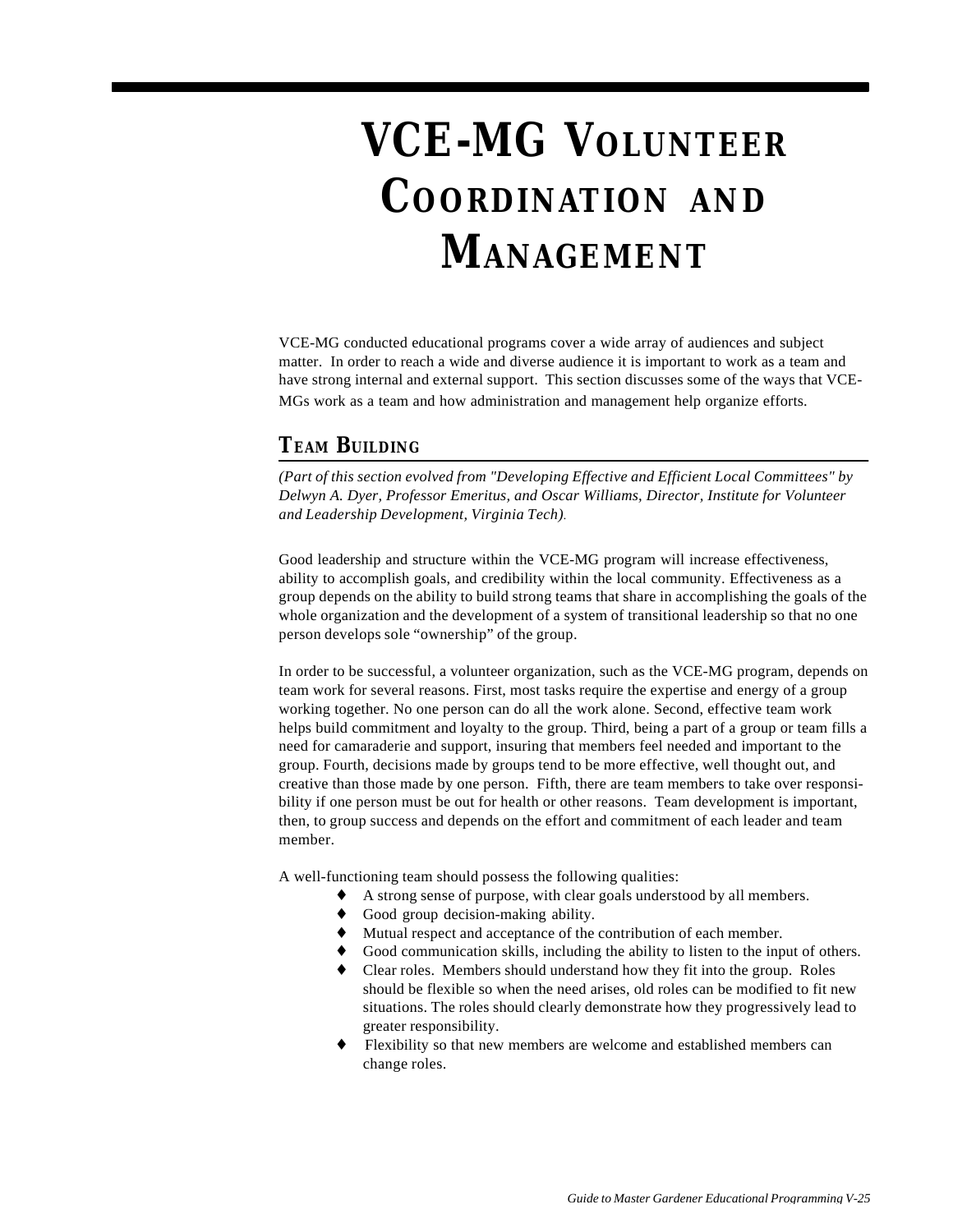# VCE-MG Volunteer Coordination and Management

VCE-MG conducted educational programs cover a wide array of audiences and subject matter. In order to reach a wide and diverse audience it is important to work as a team and have strong internal and external support. This section discusses some of the ways that VCE-MGs work as a team and how administration and management help organize efforts.

## Team Building

*(Part of this section evolved from "Developing Effective and Efficient Local Committees" by Delwyn A. Dyer, Professor Emeritus, and Oscar Williams, Director, Institute for Volunteer and Leadership Development, Virginia Tech).*

Good leadership and structure within the VCE-MG program will increase effectiveness, ability to accomplish goals, and credibility within the local community. Effectiveness as a group depends on the ability to build strong teams that share in accomplishing the goals of the whole organization and the development of a system of transitional leadership so that no one person develops sole "ownership" of the group.

In order to be successful, a volunteer organization, such as the VCE-MG program, depends on team work for several reasons. First, most tasks require the expertise and energy of a group working together. No one person can do all the work alone. Second, effective team work helps build commitment and loyalty to the group. Third, being a part of a group or team fills a need for camaraderie and support, insuring that members feel needed and important to the group. Fourth, decisions made by groups tend to be more effective, well thought out, and creative than those made by one person. Fifth, there are team members to take over responsibility if one person must be out for health or other reasons. Team development is important, then, to group success and depends on the effort and commitment of each leader and team member.

A well-functioning team should possess the following qualities:

- A strong sense of purpose, with clear goals understood by all members.
- Good group decision-making ability.
- Mutual respect and acceptance of the contribution of each member.
- Good communication skills, including the ability to listen to the input of others.
- Clear roles. Members should understand how they fit into the group. Roles should be flexible so when the need arises, old roles can be modified to fit new situations. The roles should clearly demonstrate how they progressively lead to greater responsibility.
- Flexibility so that new members are welcome and established members can change roles.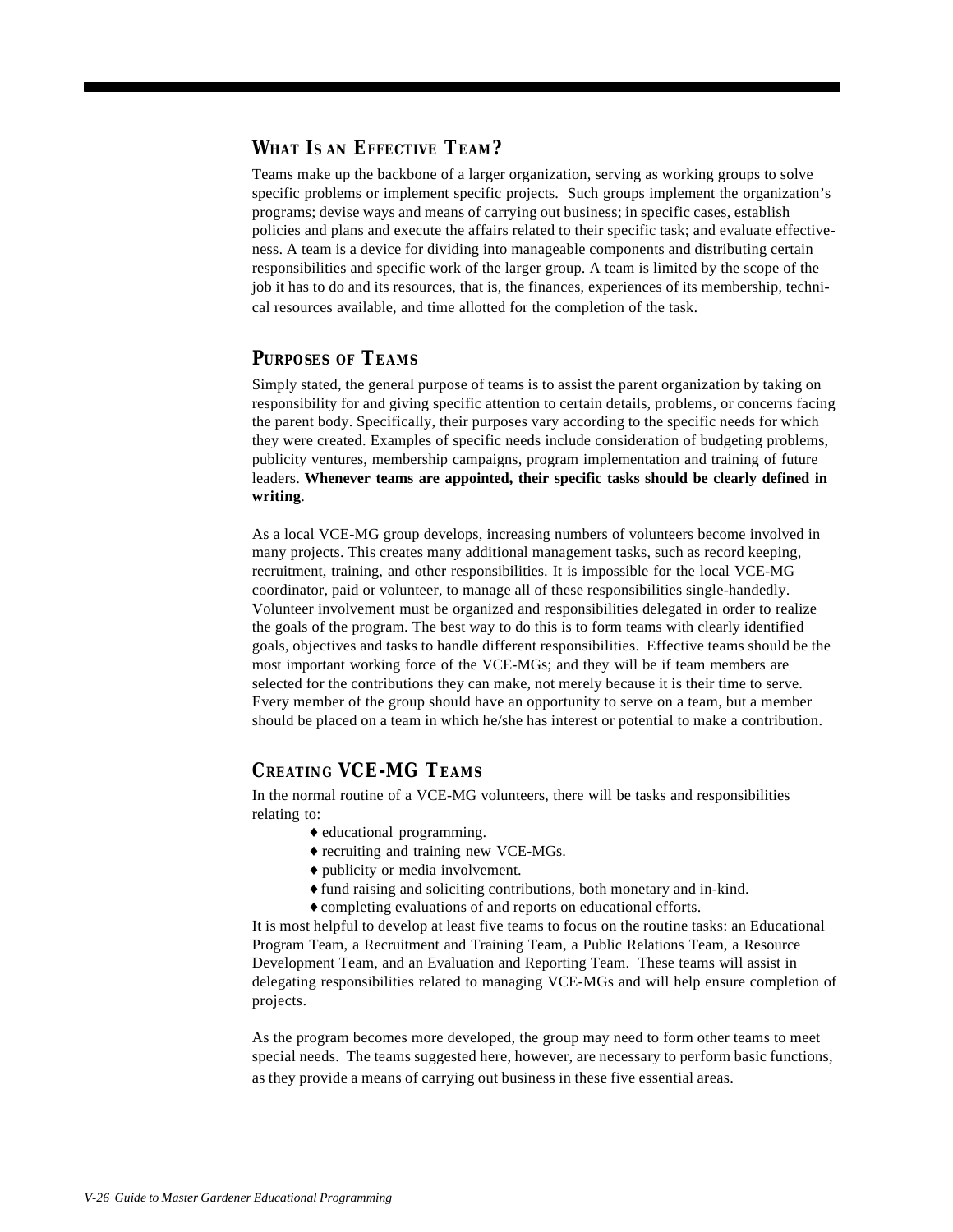## What Is an Effective Team?

Teams make up the backbone of a larger organization, serving as working groups to solve specific problems or implement specific projects. Such groups implement the organization's programs; devise ways and means of carrying out business; in specific cases, establish policies and plans and execute the affairs related to their specific task; and evaluate effectiveness. A team is a device for dividing into manageable components and distributing certain responsibilities and specific work of the larger group. A team is limited by the scope of the job it has to do and its resources, that is, the finances, experiences of its membership, technical resources available, and time allotted for the completion of the task.

## Purposes of Teams

Simply stated, the general purpose of teams is to assist the parent organization by taking on responsibility for and giving specific attention to certain details, problems, or concerns facing the parent body. Specifically, their purposes vary according to the specific needs for which they were created. Examples of specific needs include consideration of budgeting problems, publicity ventures, membership campaigns, program implementation and training of future leaders. **Whenever teams are appointed, their specific tasks should be clearly defined in writing**.

As a local VCE-MG group develops, increasing numbers of volunteers become involved in many projects. This creates many additional management tasks, such as record keeping, recruitment, training, and other responsibilities. It is impossible for the local VCE-MG coordinator, paid or volunteer, to manage all of these responsibilities single-handedly. Volunteer involvement must be organized and responsibilities delegated in order to realize the goals of the program. The best way to do this is to form teams with clearly identified goals, objectives and tasks to handle different responsibilities. Effective teams should be the most important working force of the VCE-MGs; and they will be if team members are selected for the contributions they can make, not merely because it is their time to serve. Every member of the group should have an opportunity to serve on a team, but a member should be placed on a team in which he/she has interest or potential to make a contribution.

## Creating VCE-MG Teams

In the normal routine of a VCE-MG volunteers, there will be tasks and responsibilities relating to:

- educational programming.
- recruiting and training new VCE-MGs.
- publicity or media involvement.
- fund raising and soliciting contributions, both monetary and in-kind.
- completing evaluations of and reports on educational efforts.

It is most helpful to develop at least five teams to focus on the routine tasks: an Educational Program Team, a Recruitment and Training Team, a Public Relations Team, a Resource Development Team, and an Evaluation and Reporting Team. These teams will assist in delegating responsibilities related to managing VCE-MGs and will help ensure completion of projects.

As the program becomes more developed, the group may need to form other teams to meet special needs. The teams suggested here, however, are necessary to perform basic functions, as they provide a means of carrying out business in these five essential areas.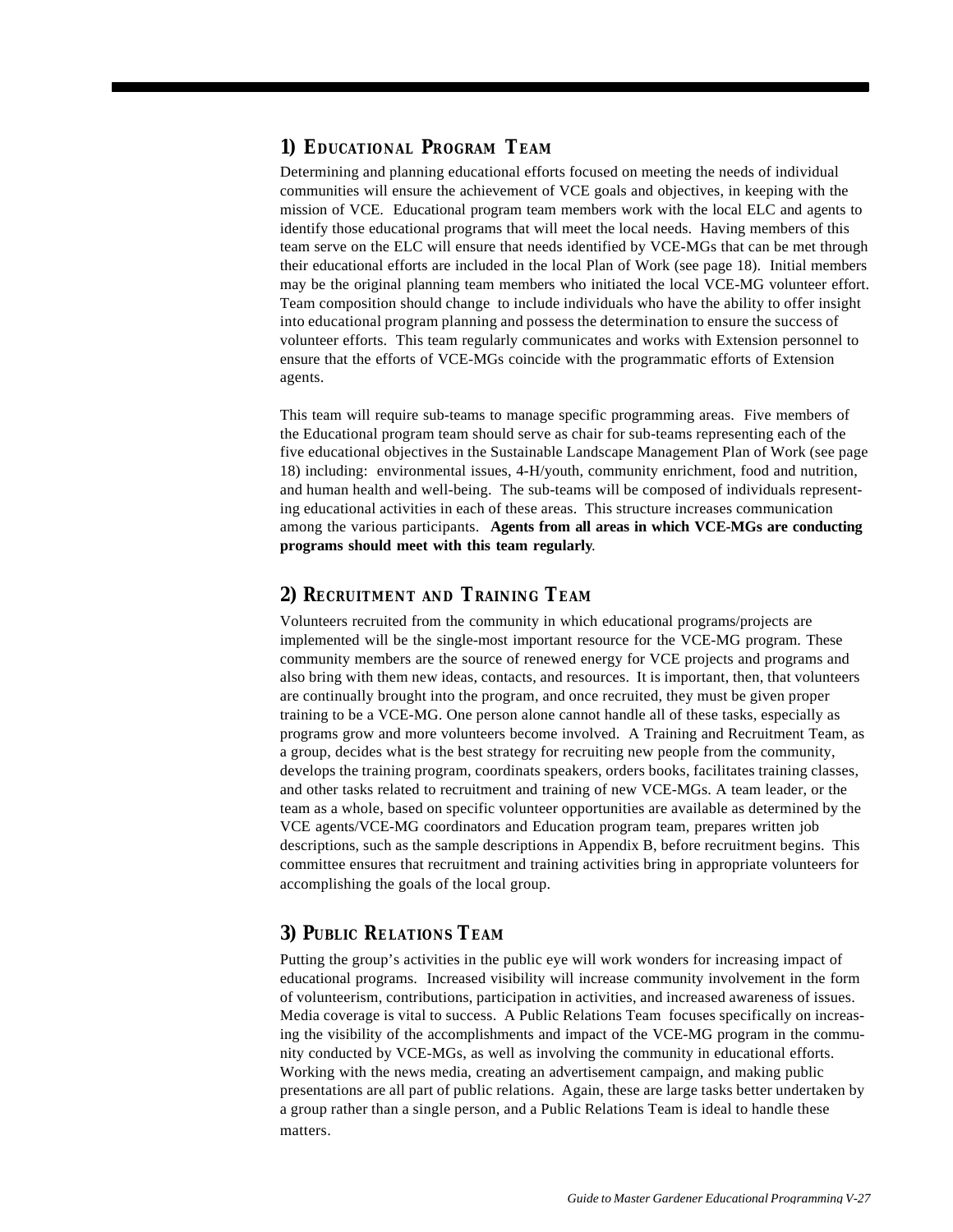## 1) Educational Program Team

Determining and planning educational efforts focused on meeting the needs of individual communities will ensure the achievement of VCE goals and objectives, in keeping with the mission of VCE. Educational program team members work with the local ELC and agents to identify those educational programs that will meet the local needs. Having members of this team serve on the ELC will ensure that needs identified by VCE-MGs that can be met through their educational efforts are included in the local Plan of Work (see page 18). Initial members may be the original planning team members who initiated the local VCE-MG volunteer effort. Team composition should change to include individuals who have the ability to offer insight into educational program planning and possess the determination to ensure the success of volunteer efforts. This team regularly communicates and works with Extension personnel to ensure that the efforts of VCE-MGs coincide with the programmatic efforts of Extension agents.

This team will require sub-teams to manage specific programming areas. Five members of the Educational program team should serve as chair for sub-teams representing each of the five educational objectives in the Sustainable Landscape Management Plan of Work (see page 18) including: environmental issues, 4-H/youth, community enrichment, food and nutrition, and human health and well-being. The sub-teams will be composed of individuals representing educational activities in each of these areas. This structure increases communication among the various participants. **Agents from all areas in which VCE-MGs are conducting programs should meet with this team regularly**.

## 2) Recruitment and Training Team

Volunteers recruited from the community in which educational programs/projects are implemented will be the single-most important resource for the VCE-MG program. These community members are the source of renewed energy for VCE projects and programs and also bring with them new ideas, contacts, and resources. It is important, then, that volunteers are continually brought into the program, and once recruited, they must be given proper training to be a VCE-MG. One person alone cannot handle all of these tasks, especially as programs grow and more volunteers become involved. A Training and Recruitment Team, as a group, decides what is the best strategy for recruiting new people from the community, develops the training program, coordinats speakers, orders books, facilitates training classes, and other tasks related to recruitment and training of new VCE-MGs. A team leader, or the team as a whole, based on specific volunteer opportunities are available as determined by the VCE agents/VCE-MG coordinators and Education program team, prepares written job descriptions, such as the sample descriptions in Appendix B, before recruitment begins. This committee ensures that recruitment and training activities bring in appropriate volunteers for accomplishing the goals of the local group.

## 3) Public Relations Team

Putting the group's activities in the public eye will work wonders for increasing impact of educational programs. Increased visibility will increase community involvement in the form of volunteerism, contributions, participation in activities, and increased awareness of issues. Media coverage is vital to success. A Public Relations Team focuses specifically on increasing the visibility of the accomplishments and impact of the VCE-MG program in the community conducted by VCE-MGs, as well as involving the community in educational efforts. Working with the news media, creating an advertisement campaign, and making public presentations are all part of public relations. Again, these are large tasks better undertaken by a group rather than a single person, and a Public Relations Team is ideal to handle these matters.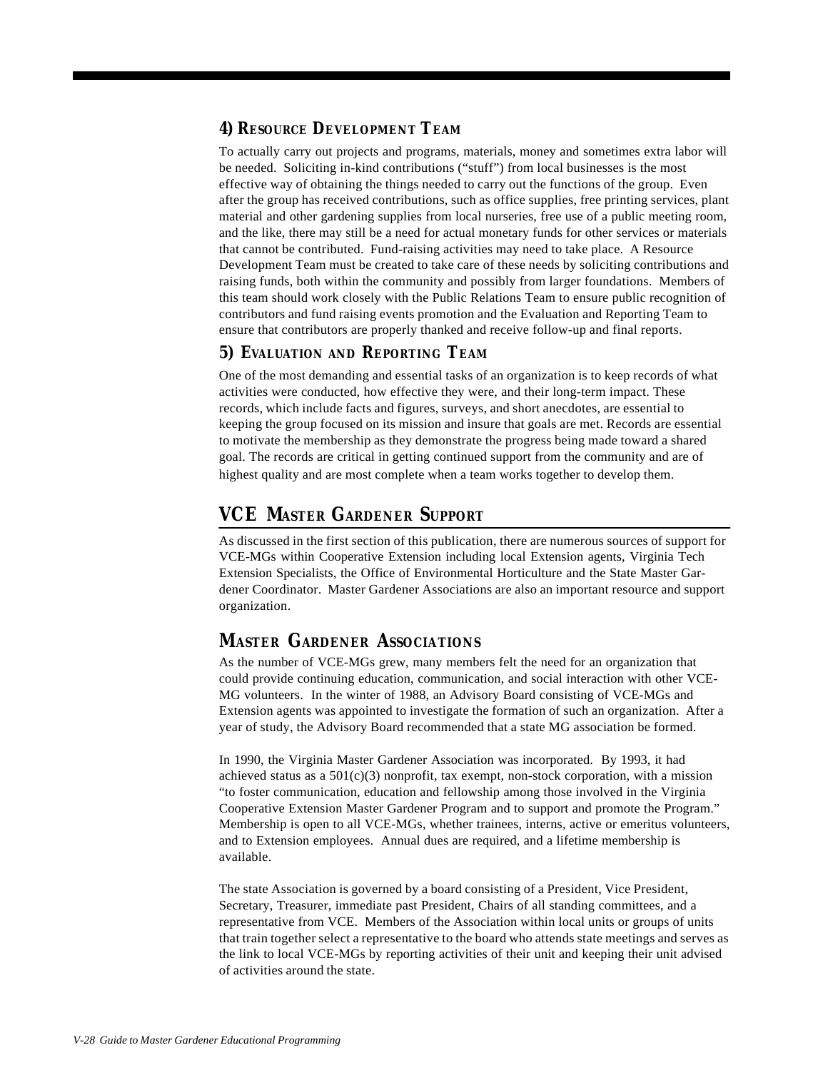### 4) Resource Development Team

To actually carry out projects and programs, materials, money and sometimes extra labor will be needed. Soliciting in-kind contributions ("stuff") from local businesses is the most effective way of obtaining the things needed to carry out the functions of the group. Even after the group has received contributions, such as office supplies, free printing services, plant material and other gardening supplies from local nurseries, free use of a public meeting room, and the like, there may still be a need for actual monetary funds for other services or materials that cannot be contributed. Fund-raising activities may need to take place. A Resource Development Team must be created to take care of these needs by soliciting contributions and raising funds, both within the community and possibly from larger foundations. Members of this team should work closely with the Public Relations Team to ensure public recognition of contributors and fund raising events promotion and the Evaluation and Reporting Team to ensure that contributors are properly thanked and receive follow-up and final reports.

### 5) Evaluation and Reporting Team

One of the most demanding and essential tasks of an organization is to keep records of what activities were conducted, how effective they were, and their long-term impact. These records, which include facts and figures, surveys, and short anecdotes, are essential to keeping the group focused on its mission and insure that goals are met. Records are essential to motivate the membership as they demonstrate the progress being made toward a shared goal. The records are critical in getting continued support from the community and are of highest quality and are most complete when a team works together to develop them.

## VCE Master Gardener Support

As discussed in the first section of this publication, there are numerous sources of support for VCE-MGs within Cooperative Extension including local Extension agents, Virginia Tech Extension Specialists, the Office of Environmental Horticulture and the State Master Gardener Coordinator. Master Gardener Associations are also an important resource and support organization.

## Master Gardener Associations

As the number of VCE-MGs grew, many members felt the need for an organization that could provide continuing education, communication, and social interaction with other VCE-MG volunteers. In the winter of 1988, an Advisory Board consisting of VCE-MGs and Extension agents was appointed to investigate the formation of such an organization. After a year of study, the Advisory Board recommended that a state MG association be formed.

In 1990, the Virginia Master Gardener Association was incorporated. By 1993, it had achieved status as a 501(c)(3) nonprofit, tax exempt, non-stock corporation, with a mission "to foster communication, education and fellowship among those involved in the Virginia Cooperative Extension Master Gardener Program and to support and promote the Program." Membership is open to all VCE-MGs, whether trainees, interns, active or emeritus volunteers, and to Extension employees. Annual dues are required, and a lifetime membership is available.

The state Association is governed by a board consisting of a President, Vice President, Secretary, Treasurer, immediate past President, Chairs of all standing committees, and a representative from VCE. Members of the Association within local units or groups of units that train together select a representative to the board who attends state meetings and serves as the link to local VCE-MGs by reporting activities of their unit and keeping their unit advised of activities around the state.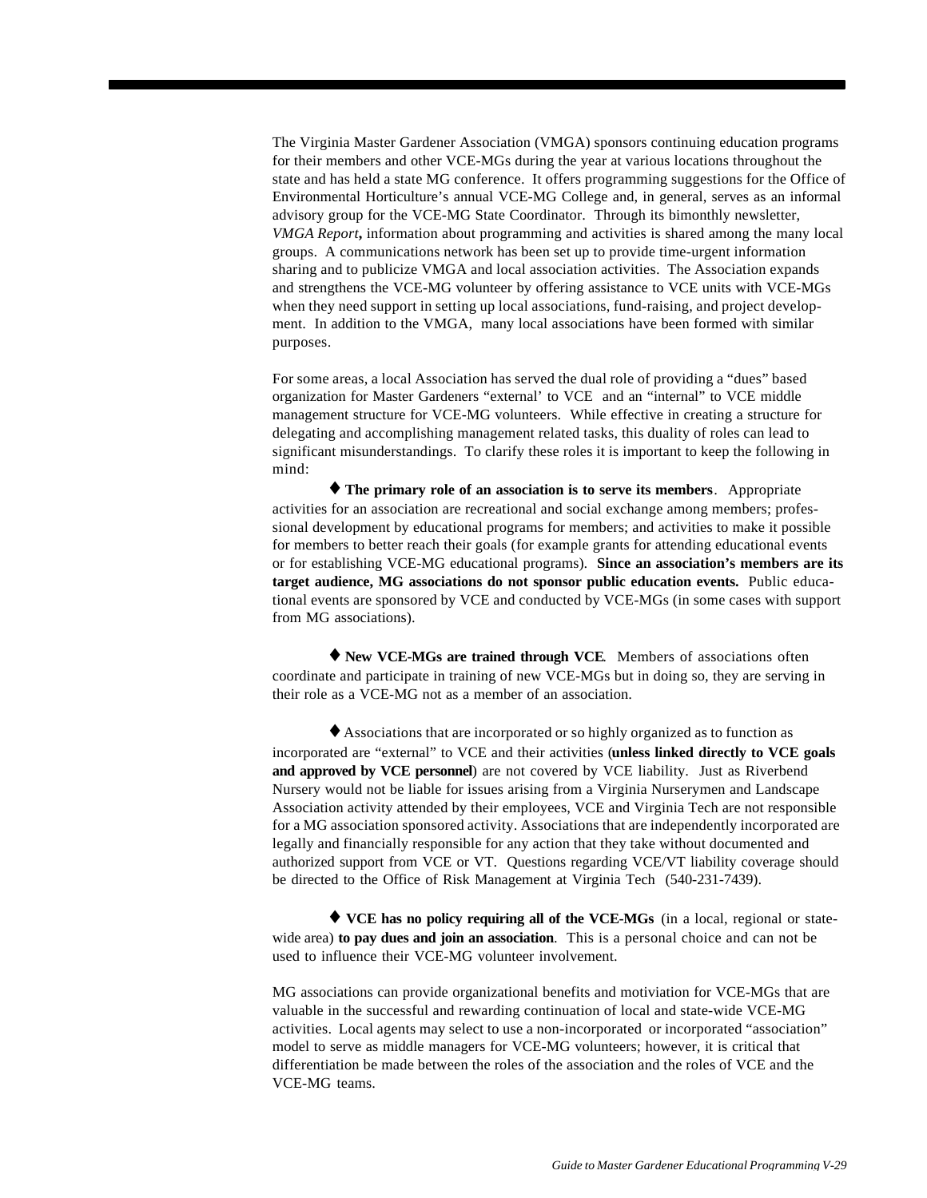The Virginia Master Gardener Association (VMGA) sponsors continuing education programs for their members and other VCE-MGs during the year at various locations throughout the state and has held a state MG conference. It offers programming suggestions for the Office of Environmental Horticulture's annual VCE-MG College and, in general, serves as an informal advisory group for the VCE-MG State Coordinator. Through its bimonthly newsletter, *VMGA Report***,** information about programming and activities is shared among the many local groups. A communications network has been set up to provide time-urgent information sharing and to publicize VMGA and local association activities. The Association expands and strengthens the VCE-MG volunteer by offering assistance to VCE units with VCE-MGs when they need support in setting up local associations, fund-raising, and project development. In addition to the VMGA, many local associations have been formed with similar purposes.

For some areas, a local Association has served the dual role of providing a "dues" based organization for Master Gardeners "external' to VCE and an "internal" to VCE middle management structure for VCE-MG volunteers. While effective in creating a structure for delegating and accomplishing management related tasks, this duality of roles can lead to significant misunderstandings. To clarify these roles it is important to keep the following in mind:

♦ **The primary role of an association is to serve its members**. Appropriate activities for an association are recreational and social exchange among members; professional development by educational programs for members; and activities to make it possible for members to better reach their goals (for example grants for attending educational events or for establishing VCE-MG educational programs). **Since an association's members are its target audience, MG associations do not sponsor public education events.** Public educational events are sponsored by VCE and conducted by VCE-MGs (in some cases with support from MG associations).

♦ **New VCE-MGs are trained through VCE**. Members of associations often coordinate and participate in training of new VCE-MGs but in doing so, they are serving in their role as a VCE-MG not as a member of an association.

♦ Associations that are incorporated or so highly organized as to function as incorporated are "external" to VCE and their activities (**unless linked directly to VCE goals and approved by VCE personnel**) are not covered by VCE liability. Just as Riverbend Nursery would not be liable for issues arising from a Virginia Nurserymen and Landscape Association activity attended by their employees, VCE and Virginia Tech are not responsible for a MG association sponsored activity. Associations that are independently incorporated are legally and financially responsible for any action that they take without documented and authorized support from VCE or VT. Questions regarding VCE/VT liability coverage should be directed to the Office of Risk Management at Virginia Tech (540-231-7439).

♦ **VCE has no policy requiring all of the VCE-MGs** (in a local, regional or state-wide area) **to pay dues and join an association**. This is a personal choice and can not be used to influence their VCE-MG volunteer involvement.

MG associations can provide organizational benefits and motiviation for VCE-MGs that are valuable in the successful and rewarding continuation of local and state-wide VCE-MG activities. Local agents may select to use a non-incorporated or incorporated "association" model to serve as middle managers for VCE-MG volunteers; however, it is critical that differentiation be made between the roles of the association and the roles of VCE and the VCE-MG teams.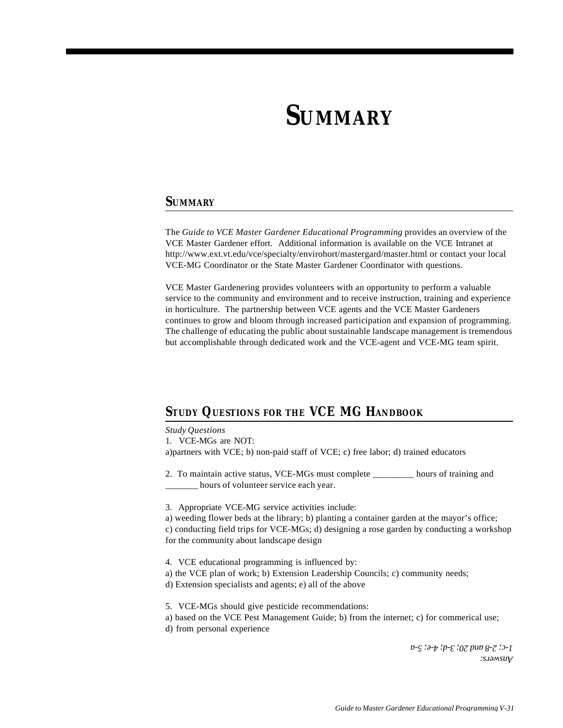# SUMMARY

## SUMMARY

The *Guide to VCE Master Gardener Educational Programming* provides an overview of the VCE Master Gardener effort. Additional information is available on the VCE Intranet at http://www.ext.vt.edu/vce/specialty/envirohort/mastergard/master.html or contact your local VCE-MG Coordinator or the State Master Gardener Coordinator with questions.

VCE Master Gardenering provides volunteers with an opportunity to perform a valuable service to the community and environment and to receive instruction, training and experience in horticulture. The partnership between VCE agents and the VCE Master Gardeners continues to grow and bloom through increased participation and expansion of programming. The challenge of educating the public about sustainable landscape management is tremendous but accomplishable through dedicated work and the VCE-agent and VCE-MG team spirit.

## STUDY QUESTIONS FOR THE VCE MG HANDBOOK

*Study Questions*

1. VCE-MGs are NOT:
a)partners with VCE; b) non-paid staff of VCE; c) free labor; d) trained educators

2. To maintain active status, VCE-MGs must complete _________ hours of training and _______ hours of volunteer service each year.

3. Appropriate VCE-MG service activities include:
a) weeding flower beds at the library; b) planting a container garden at the mayor's office; c) conducting field trips for VCE-MGs; d) designing a rose garden by conducting a workshop for the community about landscape design

4. VCE educational programming is influenced by:
a) the VCE plan of work; b) Extension Leadership Councils; c) community needs; d) Extension specialists and agents; e) all of the above

5. VCE-MGs should give pesticide recommendations:
a) based on the VCE Pest Management Guide; b) from the internet; c) for commerical use; d) from personal experience

*Answers:*
*1-c; 2-8 and 20; 3-d; 4-e; 5-a*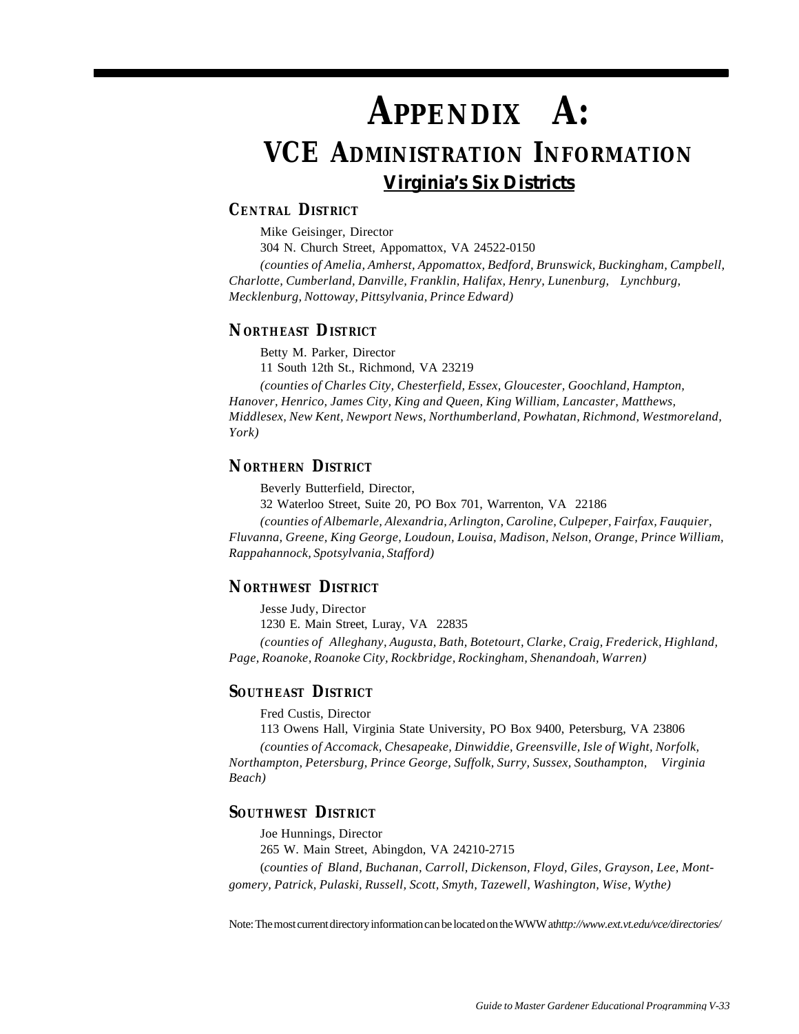# APPENDIX A:

# VCE ADMINISTRATION INFORMATION

## Virginia's Six Districts

### CENTRAL DISTRICT

Mike Geisinger, Director

304 N. Church Street, Appomattox, VA 24522-0150

*(counties of Amelia, Amherst, Appomattox, Bedford, Brunswick, Buckingham, Campbell, Charlotte, Cumberland, Danville, Franklin, Halifax, Henry, Lunenburg, Lynchburg, Mecklenburg, Nottoway, Pittsylvania, Prince Edward)*

### NORTHEAST DISTRICT

Betty M. Parker, Director

11 South 12th St., Richmond, VA 23219

*(counties of Charles City, Chesterfield, Essex, Gloucester, Goochland, Hampton, Hanover, Henrico, James City, King and Queen, King William, Lancaster, Matthews, Middlesex, New Kent, Newport News, Northumberland, Powhatan, Richmond, Westmoreland, York)*

### NORTHERN DISTRICT

Beverly Butterfield, Director,

32 Waterloo Street, Suite 20, PO Box 701, Warrenton, VA 22186

*(counties of Albemarle, Alexandria, Arlington, Caroline, Culpeper, Fairfax, Fauquier, Fluvanna, Greene, King George, Loudoun, Louisa, Madison, Nelson, Orange, Prince William, Rappahannock, Spotsylvania, Stafford)*

### NORTHWEST DISTRICT

Jesse Judy, Director

1230 E. Main Street, Luray, VA 22835

*(counties of Alleghany, Augusta, Bath, Botetourt, Clarke, Craig, Frederick, Highland, Page, Roanoke, Roanoke City, Rockbridge, Rockingham, Shenandoah, Warren)*

### SOUTHEAST DISTRICT

Fred Custis, Director

113 Owens Hall, Virginia State University, PO Box 9400, Petersburg, VA 23806

*(counties of Accomack, Chesapeake, Dinwiddie, Greensville, Isle of Wight, Norfolk, Northampton, Petersburg, Prince George, Suffolk, Surry, Sussex, Southampton, Virginia Beach)*

### SOUTHWEST DISTRICT

Joe Hunnings, Director

265 W. Main Street, Abingdon, VA 24210-2715

(*counties of Bland, Buchanan, Carroll, Dickenson, Floyd, Giles, Grayson, Lee, Montgomery, Patrick, Pulaski, Russell, Scott, Smyth, Tazewell, Washington, Wise, Wythe)*

Note: The most current directory information can be located on the WWW at *http://www.ext.vt.edu/vce/directories/*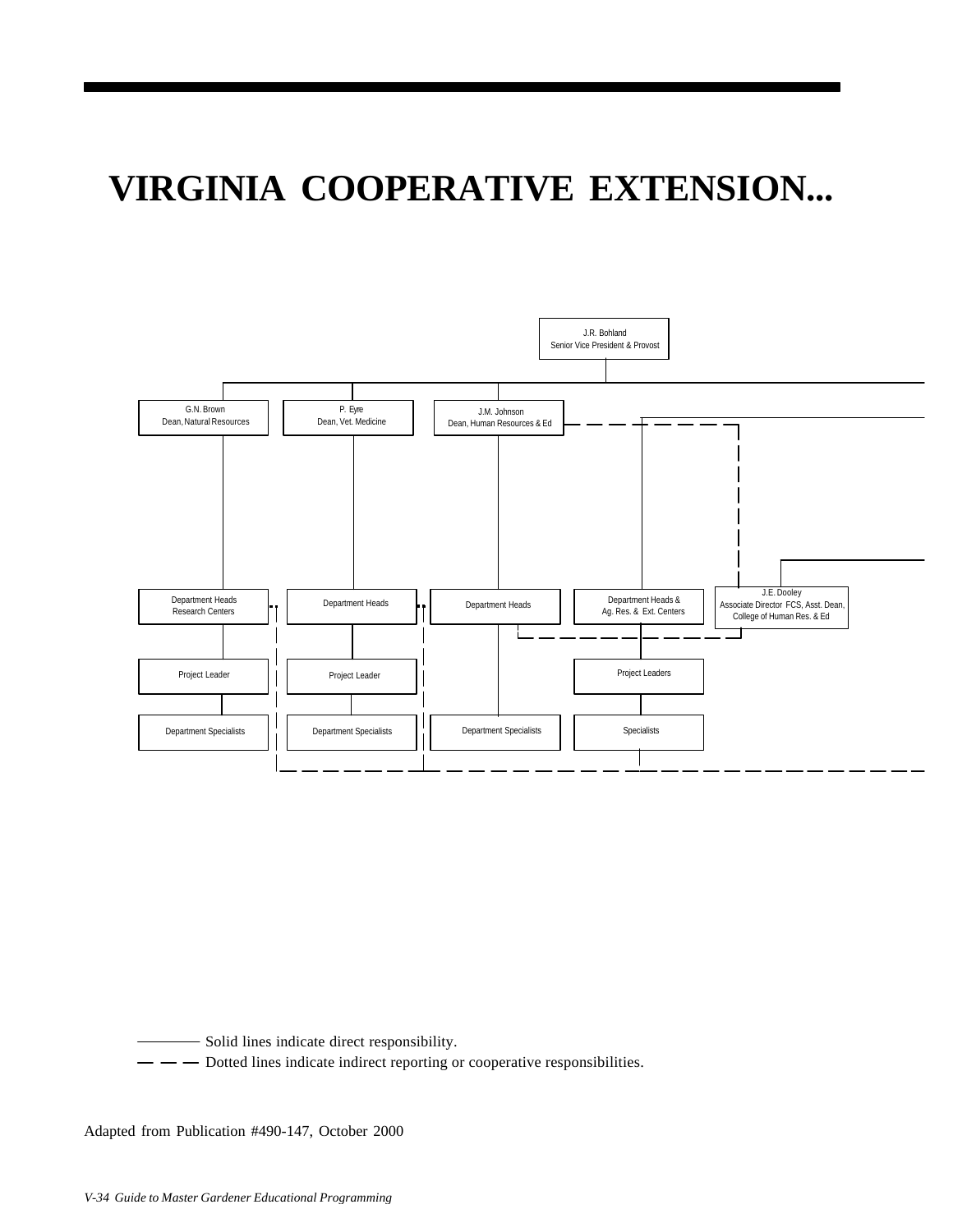# VIRGINIA COOPERATIVE EXTENSION...

J.R. Bohland
Senior Vice President & Provost

G.N. Brown
Dean, Natural Resources

P. Eyre
Dean, Vet. Medicine

J.M. Johnson
Dean, Human Resources & Ed

Department Heads
Research Centers

Department Heads

Department Heads

Department Heads &
Ag. Res. & Ext. Centers

J.E. Dooley
Associate Director FCS, Asst. Dean,
College of Human Res. & Ed

Project Leader

Project Leader

Project Leaders

Department Specialists

Department Specialists

Department Specialists

Specialists

——— Solid lines indicate direct responsibility.

— — — Dotted lines indicate indirect reporting or cooperative responsibilities.

Adapted from Publication #490-147, October 2000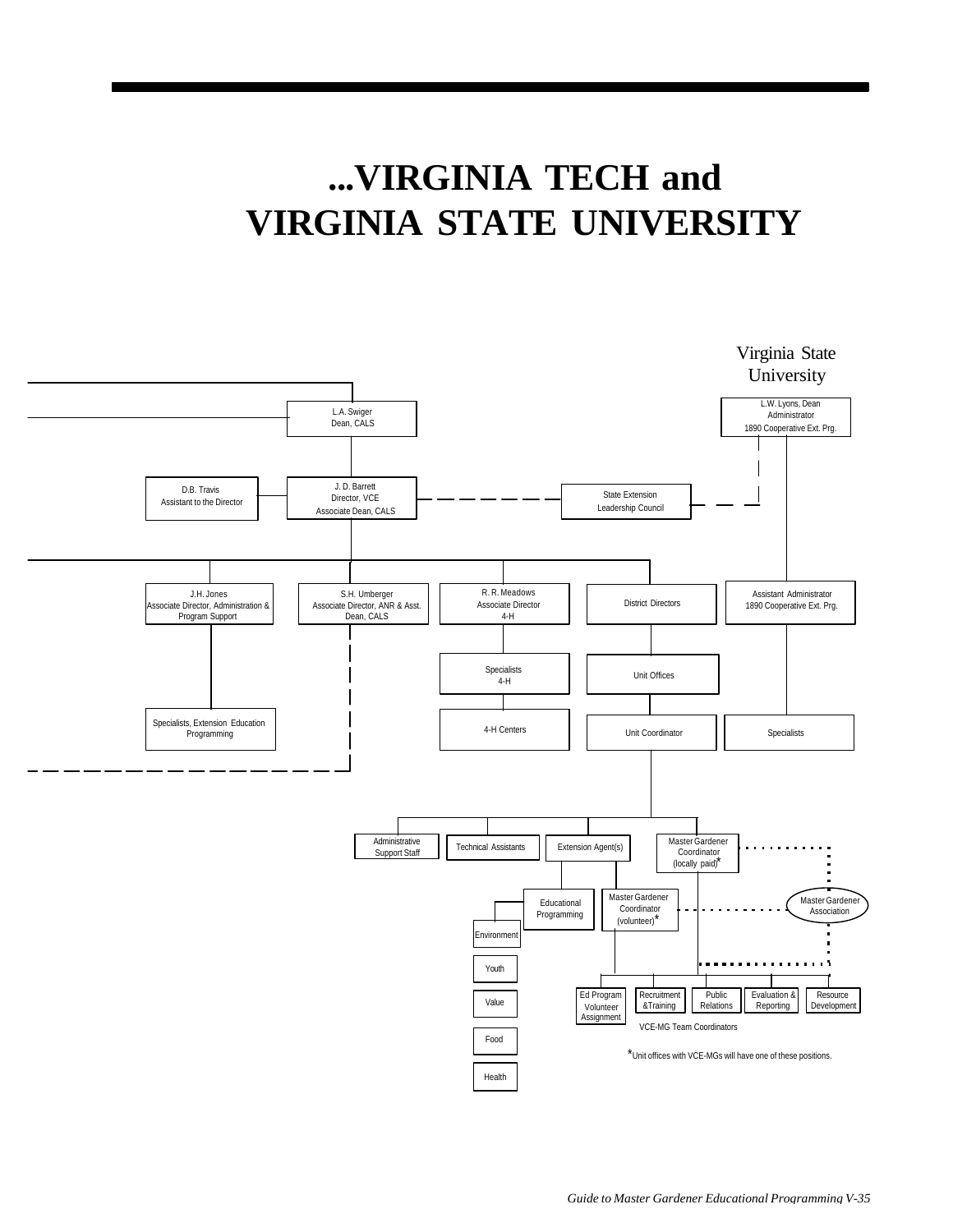# ...VIRGINIA TECH and VIRGINIA STATE UNIVERSITY

Virginia State University

L.W. Lyons, Dean
Administrator
1890 Cooperative Ext. Prg.

L.A. Swiger
Dean, CALS

D.B. Travis
Assistant to the Director

J. D. Barrett
Director, VCE
Associate Dean, CALS

State Extension
Leadership Council

J.H. Jones
Associate Director, Administration & Program Support

S.H. Umberger
Associate Director, ANR & Asst. Dean, CALS

R. R. Meadows
Associate Director
4-H

District Directors

Assistant Administrator
1890 Cooperative Ext. Prg.

Specialists
4-H

Unit Offices

Specialists, Extension Education Programming

4-H Centers

Unit Coordinator

Specialists

Administrative Support Staff

Technical Assistants

Extension Agent(s)

Master Gardener Coordinator (locally paid)*

Educational Programming

Master Gardener Coordinator (volunteer)*

Master Gardener Association

Environment

Youth

Value

Food

Health

Ed Program Volunteer Assignment

Recruitment &Training

Public Relations

Evaluation & Reporting

Resource Development

VCE-MG Team Coordinators

*Unit offices with VCE-MGs will have one of these positions.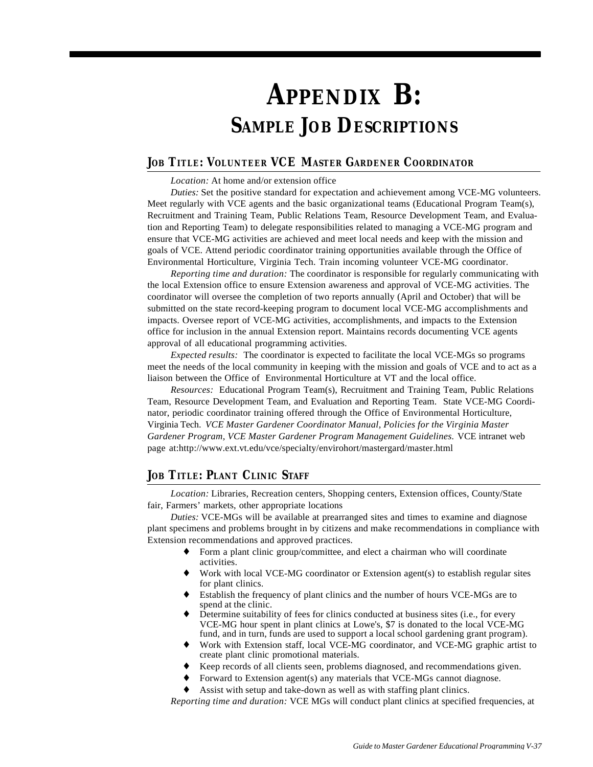# APPENDIX B: SAMPLE JOB DESCRIPTIONS

## JOB TITLE: VOLUNTEER VCE MASTER GARDENER COORDINATOR

*Location:* At home and/or extension office

*Duties:* Set the positive standard for expectation and achievement among VCE-MG volunteers. Meet regularly with VCE agents and the basic organizational teams (Educational Program Team(s), Recruitment and Training Team, Public Relations Team, Resource Development Team, and Evaluation and Reporting Team) to delegate responsibilities related to managing a VCE-MG program and ensure that VCE-MG activities are achieved and meet local needs and keep with the mission and goals of VCE. Attend periodic coordinator training opportunities available through the Office of Environmental Horticulture, Virginia Tech. Train incoming volunteer VCE-MG coordinator.

*Reporting time and duration:* The coordinator is responsible for regularly communicating with the local Extension office to ensure Extension awareness and approval of VCE-MG activities. The coordinator will oversee the completion of two reports annually (April and October) that will be submitted on the state record-keeping program to document local VCE-MG accomplishments and impacts. Oversee report of VCE-MG activities, accomplishments, and impacts to the Extension office for inclusion in the annual Extension report. Maintains records documenting VCE agents approval of all educational programming activities.

*Expected results:* The coordinator is expected to facilitate the local VCE-MGs so programs meet the needs of the local community in keeping with the mission and goals of VCE and to act as a liaison between the Office of Environmental Horticulture at VT and the local office.

*Resources:* Educational Program Team(s), Recruitment and Training Team, Public Relations Team, Resource Development Team, and Evaluation and Reporting Team. State VCE-MG Coordinator, periodic coordinator training offered through the Office of Environmental Horticulture, Virginia Tech. *VCE Master Gardener Coordinator Manual, Policies for the Virginia Master Gardener Program, VCE Master Gardener Program Management Guidelines.* VCE intranet web page at:http://www.ext.vt.edu/vce/specialty/envirohort/mastergard/master.html

## JOB TITLE: PLANT CLINIC STAFF

*Location:* Libraries, Recreation centers, Shopping centers, Extension offices, County/State fair, Farmers' markets, other appropriate locations

*Duties:* VCE-MGs will be available at prearranged sites and times to examine and diagnose plant specimens and problems brought in by citizens and make recommendations in compliance with Extension recommendations and approved practices.

- Form a plant clinic group/committee, and elect a chairman who will coordinate activities.
- Work with local VCE-MG coordinator or Extension agent(s) to establish regular sites for plant clinics.
- Establish the frequency of plant clinics and the number of hours VCE-MGs are to spend at the clinic.
- Determine suitability of fees for clinics conducted at business sites (i.e., for every VCE-MG hour spent in plant clinics at Lowe's, $7 is donated to the local VCE-MG fund, and in turn, funds are used to support a local school gardening grant program).
- Work with Extension staff, local VCE-MG coordinator, and VCE-MG graphic artist to create plant clinic promotional materials.
- Keep records of all clients seen, problems diagnosed, and recommendations given.
- Forward to Extension agent(s) any materials that VCE-MGs cannot diagnose.
- Assist with setup and take-down as well as with staffing plant clinics.

*Reporting time and duration:* VCE MGs will conduct plant clinics at specified frequencies, at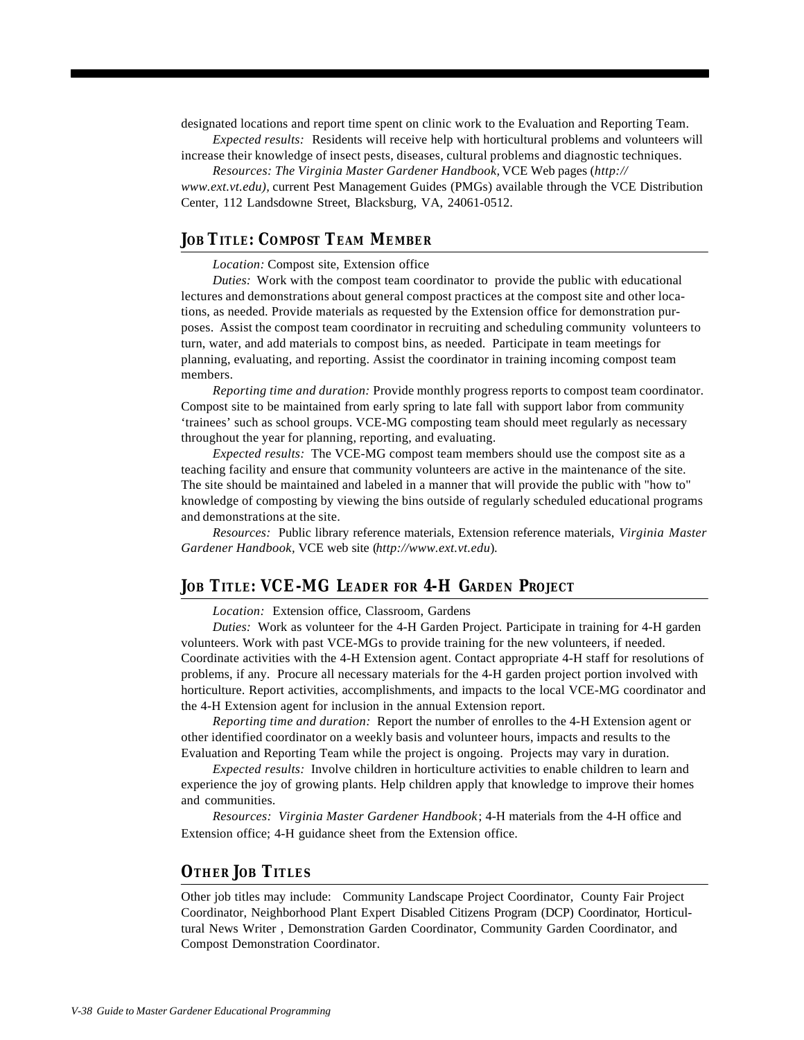designated locations and report time spent on clinic work to the Evaluation and Reporting Team.

*Expected results:* Residents will receive help with horticultural problems and volunteers will increase their knowledge of insect pests, diseases, cultural problems and diagnostic techniques.

*Resources: The Virginia Master Gardener Handbook,* VCE Web pages (*http://www.ext.vt.edu)*, current Pest Management Guides (PMGs) available through the VCE Distribution Center, 112 Landsdowne Street, Blacksburg, VA, 24061-0512.

## Job Title: Compost Team Member

*Location:* Compost site, Extension office

*Duties:* Work with the compost team coordinator to provide the public with educational lectures and demonstrations about general compost practices at the compost site and other locations, as needed. Provide materials as requested by the Extension office for demonstration purposes. Assist the compost team coordinator in recruiting and scheduling community volunteers to turn, water, and add materials to compost bins, as needed. Participate in team meetings for planning, evaluating, and reporting. Assist the coordinator in training incoming compost team members.

*Reporting time and duration:* Provide monthly progress reports to compost team coordinator. Compost site to be maintained from early spring to late fall with support labor from community 'trainees' such as school groups. VCE-MG composting team should meet regularly as necessary throughout the year for planning, reporting, and evaluating.

*Expected results:* The VCE-MG compost team members should use the compost site as a teaching facility and ensure that community volunteers are active in the maintenance of the site. The site should be maintained and labeled in a manner that will provide the public with "how to" knowledge of composting by viewing the bins outside of regularly scheduled educational programs and demonstrations at the site.

*Resources:* Public library reference materials, Extension reference materials, *Virginia Master Gardener Handbook*, VCE web site (*http://www.ext.vt.edu*).

## Job Title: VCE-MG Leader for 4-H Garden Project

*Location:* Extension office, Classroom, Gardens

*Duties:* Work as volunteer for the 4-H Garden Project. Participate in training for 4-H garden volunteers. Work with past VCE-MGs to provide training for the new volunteers, if needed. Coordinate activities with the 4-H Extension agent. Contact appropriate 4-H staff for resolutions of problems, if any. Procure all necessary materials for the 4-H garden project portion involved with horticulture. Report activities, accomplishments, and impacts to the local VCE-MG coordinator and the 4-H Extension agent for inclusion in the annual Extension report.

*Reporting time and duration:* Report the number of enrolles to the 4-H Extension agent or other identified coordinator on a weekly basis and volunteer hours, impacts and results to the Evaluation and Reporting Team while the project is ongoing. Projects may vary in duration.

*Expected results:* Involve children in horticulture activities to enable children to learn and experience the joy of growing plants. Help children apply that knowledge to improve their homes and communities.

*Resources: Virginia Master Gardener Handbook*; 4-H materials from the 4-H office and Extension office; 4-H guidance sheet from the Extension office.

## Other Job Titles

Other job titles may include: Community Landscape Project Coordinator, County Fair Project Coordinator, Neighborhood Plant Expert Disabled Citizens Program (DCP) Coordinator, Horticultural News Writer , Demonstration Garden Coordinator, Community Garden Coordinator, and Compost Demonstration Coordinator.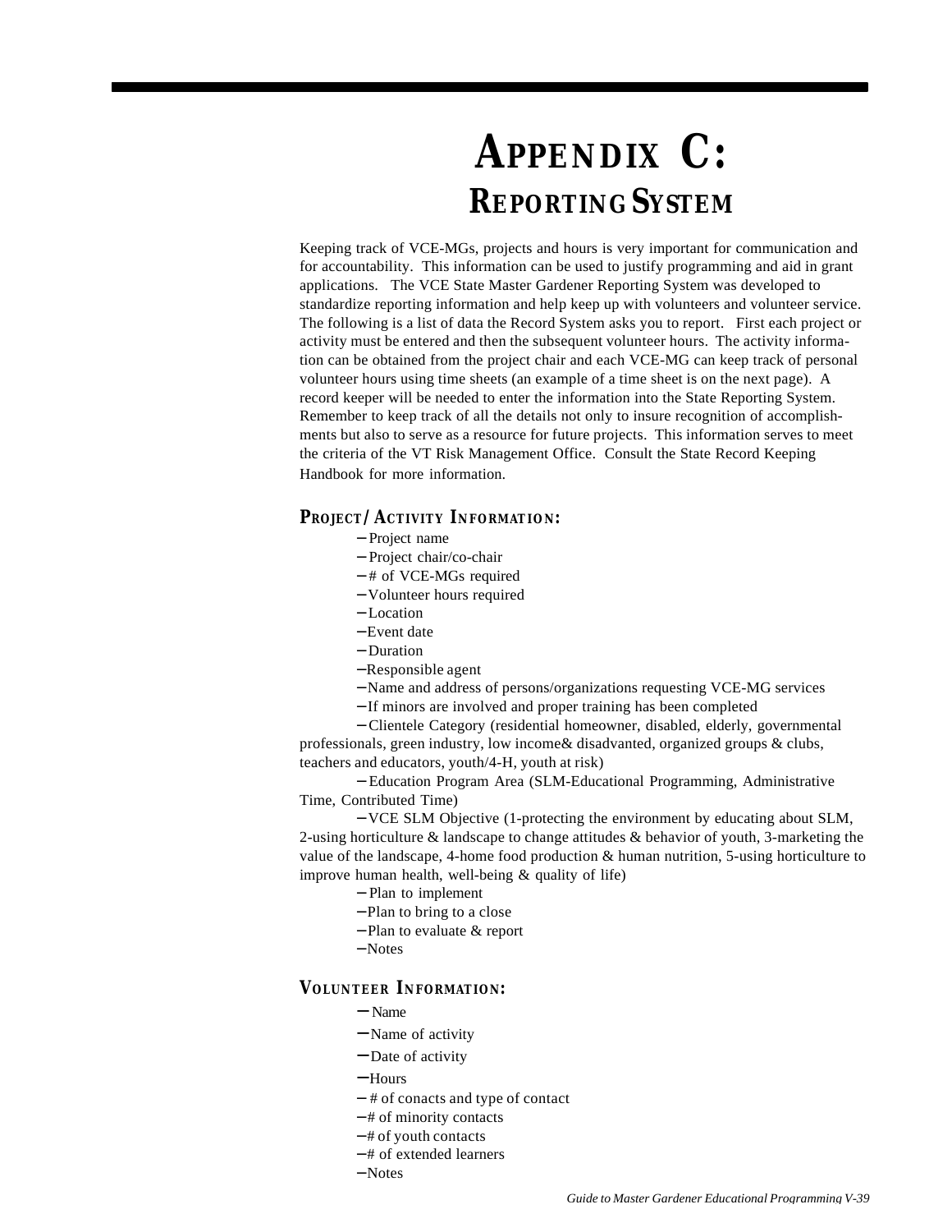# APPENDIX C:
## REPORTING SYSTEM

Keeping track of VCE-MGs, projects and hours is very important for communication and for accountability. This information can be used to justify programming and aid in grant applications. The VCE State Master Gardener Reporting System was developed to standardize reporting information and help keep up with volunteers and volunteer service. The following is a list of data the Record System asks you to report. First each project or activity must be entered and then the subsequent volunteer hours. The activity information can be obtained from the project chair and each VCE-MG can keep track of personal volunteer hours using time sheets (an example of a time sheet is on the next page). A record keeper will be needed to enter the information into the State Reporting System. Remember to keep track of all the details not only to insure recognition of accomplishments but also to serve as a resource for future projects. This information serves to meet the criteria of the VT Risk Management Office. Consult the State Record Keeping Handbook for more information.

### PROJECT/ACTIVITY INFORMATION:

- Project name
- Project chair/co-chair
- # of VCE-MGs required
- Volunteer hours required
- Location
- Event date
- Duration
- Responsible agent
- Name and address of persons/organizations requesting VCE-MG services
- If minors are involved and proper training has been completed
- Clientele Category (residential homeowner, disabled, elderly, governmental professionals, green industry, low income& disadvanted, organized groups & clubs, teachers and educators, youth/4-H, youth at risk)
- Education Program Area (SLM-Educational Programming, Administrative Time, Contributed Time)
- VCE SLM Objective (1-protecting the environment by educating about SLM, 2-using horticulture & landscape to change attitudes & behavior of youth, 3-marketing the value of the landscape, 4-home food production & human nutrition, 5-using horticulture to improve human health, well-being & quality of life)
- Plan to implement
- Plan to bring to a close
- Plan to evaluate & report
- Notes

### VOLUNTEER INFORMATION:

- Name
- Name of activity
- Date of activity
- Hours
- # of conacts and type of contact
- # of minority contacts
- # of youth contacts
- # of extended learners
- Notes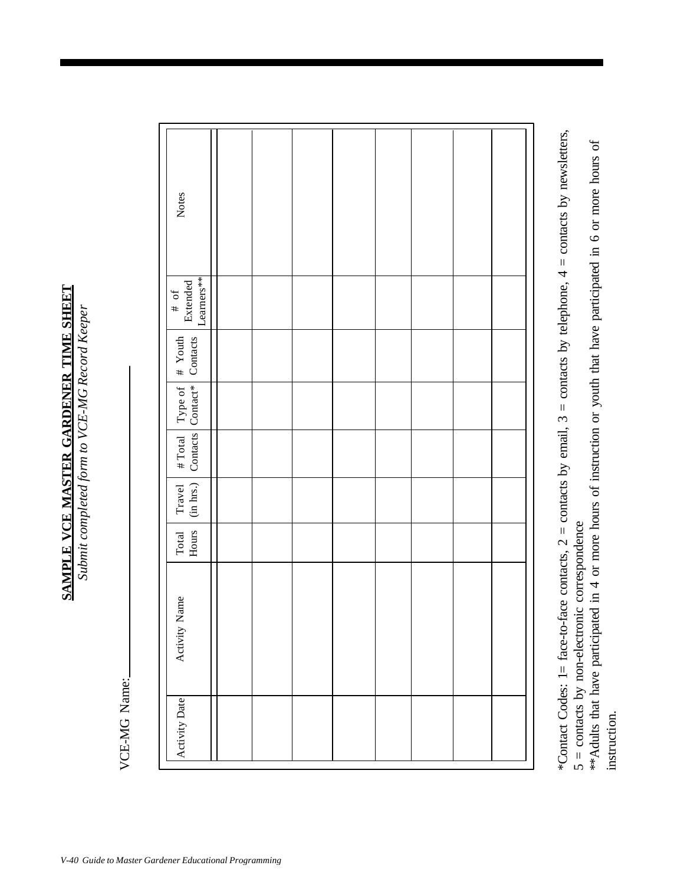# SAMPLE VCE MASTER GARDENER TIME SHEET

*Submit completed form to VCE-MG Record Keeper*

VCE-MG Name: ______________________________

| Activity Date | Activity Name | Total Hours | Travel (in hrs.) | # Total Contacts | Type of Contact* | # Youth Contacts | # of Extended Learners** | Notes |
|---|---|---|---|---|---|---|---|---|
| | | | | | | | | |
| | | | | | | | | |
| | | | | | | | | |
| | | | | | | | | |
| | | | | | | | | |
| | | | | | | | | |
| | | | | | | | | |
| | | | | | | | | |

*Contact Codes: 1= face-to-face contacts, 2 = contacts by email, 3 = contacts by telephone, 4 = contacts by newsletters, 5 = contacts by non-electronic correspondence

**Adults that have participated in 4 or more hours of instruction or youth that have participated in 6 or more hours of instruction.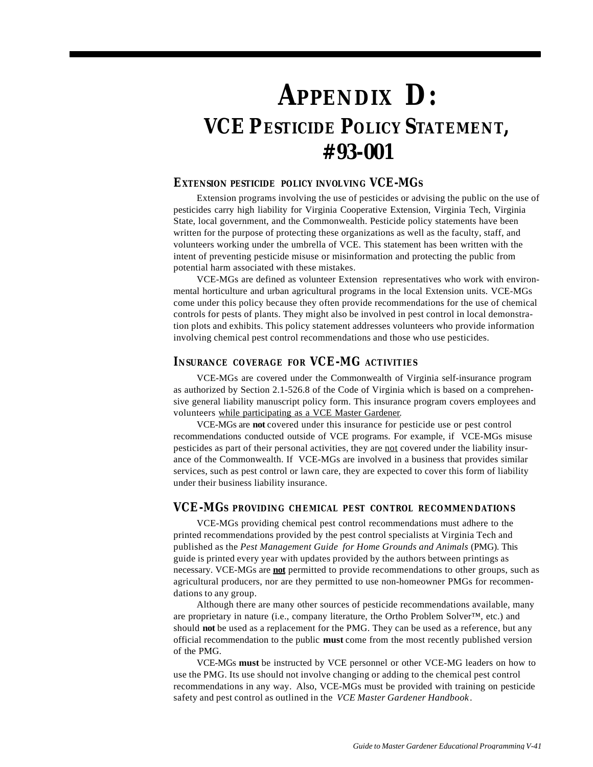# APPENDIX D: VCE PESTICIDE POLICY STATEMENT, #93-001

## EXTENSION PESTICIDE POLICY INVOLVING VCE-MGS

Extension programs involving the use of pesticides or advising the public on the use of pesticides carry high liability for Virginia Cooperative Extension, Virginia Tech, Virginia State, local government, and the Commonwealth. Pesticide policy statements have been written for the purpose of protecting these organizations as well as the faculty, staff, and volunteers working under the umbrella of VCE. This statement has been written with the intent of preventing pesticide misuse or misinformation and protecting the public from potential harm associated with these mistakes.

VCE-MGs are defined as volunteer Extension representatives who work with environmental horticulture and urban agricultural programs in the local Extension units. VCE-MGs come under this policy because they often provide recommendations for the use of chemical controls for pests of plants. They might also be involved in pest control in local demonstration plots and exhibits. This policy statement addresses volunteers who provide information involving chemical pest control recommendations and those who use pesticides.

## INSURANCE COVERAGE FOR VCE-MG ACTIVITIES

VCE-MGs are covered under the Commonwealth of Virginia self-insurance program as authorized by Section 2.1-526.8 of the Code of Virginia which is based on a comprehensive general liability manuscript policy form. This insurance program covers employees and volunteers <u>while participating as a VCE Master Gardener</u>.

VCE-MGs are **not** covered under this insurance for pesticide use or pest control recommendations conducted outside of VCE programs. For example, if VCE-MGs misuse pesticides as part of their personal activities, they are <u>not</u> covered under the liability insurance of the Commonwealth. If VCE-MGs are involved in a business that provides similar services, such as pest control or lawn care, they are expected to cover this form of liability under their business liability insurance.

## VCE-MGS PROVIDING CHEMICAL PEST CONTROL RECOMMENDATIONS

VCE-MGs providing chemical pest control recommendations must adhere to the printed recommendations provided by the pest control specialists at Virginia Tech and published as the *Pest Management Guide for Home Grounds and Animals* (PMG). This guide is printed every year with updates provided by the authors between printings as necessary. VCE-MGs are <u>**not**</u> permitted to provide recommendations to other groups, such as agricultural producers, nor are they permitted to use non-homeowner PMGs for recommendations to any group.

Although there are many other sources of pesticide recommendations available, many are proprietary in nature (i.e., company literature, the Ortho Problem Solver™, etc.) and should **not** be used as a replacement for the PMG. They can be used as a reference, but any official recommendation to the public **must** come from the most recently published version of the PMG.

VCE-MGs **must** be instructed by VCE personnel or other VCE-MG leaders on how to use the PMG. Its use should not involve changing or adding to the chemical pest control recommendations in any way. Also, VCE-MGs must be provided with training on pesticide safety and pest control as outlined in the *VCE Master Gardener Handbook*.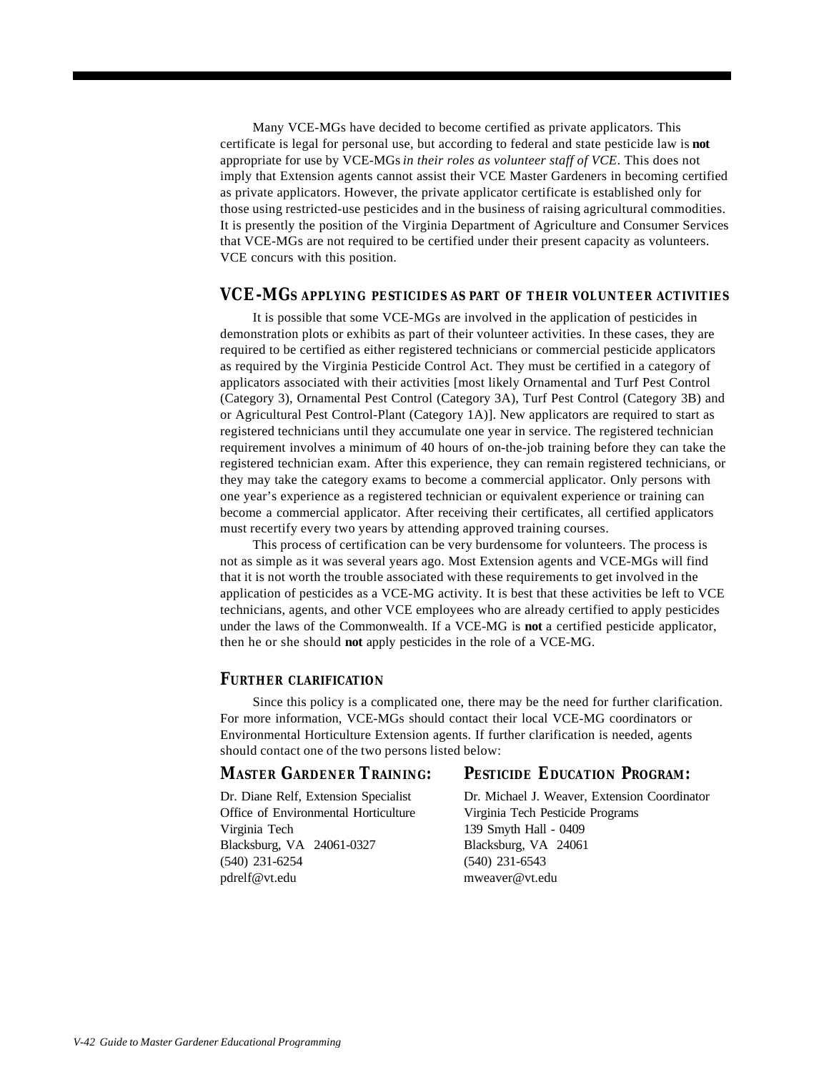Many VCE-MGs have decided to become certified as private applicators. This certificate is legal for personal use, but according to federal and state pesticide law is **not** appropriate for use by VCE-MGs *in their roles as volunteer staff of VCE*. This does not imply that Extension agents cannot assist their VCE Master Gardeners in becoming certified as private applicators. However, the private applicator certificate is established only for those using restricted-use pesticides and in the business of raising agricultural commodities. It is presently the position of the Virginia Department of Agriculture and Consumer Services that VCE-MGs are not required to be certified under their present capacity as volunteers. VCE concurs with this position.

## VCE-MGs applying pesticides as part of their volunteer activities

It is possible that some VCE-MGs are involved in the application of pesticides in demonstration plots or exhibits as part of their volunteer activities. In these cases, they are required to be certified as either registered technicians or commercial pesticide applicators as required by the Virginia Pesticide Control Act. They must be certified in a category of applicators associated with their activities [most likely Ornamental and Turf Pest Control (Category 3), Ornamental Pest Control (Category 3A), Turf Pest Control (Category 3B) and or Agricultural Pest Control-Plant (Category 1A)]. New applicators are required to start as registered technicians until they accumulate one year in service. The registered technician requirement involves a minimum of 40 hours of on-the-job training before they can take the registered technician exam. After this experience, they can remain registered technicians, or they may take the category exams to become a commercial applicator. Only persons with one year's experience as a registered technician or equivalent experience or training can become a commercial applicator. After receiving their certificates, all certified applicators must recertify every two years by attending approved training courses.

This process of certification can be very burdensome for volunteers. The process is not as simple as it was several years ago. Most Extension agents and VCE-MGs will find that it is not worth the trouble associated with these requirements to get involved in the application of pesticides as a VCE-MG activity. It is best that these activities be left to VCE technicians, agents, and other VCE employees who are already certified to apply pesticides under the laws of the Commonwealth. If a VCE-MG is **not** a certified pesticide applicator, then he or she should **not** apply pesticides in the role of a VCE-MG.

## Further clarification

Since this policy is a complicated one, there may be the need for further clarification. For more information, VCE-MGs should contact their local VCE-MG coordinators or Environmental Horticulture Extension agents. If further clarification is needed, agents should contact one of the two persons listed below:

### Master Gardener Training:

Dr. Diane Relf, Extension Specialist
Office of Environmental Horticulture
Virginia Tech
Blacksburg, VA 24061-0327
(540) 231-6254
pdrelf@vt.edu

### Pesticide Education Program:

Dr. Michael J. Weaver, Extension Coordinator
Virginia Tech Pesticide Programs
139 Smyth Hall - 0409
Blacksburg, VA 24061
(540) 231-6543
mweaver@vt.edu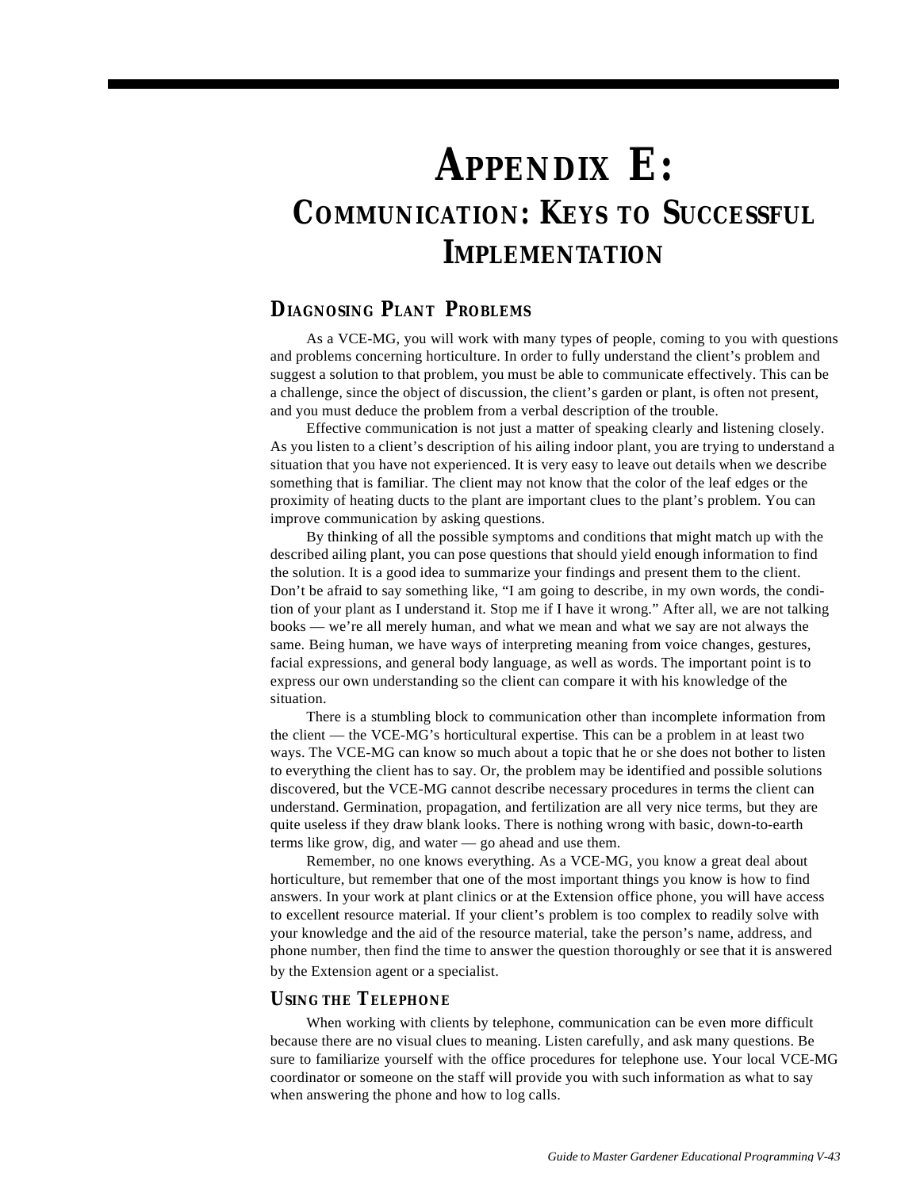# APPENDIX E: COMMUNICATION: KEYS TO SUCCESSFUL IMPLEMENTATION

## DIAGNOSING PLANT PROBLEMS

As a VCE-MG, you will work with many types of people, coming to you with questions and problems concerning horticulture. In order to fully understand the client's problem and suggest a solution to that problem, you must be able to communicate effectively. This can be a challenge, since the object of discussion, the client's garden or plant, is often not present, and you must deduce the problem from a verbal description of the trouble.

Effective communication is not just a matter of speaking clearly and listening closely. As you listen to a client's description of his ailing indoor plant, you are trying to understand a situation that you have not experienced. It is very easy to leave out details when we describe something that is familiar. The client may not know that the color of the leaf edges or the proximity of heating ducts to the plant are important clues to the plant's problem. You can improve communication by asking questions.

By thinking of all the possible symptoms and conditions that might match up with the described ailing plant, you can pose questions that should yield enough information to find the solution. It is a good idea to summarize your findings and present them to the client. Don't be afraid to say something like, "I am going to describe, in my own words, the condition of your plant as I understand it. Stop me if I have it wrong." After all, we are not talking books — we're all merely human, and what we mean and what we say are not always the same. Being human, we have ways of interpreting meaning from voice changes, gestures, facial expressions, and general body language, as well as words. The important point is to express our own understanding so the client can compare it with his knowledge of the situation.

There is a stumbling block to communication other than incomplete information from the client — the VCE-MG's horticultural expertise. This can be a problem in at least two ways. The VCE-MG can know so much about a topic that he or she does not bother to listen to everything the client has to say. Or, the problem may be identified and possible solutions discovered, but the VCE-MG cannot describe necessary procedures in terms the client can understand. Germination, propagation, and fertilization are all very nice terms, but they are quite useless if they draw blank looks. There is nothing wrong with basic, down-to-earth terms like grow, dig, and water — go ahead and use them.

Remember, no one knows everything. As a VCE-MG, you know a great deal about horticulture, but remember that one of the most important things you know is how to find answers. In your work at plant clinics or at the Extension office phone, you will have access to excellent resource material. If your client's problem is too complex to readily solve with your knowledge and the aid of the resource material, take the person's name, address, and phone number, then find the time to answer the question thoroughly or see that it is answered by the Extension agent or a specialist.

## USING THE TELEPHONE

When working with clients by telephone, communication can be even more difficult because there are no visual clues to meaning. Listen carefully, and ask many questions. Be sure to familiarize yourself with the office procedures for telephone use. Your local VCE-MG coordinator or someone on the staff will provide you with such information as what to say when answering the phone and how to log calls.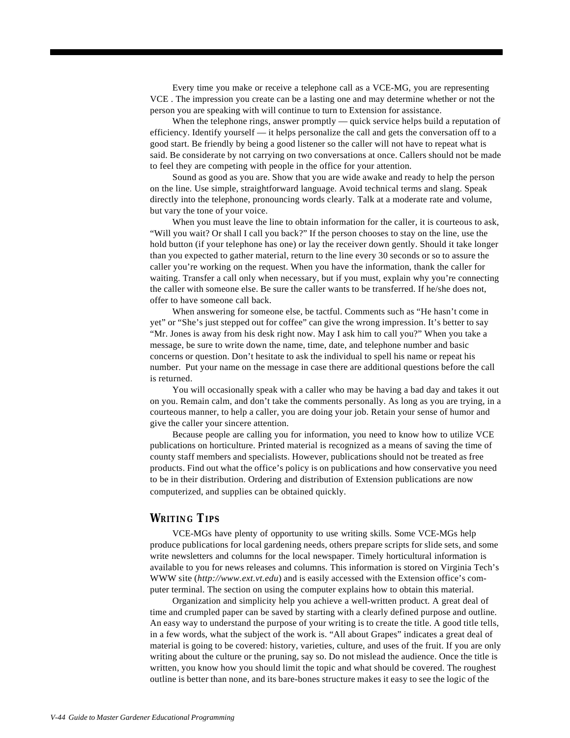Every time you make or receive a telephone call as a VCE-MG, you are representing VCE . The impression you create can be a lasting one and may determine whether or not the person you are speaking with will continue to turn to Extension for assistance.

When the telephone rings, answer promptly — quick service helps build a reputation of efficiency. Identify yourself — it helps personalize the call and gets the conversation off to a good start. Be friendly by being a good listener so the caller will not have to repeat what is said. Be considerate by not carrying on two conversations at once. Callers should not be made to feel they are competing with people in the office for your attention.

Sound as good as you are. Show that you are wide awake and ready to help the person on the line. Use simple, straightforward language. Avoid technical terms and slang. Speak directly into the telephone, pronouncing words clearly. Talk at a moderate rate and volume, but vary the tone of your voice.

When you must leave the line to obtain information for the caller, it is courteous to ask, "Will you wait? Or shall I call you back?" If the person chooses to stay on the line, use the hold button (if your telephone has one) or lay the receiver down gently. Should it take longer than you expected to gather material, return to the line every 30 seconds or so to assure the caller you're working on the request. When you have the information, thank the caller for waiting. Transfer a call only when necessary, but if you must, explain why you're connecting the caller with someone else. Be sure the caller wants to be transferred. If he/she does not, offer to have someone call back.

When answering for someone else, be tactful. Comments such as "He hasn't come in yet" or "She's just stepped out for coffee" can give the wrong impression. It's better to say "Mr. Jones is away from his desk right now. May I ask him to call you?" When you take a message, be sure to write down the name, time, date, and telephone number and basic concerns or question. Don't hesitate to ask the individual to spell his name or repeat his number. Put your name on the message in case there are additional questions before the call is returned.

You will occasionally speak with a caller who may be having a bad day and takes it out on you. Remain calm, and don't take the comments personally. As long as you are trying, in a courteous manner, to help a caller, you are doing your job. Retain your sense of humor and give the caller your sincere attention.

Because people are calling you for information, you need to know how to utilize VCE publications on horticulture. Printed material is recognized as a means of saving the time of county staff members and specialists. However, publications should not be treated as free products. Find out what the office's policy is on publications and how conservative you need to be in their distribution. Ordering and distribution of Extension publications are now computerized, and supplies can be obtained quickly.

## WRITING TIPS

VCE-MGs have plenty of opportunity to use writing skills. Some VCE-MGs help produce publications for local gardening needs, others prepare scripts for slide sets, and some write newsletters and columns for the local newspaper. Timely horticultural information is available to you for news releases and columns. This information is stored on Virginia Tech's WWW site (*http://www.ext.vt.edu*) and is easily accessed with the Extension office's computer terminal. The section on using the computer explains how to obtain this material.

Organization and simplicity help you achieve a well-written product. A great deal of time and crumpled paper can be saved by starting with a clearly defined purpose and outline. An easy way to understand the purpose of your writing is to create the title. A good title tells, in a few words, what the subject of the work is. "All about Grapes" indicates a great deal of material is going to be covered: history, varieties, culture, and uses of the fruit. If you are only writing about the culture or the pruning, say so. Do not mislead the audience. Once the title is written, you know how you should limit the topic and what should be covered. The roughest outline is better than none, and its bare-bones structure makes it easy to see the logic of the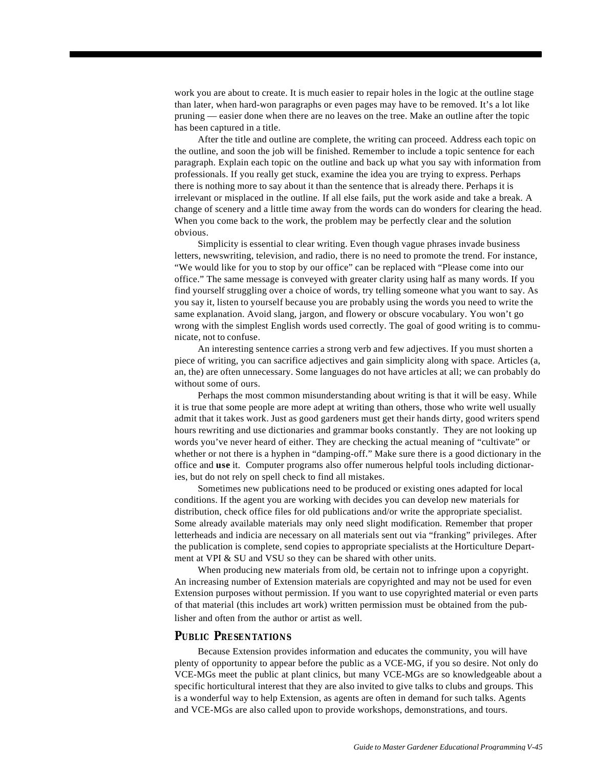work you are about to create. It is much easier to repair holes in the logic at the outline stage than later, when hard-won paragraphs or even pages may have to be removed. It's a lot like pruning — easier done when there are no leaves on the tree. Make an outline after the topic has been captured in a title.

After the title and outline are complete, the writing can proceed. Address each topic on the outline, and soon the job will be finished. Remember to include a topic sentence for each paragraph. Explain each topic on the outline and back up what you say with information from professionals. If you really get stuck, examine the idea you are trying to express. Perhaps there is nothing more to say about it than the sentence that is already there. Perhaps it is irrelevant or misplaced in the outline. If all else fails, put the work aside and take a break. A change of scenery and a little time away from the words can do wonders for clearing the head. When you come back to the work, the problem may be perfectly clear and the solution obvious.

Simplicity is essential to clear writing. Even though vague phrases invade business letters, newswriting, television, and radio, there is no need to promote the trend. For instance, "We would like for you to stop by our office" can be replaced with "Please come into our office." The same message is conveyed with greater clarity using half as many words. If you find yourself struggling over a choice of words, try telling someone what you want to say. As you say it, listen to yourself because you are probably using the words you need to write the same explanation. Avoid slang, jargon, and flowery or obscure vocabulary. You won't go wrong with the simplest English words used correctly. The goal of good writing is to communicate, not to confuse.

An interesting sentence carries a strong verb and few adjectives. If you must shorten a piece of writing, you can sacrifice adjectives and gain simplicity along with space. Articles (a, an, the) are often unnecessary. Some languages do not have articles at all; we can probably do without some of ours.

Perhaps the most common misunderstanding about writing is that it will be easy. While it is true that some people are more adept at writing than others, those who write well usually admit that it takes work. Just as good gardeners must get their hands dirty, good writers spend hours rewriting and use dictionaries and grammar books constantly. They are not looking up words you've never heard of either. They are checking the actual meaning of "cultivate" or whether or not there is a hyphen in "damping-off." Make sure there is a good dictionary in the office and **use** it. Computer programs also offer numerous helpful tools including dictionaries, but do not rely on spell check to find all mistakes.

Sometimes new publications need to be produced or existing ones adapted for local conditions. If the agent you are working with decides you can develop new materials for distribution, check office files for old publications and/or write the appropriate specialist. Some already available materials may only need slight modification. Remember that proper letterheads and indicia are necessary on all materials sent out via "franking" privileges. After the publication is complete, send copies to appropriate specialists at the Horticulture Department at VPI & SU and VSU so they can be shared with other units.

When producing new materials from old, be certain not to infringe upon a copyright. An increasing number of Extension materials are copyrighted and may not be used for even Extension purposes without permission. If you want to use copyrighted material or even parts of that material (this includes art work) written permission must be obtained from the publisher and often from the author or artist as well.

## PUBLIC PRESENTATIONS

Because Extension provides information and educates the community, you will have plenty of opportunity to appear before the public as a VCE-MG, if you so desire. Not only do VCE-MGs meet the public at plant clinics, but many VCE-MGs are so knowledgeable about a specific horticultural interest that they are also invited to give talks to clubs and groups. This is a wonderful way to help Extension, as agents are often in demand for such talks. Agents and VCE-MGs are also called upon to provide workshops, demonstrations, and tours.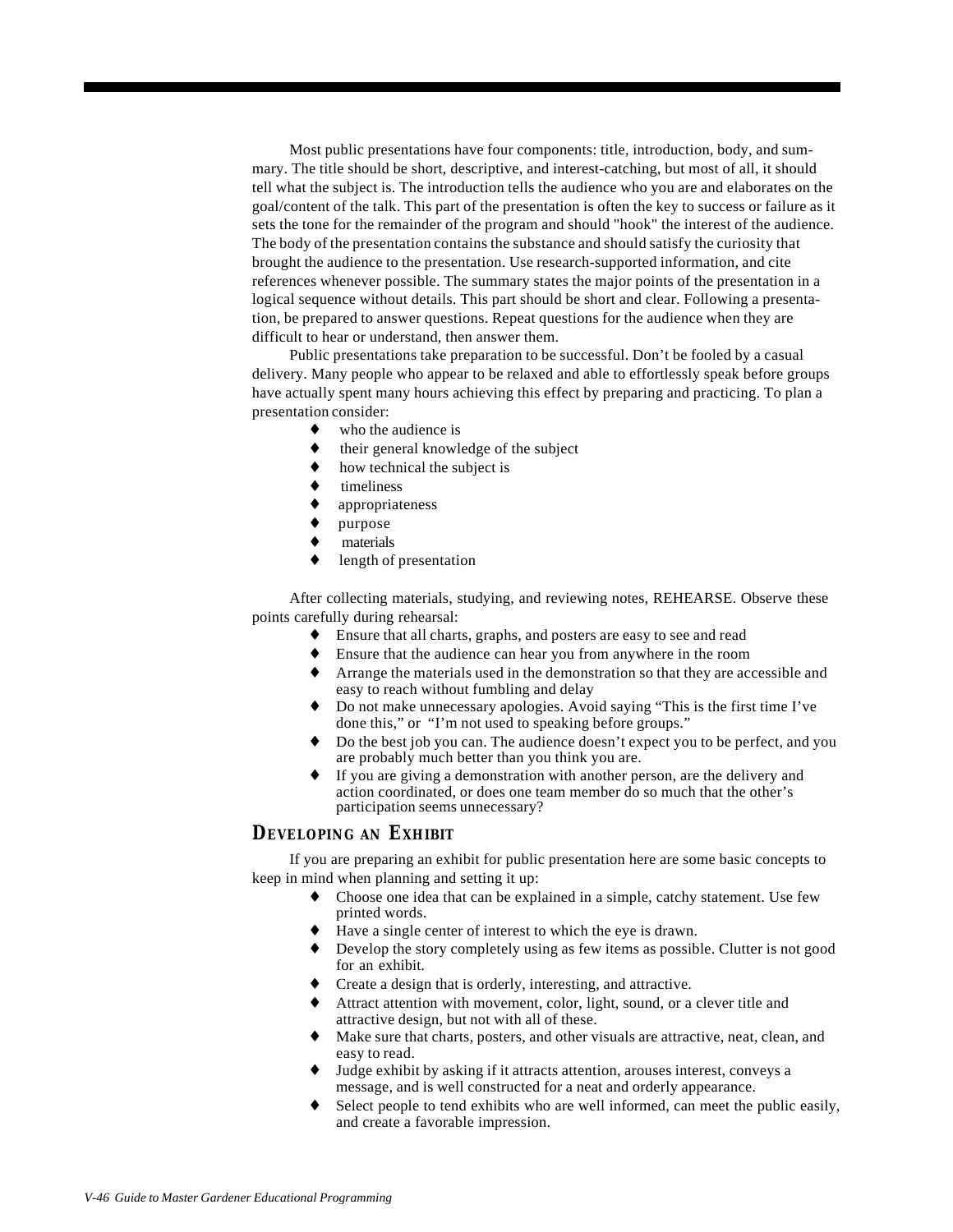Most public presentations have four components: title, introduction, body, and summary. The title should be short, descriptive, and interest-catching, but most of all, it should tell what the subject is. The introduction tells the audience who you are and elaborates on the goal/content of the talk. This part of the presentation is often the key to success or failure as it sets the tone for the remainder of the program and should "hook" the interest of the audience. The body of the presentation contains the substance and should satisfy the curiosity that brought the audience to the presentation. Use research-supported information, and cite references whenever possible. The summary states the major points of the presentation in a logical sequence without details. This part should be short and clear. Following a presentation, be prepared to answer questions. Repeat questions for the audience when they are difficult to hear or understand, then answer them.

Public presentations take preparation to be successful. Don't be fooled by a casual delivery. Many people who appear to be relaxed and able to effortlessly speak before groups have actually spent many hours achieving this effect by preparing and practicing. To plan a presentation consider:

- who the audience is
- their general knowledge of the subject
- how technical the subject is
- timeliness
- appropriateness
- purpose
- materials
- length of presentation

After collecting materials, studying, and reviewing notes, REHEARSE. Observe these points carefully during rehearsal:

- Ensure that all charts, graphs, and posters are easy to see and read
- Ensure that the audience can hear you from anywhere in the room
- Arrange the materials used in the demonstration so that they are accessible and easy to reach without fumbling and delay
- Do not make unnecessary apologies. Avoid saying "This is the first time I've done this," or "I'm not used to speaking before groups."
- Do the best job you can. The audience doesn't expect you to be perfect, and you are probably much better than you think you are.
- If you are giving a demonstration with another person, are the delivery and action coordinated, or does one team member do so much that the other's participation seems unnecessary?

## *Developing an Exhibit*

If you are preparing an exhibit for public presentation here are some basic concepts to keep in mind when planning and setting it up:

- Choose one idea that can be explained in a simple, catchy statement. Use few printed words.
- Have a single center of interest to which the eye is drawn.
- Develop the story completely using as few items as possible. Clutter is not good for an exhibit.
- Create a design that is orderly, interesting, and attractive.
- Attract attention with movement, color, light, sound, or a clever title and attractive design, but not with all of these.
- Make sure that charts, posters, and other visuals are attractive, neat, clean, and easy to read.
- Judge exhibit by asking if it attracts attention, arouses interest, conveys a message, and is well constructed for a neat and orderly appearance.
- Select people to tend exhibits who are well informed, can meet the public easily, and create a favorable impression.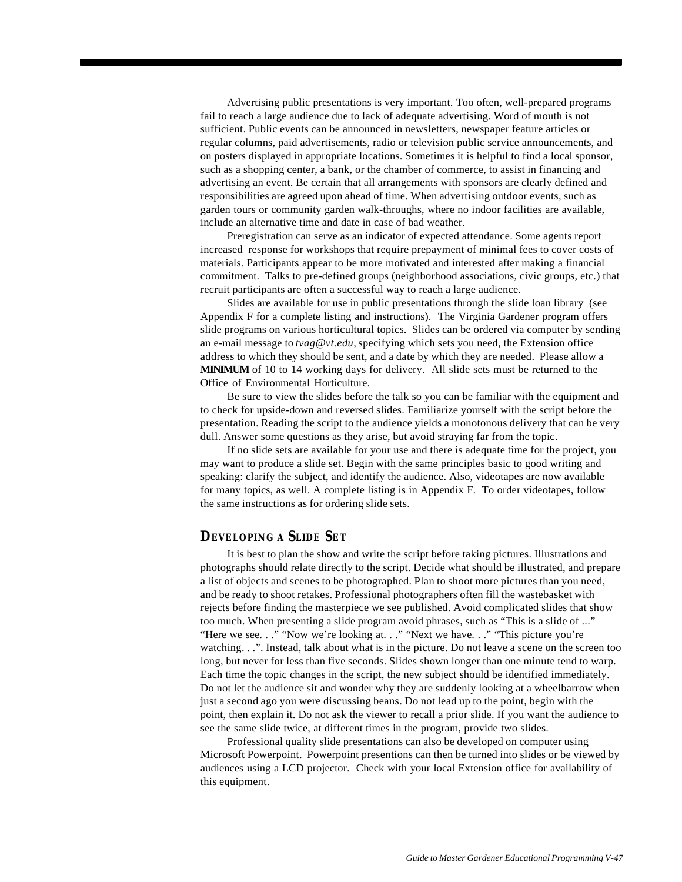Advertising public presentations is very important. Too often, well-prepared programs fail to reach a large audience due to lack of adequate advertising. Word of mouth is not sufficient. Public events can be announced in newsletters, newspaper feature articles or regular columns, paid advertisements, radio or television public service announcements, and on posters displayed in appropriate locations. Sometimes it is helpful to find a local sponsor, such as a shopping center, a bank, or the chamber of commerce, to assist in financing and advertising an event. Be certain that all arrangements with sponsors are clearly defined and responsibilities are agreed upon ahead of time. When advertising outdoor events, such as garden tours or community garden walk-throughs, where no indoor facilities are available, include an alternative time and date in case of bad weather.

Preregistration can serve as an indicator of expected attendance. Some agents report increased response for workshops that require prepayment of minimal fees to cover costs of materials. Participants appear to be more motivated and interested after making a financial commitment. Talks to pre-defined groups (neighborhood associations, civic groups, etc.) that recruit participants are often a successful way to reach a large audience.

Slides are available for use in public presentations through the slide loan library (see Appendix F for a complete listing and instructions). The Virginia Gardener program offers slide programs on various horticultural topics. Slides can be ordered via computer by sending an e-mail message to *tvag@vt.edu*, specifying which sets you need, the Extension office address to which they should be sent, and a date by which they are needed. Please allow a **MINIMUM** of 10 to 14 working days for delivery. All slide sets must be returned to the Office of Environmental Horticulture.

Be sure to view the slides before the talk so you can be familiar with the equipment and to check for upside-down and reversed slides. Familiarize yourself with the script before the presentation. Reading the script to the audience yields a monotonous delivery that can be very dull. Answer some questions as they arise, but avoid straying far from the topic.

If no slide sets are available for your use and there is adequate time for the project, you may want to produce a slide set. Begin with the same principles basic to good writing and speaking: clarify the subject, and identify the audience. Also, videotapes are now available for many topics, as well. A complete listing is in Appendix F. To order videotapes, follow the same instructions as for ordering slide sets.

## DEVELOPING A SLIDE SET

It is best to plan the show and write the script before taking pictures. Illustrations and photographs should relate directly to the script. Decide what should be illustrated, and prepare a list of objects and scenes to be photographed. Plan to shoot more pictures than you need, and be ready to shoot retakes. Professional photographers often fill the wastebasket with rejects before finding the masterpiece we see published. Avoid complicated slides that show too much. When presenting a slide program avoid phrases, such as "This is a slide of ..." "Here we see. . ." "Now we're looking at. . ." "Next we have. . ." "This picture you're watching. . .". Instead, talk about what is in the picture. Do not leave a scene on the screen too long, but never for less than five seconds. Slides shown longer than one minute tend to warp. Each time the topic changes in the script, the new subject should be identified immediately. Do not let the audience sit and wonder why they are suddenly looking at a wheelbarrow when just a second ago you were discussing beans. Do not lead up to the point, begin with the point, then explain it. Do not ask the viewer to recall a prior slide. If you want the audience to see the same slide twice, at different times in the program, provide two slides.

Professional quality slide presentations can also be developed on computer using Microsoft Powerpoint. Powerpoint presentions can then be turned into slides or be viewed by audiences using a LCD projector. Check with your local Extension office for availability of this equipment.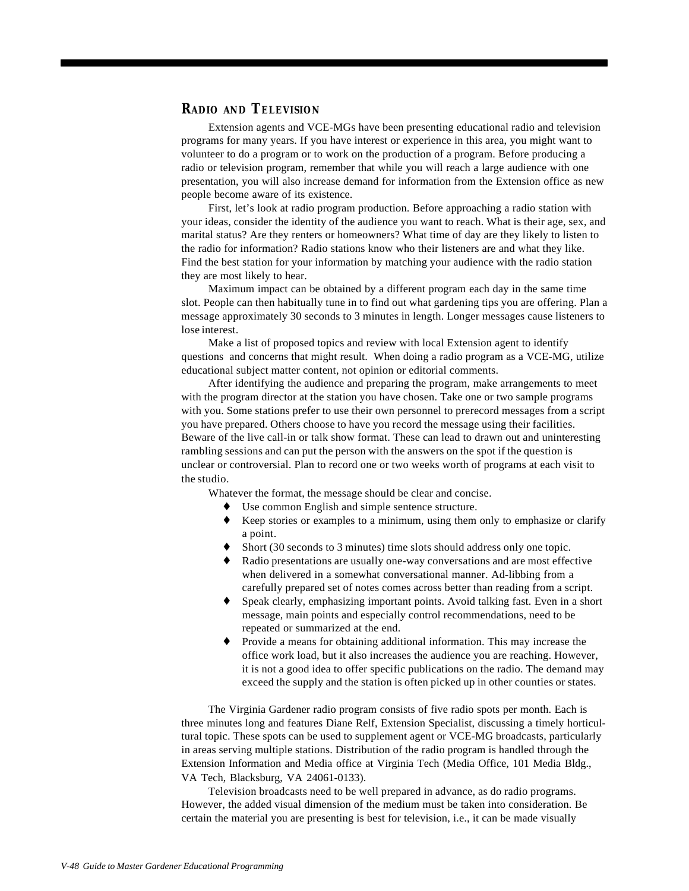## Radio and Television

Extension agents and VCE-MGs have been presenting educational radio and television programs for many years. If you have interest or experience in this area, you might want to volunteer to do a program or to work on the production of a program. Before producing a radio or television program, remember that while you will reach a large audience with one presentation, you will also increase demand for information from the Extension office as new people become aware of its existence.

First, let's look at radio program production. Before approaching a radio station with your ideas, consider the identity of the audience you want to reach. What is their age, sex, and marital status? Are they renters or homeowners? What time of day are they likely to listen to the radio for information? Radio stations know who their listeners are and what they like. Find the best station for your information by matching your audience with the radio station they are most likely to hear.

Maximum impact can be obtained by a different program each day in the same time slot. People can then habitually tune in to find out what gardening tips you are offering. Plan a message approximately 30 seconds to 3 minutes in length. Longer messages cause listeners to lose interest.

Make a list of proposed topics and review with local Extension agent to identify questions and concerns that might result. When doing a radio program as a VCE-MG, utilize educational subject matter content, not opinion or editorial comments.

After identifying the audience and preparing the program, make arrangements to meet with the program director at the station you have chosen. Take one or two sample programs with you. Some stations prefer to use their own personnel to prerecord messages from a script you have prepared. Others choose to have you record the message using their facilities. Beware of the live call-in or talk show format. These can lead to drawn out and uninteresting rambling sessions and can put the person with the answers on the spot if the question is unclear or controversial. Plan to record one or two weeks worth of programs at each visit to the studio.

Whatever the format, the message should be clear and concise.

- Use common English and simple sentence structure.
- Keep stories or examples to a minimum, using them only to emphasize or clarify a point.
- Short (30 seconds to 3 minutes) time slots should address only one topic.
- Radio presentations are usually one-way conversations and are most effective when delivered in a somewhat conversational manner. Ad-libbing from a carefully prepared set of notes comes across better than reading from a script.
- Speak clearly, emphasizing important points. Avoid talking fast. Even in a short message, main points and especially control recommendations, need to be repeated or summarized at the end.
- Provide a means for obtaining additional information. This may increase the office work load, but it also increases the audience you are reaching. However, it is not a good idea to offer specific publications on the radio. The demand may exceed the supply and the station is often picked up in other counties or states.

The Virginia Gardener radio program consists of five radio spots per month. Each is three minutes long and features Diane Relf, Extension Specialist, discussing a timely horticultural topic. These spots can be used to supplement agent or VCE-MG broadcasts, particularly in areas serving multiple stations. Distribution of the radio program is handled through the Extension Information and Media office at Virginia Tech (Media Office, 101 Media Bldg., VA Tech, Blacksburg, VA 24061-0133).

Television broadcasts need to be well prepared in advance, as do radio programs. However, the added visual dimension of the medium must be taken into consideration. Be certain the material you are presenting is best for television, i.e., it can be made visually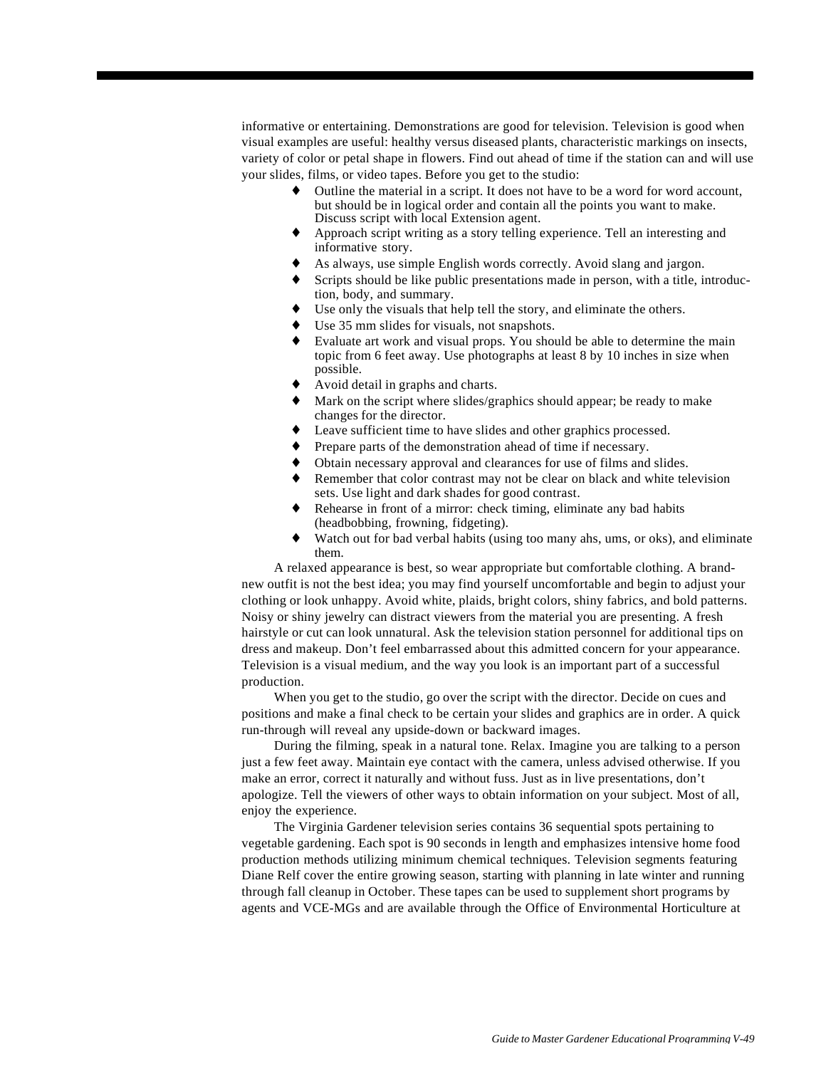informative or entertaining. Demonstrations are good for television. Television is good when visual examples are useful: healthy versus diseased plants, characteristic markings on insects, variety of color or petal shape in flowers. Find out ahead of time if the station can and will use your slides, films, or video tapes. Before you get to the studio:

- Outline the material in a script. It does not have to be a word for word account, but should be in logical order and contain all the points you want to make. Discuss script with local Extension agent.
- Approach script writing as a story telling experience. Tell an interesting and informative story.
- As always, use simple English words correctly. Avoid slang and jargon.
- Scripts should be like public presentations made in person, with a title, introduction, body, and summary.
- Use only the visuals that help tell the story, and eliminate the others.
- Use 35 mm slides for visuals, not snapshots.
- Evaluate art work and visual props. You should be able to determine the main topic from 6 feet away. Use photographs at least 8 by 10 inches in size when possible.
- Avoid detail in graphs and charts.
- Mark on the script where slides/graphics should appear; be ready to make changes for the director.
- Leave sufficient time to have slides and other graphics processed.
- Prepare parts of the demonstration ahead of time if necessary.
- Obtain necessary approval and clearances for use of films and slides.
- Remember that color contrast may not be clear on black and white television sets. Use light and dark shades for good contrast.
- Rehearse in front of a mirror: check timing, eliminate any bad habits (headbobbing, frowning, fidgeting).
- Watch out for bad verbal habits (using too many ahs, ums, or oks), and eliminate them.

A relaxed appearance is best, so wear appropriate but comfortable clothing. A brand-new outfit is not the best idea; you may find yourself uncomfortable and begin to adjust your clothing or look unhappy. Avoid white, plaids, bright colors, shiny fabrics, and bold patterns. Noisy or shiny jewelry can distract viewers from the material you are presenting. A fresh hairstyle or cut can look unnatural. Ask the television station personnel for additional tips on dress and makeup. Don't feel embarrassed about this admitted concern for your appearance. Television is a visual medium, and the way you look is an important part of a successful production.

When you get to the studio, go over the script with the director. Decide on cues and positions and make a final check to be certain your slides and graphics are in order. A quick run-through will reveal any upside-down or backward images.

During the filming, speak in a natural tone. Relax. Imagine you are talking to a person just a few feet away. Maintain eye contact with the camera, unless advised otherwise. If you make an error, correct it naturally and without fuss. Just as in live presentations, don't apologize. Tell the viewers of other ways to obtain information on your subject. Most of all, enjoy the experience.

The Virginia Gardener television series contains 36 sequential spots pertaining to vegetable gardening. Each spot is 90 seconds in length and emphasizes intensive home food production methods utilizing minimum chemical techniques. Television segments featuring Diane Relf cover the entire growing season, starting with planning in late winter and running through fall cleanup in October. These tapes can be used to supplement short programs by agents and VCE-MGs and are available through the Office of Environmental Horticulture at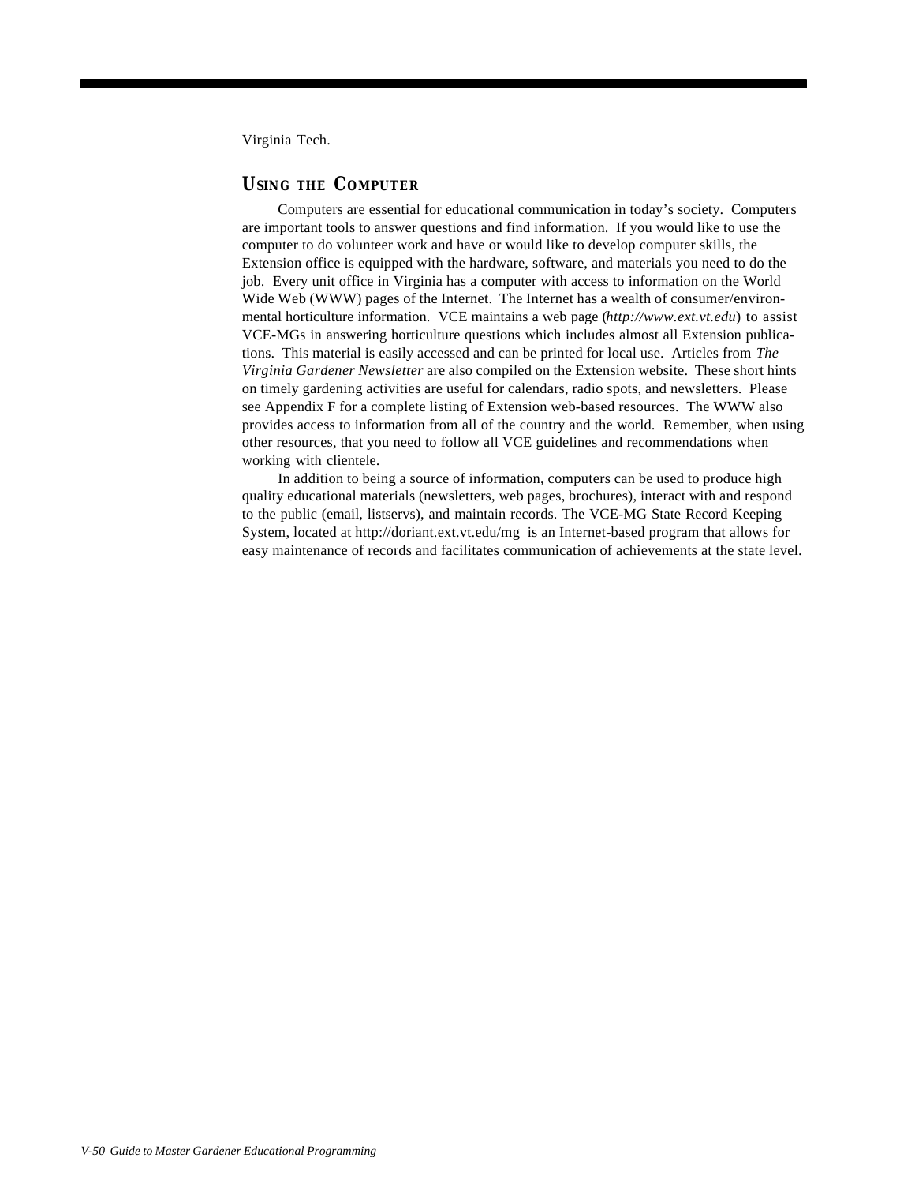Virginia Tech.

## USING THE COMPUTER

Computers are essential for educational communication in today's society. Computers are important tools to answer questions and find information. If you would like to use the computer to do volunteer work and have or would like to develop computer skills, the Extension office is equipped with the hardware, software, and materials you need to do the job. Every unit office in Virginia has a computer with access to information on the World Wide Web (WWW) pages of the Internet. The Internet has a wealth of consumer/environmental horticulture information. VCE maintains a web page (*http://www.ext.vt.edu*) to assist VCE-MGs in answering horticulture questions which includes almost all Extension publications. This material is easily accessed and can be printed for local use. Articles from *The Virginia Gardener Newsletter* are also compiled on the Extension website. These short hints on timely gardening activities are useful for calendars, radio spots, and newsletters. Please see Appendix F for a complete listing of Extension web-based resources. The WWW also provides access to information from all of the country and the world. Remember, when using other resources, that you need to follow all VCE guidelines and recommendations when working with clientele.

In addition to being a source of information, computers can be used to produce high quality educational materials (newsletters, web pages, brochures), interact with and respond to the public (email, listservs), and maintain records. The VCE-MG State Record Keeping System, located at http://doriant.ext.vt.edu/mg is an Internet-based program that allows for easy maintenance of records and facilitates communication of achievements at the state level.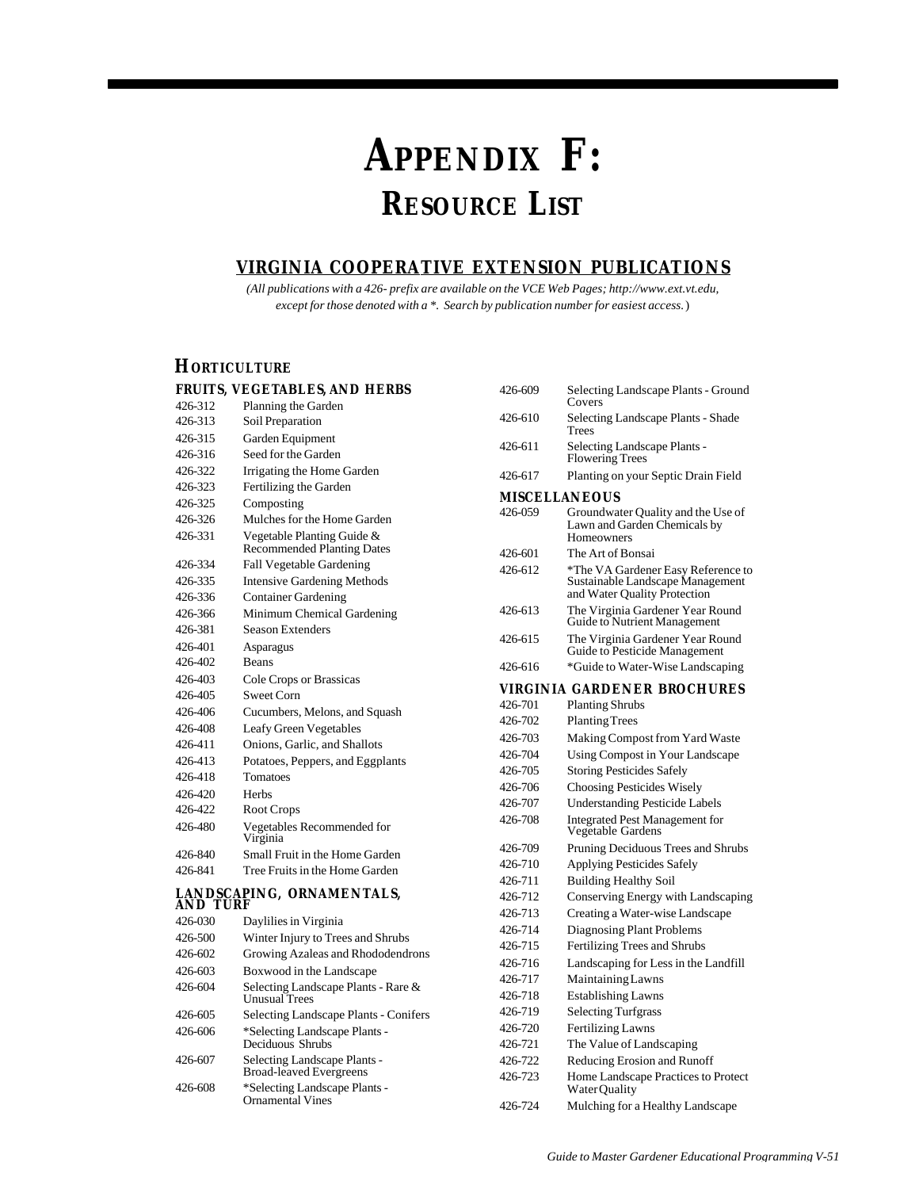# APPENDIX F:
# RESOURCE LIST

## VIRGINIA COOPERATIVE EXTENSION PUBLICATIONS

*(All publications with a 426- prefix are available on the VCE Web Pages; http://www.ext.vt.edu, except for those denoted with a *. Search by publication number for easiest access.*)

## HORTICULTURE

### FRUITS, VEGETABLES, AND HERBS

| | |
|---|---|
| 426-312 | Planning the Garden |
| 426-313 | Soil Preparation |
| 426-315 | Garden Equipment |
| 426-316 | Seed for the Garden |
| 426-322 | Irrigating the Home Garden |
| 426-323 | Fertilizing the Garden |
| 426-325 | Composting |
| 426-326 | Mulches for the Home Garden |
| 426-331 | Vegetable Planting Guide & Recommended Planting Dates |
| 426-334 | Fall Vegetable Gardening |
| 426-335 | Intensive Gardening Methods |
| 426-336 | Container Gardening |
| 426-366 | Minimum Chemical Gardening |
| 426-381 | Season Extenders |
| 426-401 | Asparagus |
| 426-402 | Beans |
| 426-403 | Cole Crops or Brassicas |
| 426-405 | Sweet Corn |
| 426-406 | Cucumbers, Melons, and Squash |
| 426-408 | Leafy Green Vegetables |
| 426-411 | Onions, Garlic, and Shallots |
| 426-413 | Potatoes, Peppers, and Eggplants |
| 426-418 | Tomatoes |
| 426-420 | Herbs |
| 426-422 | Root Crops |
| 426-480 | Vegetables Recommended for Virginia |
| 426-840 | Small Fruit in the Home Garden |
| 426-841 | Tree Fruits in the Home Garden |

### LANDSCAPING, ORNAMENTALS, AND TURF

| | |
|---|---|
| 426-030 | Daylilies in Virginia |
| 426-500 | Winter Injury to Trees and Shrubs |
| 426-602 | Growing Azaleas and Rhododendrons |
| 426-603 | Boxwood in the Landscape |
| 426-604 | Selecting Landscape Plants - Rare & Unusual Trees |
| 426-605 | Selecting Landscape Plants - Conifers |
| 426-606 | *Selecting Landscape Plants - Deciduous Shrubs |
| 426-607 | Selecting Landscape Plants - Broad-leaved Evergreens |
| 426-608 | *Selecting Landscape Plants - Ornamental Vines |
| 426-609 | Selecting Landscape Plants - Ground Covers |
| 426-610 | Selecting Landscape Plants - Shade Trees |
| 426-611 | Selecting Landscape Plants - Flowering Trees |
| 426-617 | Planting on your Septic Drain Field |

### MISCELLANEOUS

| | |
|---|---|
| 426-059 | Groundwater Quality and the Use of Lawn and Garden Chemicals by Homeowners |
| 426-601 | The Art of Bonsai |
| 426-612 | *The VA Gardener Easy Reference to Sustainable Landscape Management and Water Quality Protection |
| 426-613 | The Virginia Gardener Year Round Guide to Nutrient Management |
| 426-615 | The Virginia Gardener Year Round Guide to Pesticide Management |
| 426-616 | *Guide to Water-Wise Landscaping |

### VIRGINIA GARDENER BROCHURES

| | |
|---|---|
| 426-701 | Planting Shrubs |
| 426-702 | Planting Trees |
| 426-703 | Making Compost from Yard Waste |
| 426-704 | Using Compost in Your Landscape |
| 426-705 | Storing Pesticides Safely |
| 426-706 | Choosing Pesticides Wisely |
| 426-707 | Understanding Pesticide Labels |
| 426-708 | Integrated Pest Management for Vegetable Gardens |
| 426-709 | Pruning Deciduous Trees and Shrubs |
| 426-710 | Applying Pesticides Safely |
| 426-711 | Building Healthy Soil |
| 426-712 | Conserving Energy with Landscaping |
| 426-713 | Creating a Water-wise Landscape |
| 426-714 | Diagnosing Plant Problems |
| 426-715 | Fertilizing Trees and Shrubs |
| 426-716 | Landscaping for Less in the Landfill |
| 426-717 | Maintaining Lawns |
| 426-718 | Establishing Lawns |
| 426-719 | Selecting Turfgrass |
| 426-720 | Fertilizing Lawns |
| 426-721 | The Value of Landscaping |
| 426-722 | Reducing Erosion and Runoff |
| 426-723 | Home Landscape Practices to Protect Water Quality |
| 426-724 | Mulching for a Healthy Landscape |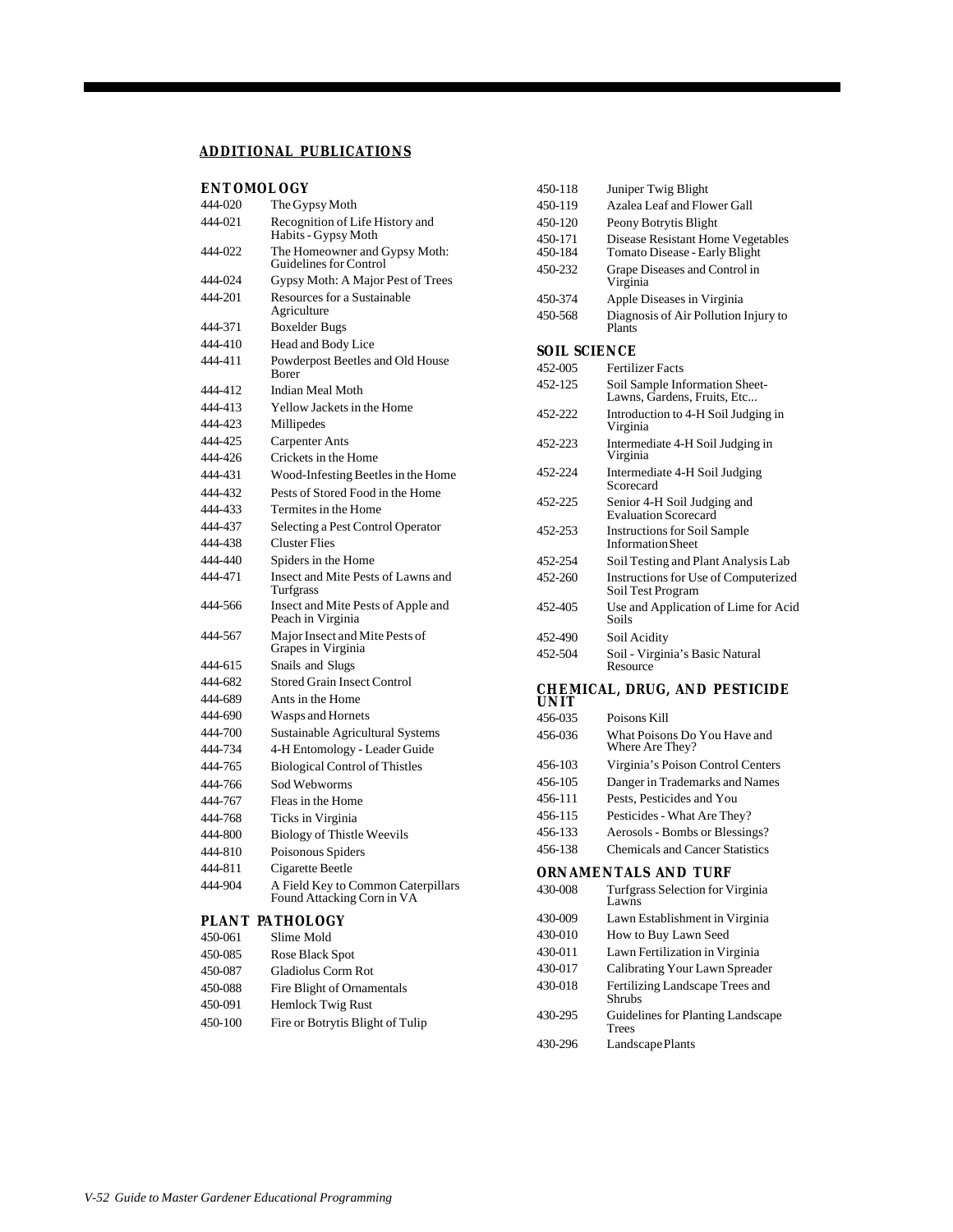## ADDITIONAL PUBLICATIONS

### ENTOMOLOGY

| | |
|---|---|
| 444-020 | The Gypsy Moth |
| 444-021 | Recognition of Life History and Habits - Gypsy Moth |
| 444-022 | The Homeowner and Gypsy Moth: Guidelines for Control |
| 444-024 | Gypsy Moth: A Major Pest of Trees |
| 444-201 | Resources for a Sustainable Agriculture |
| 444-371 | Boxelder Bugs |
| 444-410 | Head and Body Lice |
| 444-411 | Powderpost Beetles and Old House Borer |
| 444-412 | Indian Meal Moth |
| 444-413 | Yellow Jackets in the Home |
| 444-423 | Millipedes |
| 444-425 | Carpenter Ants |
| 444-426 | Crickets in the Home |
| 444-431 | Wood-Infesting Beetles in the Home |
| 444-432 | Pests of Stored Food in the Home |
| 444-433 | Termites in the Home |
| 444-437 | Selecting a Pest Control Operator |
| 444-438 | Cluster Flies |
| 444-440 | Spiders in the Home |
| 444-471 | Insect and Mite Pests of Lawns and Turfgrass |
| 444-566 | Insect and Mite Pests of Apple and Peach in Virginia |
| 444-567 | Major Insect and Mite Pests of Grapes in Virginia |
| 444-615 | Snails and Slugs |
| 444-682 | Stored Grain Insect Control |
| 444-689 | Ants in the Home |
| 444-690 | Wasps and Hornets |
| 444-700 | Sustainable Agricultural Systems |
| 444-734 | 4-H Entomology - Leader Guide |
| 444-765 | Biological Control of Thistles |
| 444-766 | Sod Webworms |
| 444-767 | Fleas in the Home |
| 444-768 | Ticks in Virginia |
| 444-800 | Biology of Thistle Weevils |
| 444-810 | Poisonous Spiders |
| 444-811 | Cigarette Beetle |
| 444-904 | A Field Key to Common Caterpillars Found Attacking Corn in VA |

### PLANT PATHOLOGY

| | |
|---|---|
| 450-061 | Slime Mold |
| 450-085 | Rose Black Spot |
| 450-087 | Gladiolus Corm Rot |
| 450-088 | Fire Blight of Ornamentals |
| 450-091 | Hemlock Twig Rust |
| 450-100 | Fire or Botrytis Blight of Tulip |
| 450-118 | Juniper Twig Blight |
| 450-119 | Azalea Leaf and Flower Gall |
| 450-120 | Peony Botrytis Blight |
| 450-171 | Disease Resistant Home Vegetables |
| 450-184 | Tomato Disease - Early Blight |
| 450-232 | Grape Diseases and Control in Virginia |
| 450-374 | Apple Diseases in Virginia |
| 450-568 | Diagnosis of Air Pollution Injury to Plants |

### SOIL SCIENCE

| | |
|---|---|
| 452-005 | Fertilizer Facts |
| 452-125 | Soil Sample Information Sheet-Lawns, Gardens, Fruits, Etc... |
| 452-222 | Introduction to 4-H Soil Judging in Virginia |
| 452-223 | Intermediate 4-H Soil Judging in Virginia |
| 452-224 | Intermediate 4-H Soil Judging Scorecard |
| 452-225 | Senior 4-H Soil Judging and Evaluation Scorecard |
| 452-253 | Instructions for Soil Sample Information Sheet |
| 452-254 | Soil Testing and Plant Analysis Lab |
| 452-260 | Instructions for Use of Computerized Soil Test Program |
| 452-405 | Use and Application of Lime for Acid Soils |
| 452-490 | Soil Acidity |
| 452-504 | Soil - Virginia's Basic Natural Resource |

### CHEMICAL, DRUG, AND PESTICIDE UNIT

| | |
|---|---|
| 456-035 | Poisons Kill |
| 456-036 | What Poisons Do You Have and Where Are They? |
| 456-103 | Virginia's Poison Control Centers |
| 456-105 | Danger in Trademarks and Names |
| 456-111 | Pests, Pesticides and You |
| 456-115 | Pesticides - What Are They? |
| 456-133 | Aerosols - Bombs or Blessings? |
| 456-138 | Chemicals and Cancer Statistics |

### ORNAMENTALS AND TURF

| | |
|---|---|
| 430-008 | Turfgrass Selection for Virginia Lawns |
| 430-009 | Lawn Establishment in Virginia |
| 430-010 | How to Buy Lawn Seed |
| 430-011 | Lawn Fertilization in Virginia |
| 430-017 | Calibrating Your Lawn Spreader |
| 430-018 | Fertilizing Landscape Trees and Shrubs |
| 430-295 | Guidelines for Planting Landscape Trees |
| 430-296 | Landscape Plants |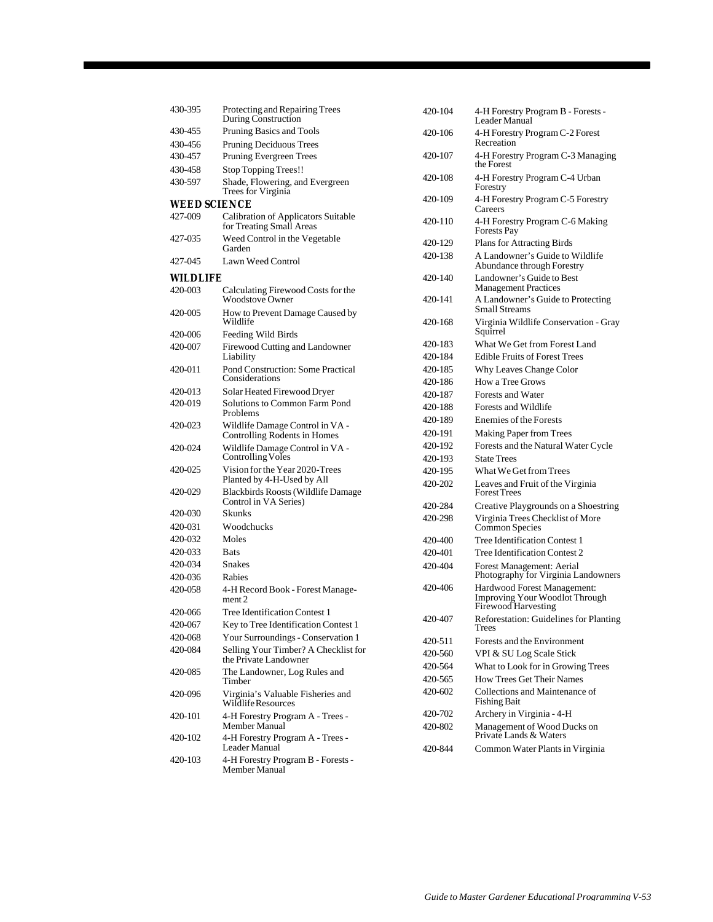430-395 Protecting and Repairing Trees During Construction
430-455 Pruning Basics and Tools
430-456 Pruning Deciduous Trees
430-457 Pruning Evergreen Trees
430-458 Stop Topping Trees!!
430-597 Shade, Flowering, and Evergreen Trees for Virginia

## WEED SCIENCE

427-009 Calibration of Applicators Suitable for Treating Small Areas
427-035 Weed Control in the Vegetable Garden
427-045 Lawn Weed Control

## WILDLIFE

420-003 Calculating Firewood Costs for the Woodstove Owner
420-005 How to Prevent Damage Caused by Wildlife
420-006 Feeding Wild Birds
420-007 Firewood Cutting and Landowner Liability
420-011 Pond Construction: Some Practical Considerations
420-013 Solar Heated Firewood Dryer
420-019 Solutions to Common Farm Pond Problems
420-023 Wildlife Damage Control in VA - Controlling Rodents in Homes
420-024 Wildlife Damage Control in VA - Controlling Voles
420-025 Vision for the Year 2020-Trees Planted by 4-H-Used by All
420-029 Blackbirds Roosts (Wildlife Damage Control in VA Series)
420-030 Skunks
420-031 Woodchucks
420-032 Moles
420-033 Bats
420-034 Snakes
420-036 Rabies
420-058 4-H Record Book - Forest Management 2
420-066 Tree Identification Contest 1
420-067 Key to Tree Identification Contest 1
420-068 Your Surroundings - Conservation 1
420-084 Selling Your Timber? A Checklist for the Private Landowner
420-085 The Landowner, Log Rules and Timber
420-096 Virginia's Valuable Fisheries and Wildlife Resources
420-101 4-H Forestry Program A - Trees - Member Manual
420-102 4-H Forestry Program A - Trees - Leader Manual
420-103 4-H Forestry Program B - Forests - Member Manual
420-104 4-H Forestry Program B - Forests - Leader Manual
420-106 4-H Forestry Program C-2 Forest Recreation
420-107 4-H Forestry Program C-3 Managing the Forest
420-108 4-H Forestry Program C-4 Urban Forestry
420-109 4-H Forestry Program C-5 Forestry Careers
420-110 4-H Forestry Program C-6 Making Forests Pay
420-129 Plans for Attracting Birds
420-138 A Landowner's Guide to Wildlife Abundance through Forestry
420-140 Landowner's Guide to Best Management Practices
420-141 A Landowner's Guide to Protecting Small Streams
420-168 Virginia Wildlife Conservation - Gray Squirrel
420-183 What We Get from Forest Land
420-184 Edible Fruits of Forest Trees
420-185 Why Leaves Change Color
420-186 How a Tree Grows
420-187 Forests and Water
420-188 Forests and Wildlife
420-189 Enemies of the Forests
420-191 Making Paper from Trees
420-192 Forests and the Natural Water Cycle
420-193 State Trees
420-195 What We Get from Trees
420-202 Leaves and Fruit of the Virginia Forest Trees
420-284 Creative Playgrounds on a Shoestring
420-298 Virginia Trees Checklist of More Common Species
420-400 Tree Identification Contest 1
420-401 Tree Identification Contest 2
420-404 Forest Management: Aerial Photography for Virginia Landowners
420-406 Hardwood Forest Management: Improving Your Woodlot Through Firewood Harvesting
420-407 Reforestation: Guidelines for Planting Trees
420-511 Forests and the Environment
420-560 VPI & SU Log Scale Stick
420-564 What to Look for in Growing Trees
420-565 How Trees Get Their Names
420-602 Collections and Maintenance of Fishing Bait
420-702 Archery in Virginia - 4-H
420-802 Management of Wood Ducks on Private Lands & Waters
420-844 Common Water Plants in Virginia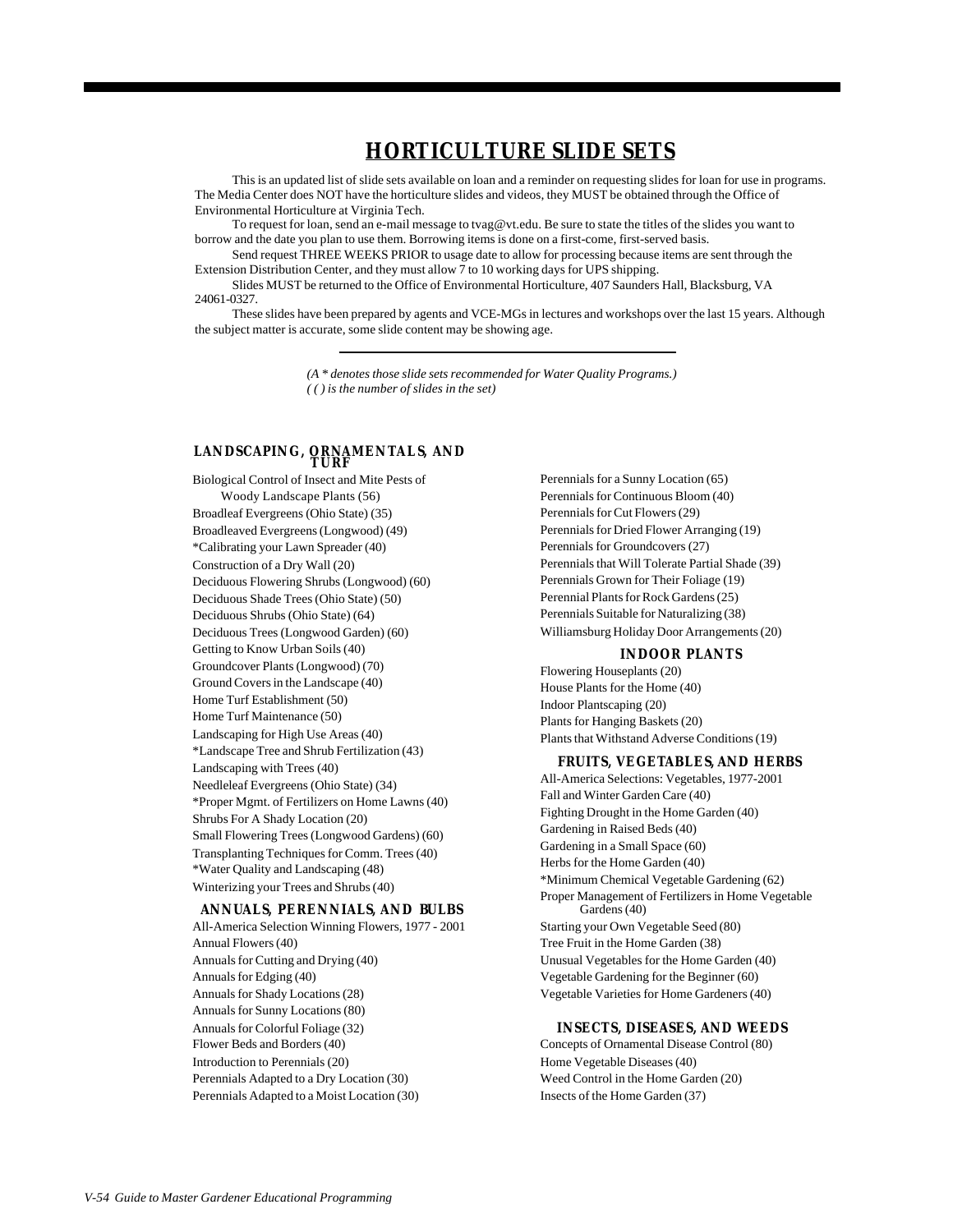# HORTICULTURE SLIDE SETS

This is an updated list of slide sets available on loan and a reminder on requesting slides for loan for use in programs. The Media Center does NOT have the horticulture slides and videos, they MUST be obtained through the Office of Environmental Horticulture at Virginia Tech.

To request for loan, send an e-mail message to tvag@vt.edu. Be sure to state the titles of the slides you want to borrow and the date you plan to use them. Borrowing items is done on a first-come, first-served basis.

Send request THREE WEEKS PRIOR to usage date to allow for processing because items are sent through the Extension Distribution Center, and they must allow 7 to 10 working days for UPS shipping.

Slides MUST be returned to the Office of Environmental Horticulture, 407 Saunders Hall, Blacksburg, VA 24061-0327.

These slides have been prepared by agents and VCE-MGs in lectures and workshops over the last 15 years. Although the subject matter is accurate, some slide content may be showing age.

---

*(A * denotes those slide sets recommended for Water Quality Programs.)*
*( ) is the number of slides in the set)*

## LANDSCAPING, ORNAMENTALS, AND TURF

Biological Control of Insect and Mite Pests of Woody Landscape Plants (56)
Broadleaf Evergreens (Ohio State) (35)
Broadleaved Evergreens (Longwood) (49)
*Calibrating your Lawn Spreader (40)
Construction of a Dry Wall (20)
Deciduous Flowering Shrubs (Longwood) (60)
Deciduous Shade Trees (Ohio State) (50)
Deciduous Shrubs (Ohio State) (64)
Deciduous Trees (Longwood Garden) (60)
Getting to Know Urban Soils (40)
Groundcover Plants (Longwood) (70)
Ground Covers in the Landscape (40)
Home Turf Establishment (50)
Home Turf Maintenance (50)
Landscaping for High Use Areas (40)
*Landscape Tree and Shrub Fertilization (43)
Landscaping with Trees (40)
Needleleaf Evergreens (Ohio State) (34)
*Proper Mgmt. of Fertilizers on Home Lawns (40)
Shrubs For A Shady Location (20)
Small Flowering Trees (Longwood Gardens) (60)
Transplanting Techniques for Comm. Trees (40)
*Water Quality and Landscaping (48)
Winterizing your Trees and Shrubs (40)

## ANNUALS, PERENNIALS, AND BULBS

All-America Selection Winning Flowers, 1977 - 2001
Annual Flowers (40)
Annuals for Cutting and Drying (40)
Annuals for Edging (40)
Annuals for Shady Locations (28)
Annuals for Sunny Locations (80)
Annuals for Colorful Foliage (32)
Flower Beds and Borders (40)
Introduction to Perennials (20)
Perennials Adapted to a Dry Location (30)
Perennials Adapted to a Moist Location (30)
Perennials for a Sunny Location (65)
Perennials for Continuous Bloom (40)
Perennials for Cut Flowers (29)
Perennials for Dried Flower Arranging (19)
Perennials for Groundcovers (27)
Perennials that Will Tolerate Partial Shade (39)
Perennials Grown for Their Foliage (19)
Perennial Plants for Rock Gardens (25)
Perennials Suitable for Naturalizing (38)
Williamsburg Holiday Door Arrangements (20)

## INDOOR PLANTS

Flowering Houseplants (20)
House Plants for the Home (40)
Indoor Plantscaping (20)
Plants for Hanging Baskets (20)
Plants that Withstand Adverse Conditions (19)

## FRUITS, VEGETABLES, AND HERBS

All-America Selections: Vegetables, 1977-2001
Fall and Winter Garden Care (40)
Fighting Drought in the Home Garden (40)
Gardening in Raised Beds (40)
Gardening in a Small Space (60)
Herbs for the Home Garden (40)
*Minimum Chemical Vegetable Gardening (62)
Proper Management of Fertilizers in Home Vegetable Gardens (40)
Starting your Own Vegetable Seed (80)
Tree Fruit in the Home Garden (38)
Unusual Vegetables for the Home Garden (40)
Vegetable Gardening for the Beginner (60)
Vegetable Varieties for Home Gardeners (40)

## INSECTS, DISEASES, AND WEEDS

Concepts of Ornamental Disease Control (80)
Home Vegetable Diseases (40)
Weed Control in the Home Garden (20)
Insects of the Home Garden (37)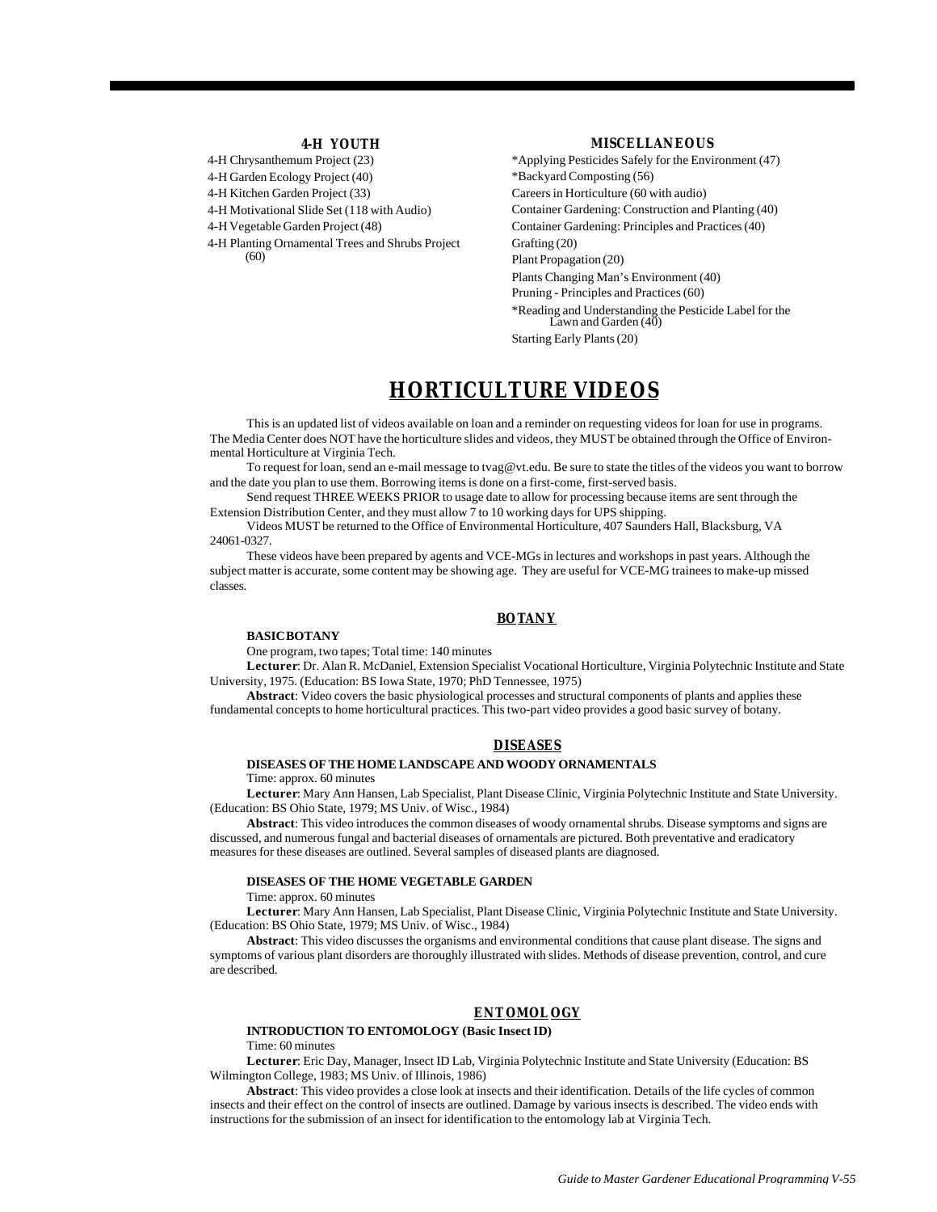### 4-H YOUTH

4-H Chrysanthemum Project (23)
4-H Garden Ecology Project (40)
4-H Kitchen Garden Project (33)
4-H Motivational Slide Set (118 with Audio)
4-H Vegetable Garden Project (48)
4-H Planting Ornamental Trees and Shrubs Project (60)

### MISCELLANEOUS

*Applying Pesticides Safely for the Environment (47)
*Backyard Composting (56)
Careers in Horticulture (60 with audio)
Container Gardening: Construction and Planting (40)
Container Gardening: Principles and Practices (40)
Grafting (20)
Plant Propagation (20)
Plants Changing Man's Environment (40)
Pruning - Principles and Practices (60)
*Reading and Understanding the Pesticide Label for the Lawn and Garden (40)
Starting Early Plants (20)

# HORTICULTURE VIDEOS

This is an updated list of videos available on loan and a reminder on requesting videos for loan for use in programs. The Media Center does NOT have the horticulture slides and videos, they MUST be obtained through the Office of Environmental Horticulture at Virginia Tech.

To request for loan, send an e-mail message to tvag@vt.edu. Be sure to state the titles of the videos you want to borrow and the date you plan to use them. Borrowing items is done on a first-come, first-served basis.

Send request THREE WEEKS PRIOR to usage date to allow for processing because items are sent through the Extension Distribution Center, and they must allow 7 to 10 working days for UPS shipping.

Videos MUST be returned to the Office of Environmental Horticulture, 407 Saunders Hall, Blacksburg, VA 24061-0327.

These videos have been prepared by agents and VCE-MGs in lectures and workshops in past years. Although the subject matter is accurate, some content may be showing age. They are useful for VCE-MG trainees to make-up missed classes.

## BOTANY

**BASIC BOTANY**

One program, two tapes; Total time: 140 minutes

**Lecturer**: Dr. Alan R. McDaniel, Extension Specialist Vocational Horticulture, Virginia Polytechnic Institute and State University, 1975. (Education: BS Iowa State, 1970; PhD Tennessee, 1975)

**Abstract**: Video covers the basic physiological processes and structural components of plants and applies these fundamental concepts to home horticultural practices. This two-part video provides a good basic survey of botany.

## DISEASES

**DISEASES OF THE HOME LANDSCAPE AND WOODY ORNAMENTALS**

Time: approx. 60 minutes

**Lecturer**: Mary Ann Hansen, Lab Specialist, Plant Disease Clinic, Virginia Polytechnic Institute and State University. (Education: BS Ohio State, 1979; MS Univ. of Wisc., 1984)

**Abstract**: This video introduces the common diseases of woody ornamental shrubs. Disease symptoms and signs are discussed, and numerous fungal and bacterial diseases of ornamentals are pictured. Both preventative and eradicatory measures for these diseases are outlined. Several samples of diseased plants are diagnosed.

**DISEASES OF THE HOME VEGETABLE GARDEN**

Time: approx. 60 minutes

**Lecturer**: Mary Ann Hansen, Lab Specialist, Plant Disease Clinic, Virginia Polytechnic Institute and State University. (Education: BS Ohio State, 1979; MS Univ. of Wisc., 1984)

**Abstract**: This video discusses the organisms and environmental conditions that cause plant disease. The signs and symptoms of various plant disorders are thoroughly illustrated with slides. Methods of disease prevention, control, and cure are described.

## ENTOMOLOGY

**INTRODUCTION TO ENTOMOLOGY (Basic Insect ID)**

Time: 60 minutes

**Lecturer**: Eric Day, Manager, Insect ID Lab, Virginia Polytechnic Institute and State University (Education: BS Wilmington College, 1983; MS Univ. of Illinois, 1986)

**Abstract**: This video provides a close look at insects and their identification. Details of the life cycles of common insects and their effect on the control of insects are outlined. Damage by various insects is described. The video ends with instructions for the submission of an insect for identification to the entomology lab at Virginia Tech.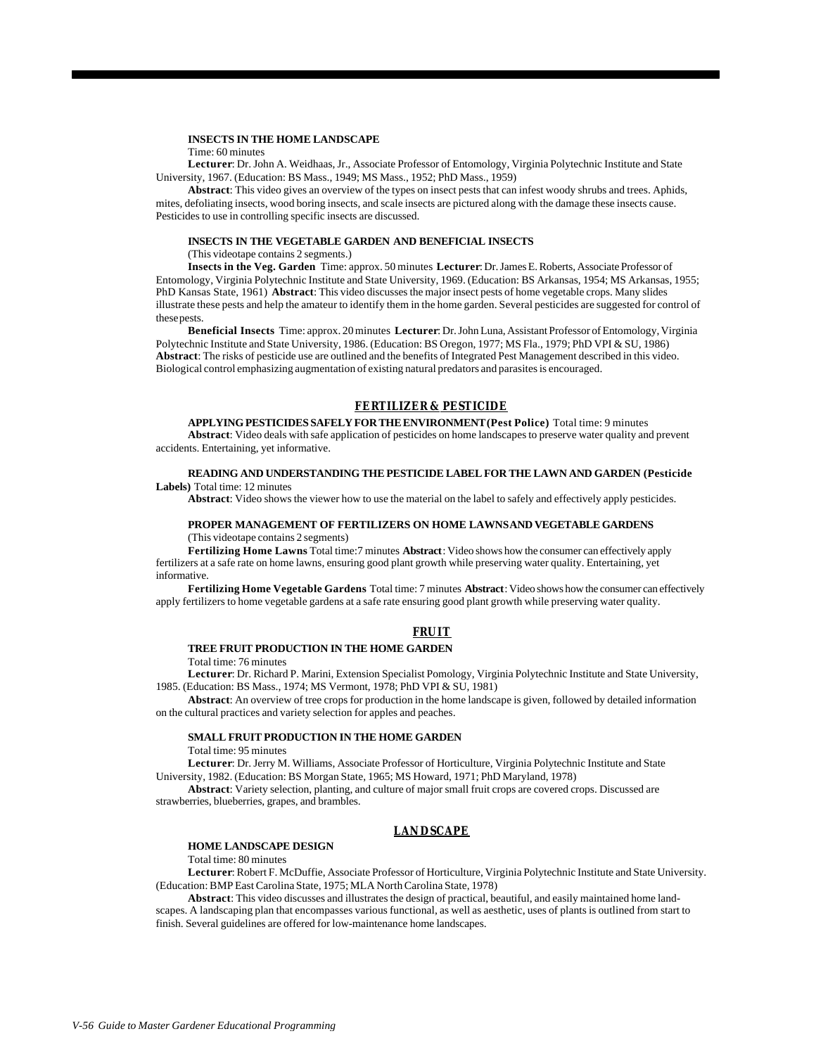**INSECTS IN THE HOME LANDSCAPE**

Time: 60 minutes

**Lecturer**: Dr. John A. Weidhaas, Jr., Associate Professor of Entomology, Virginia Polytechnic Institute and State University, 1967. (Education: BS Mass., 1949; MS Mass., 1952; PhD Mass., 1959)

**Abstract**: This video gives an overview of the types on insect pests that can infest woody shrubs and trees. Aphids, mites, defoliating insects, wood boring insects, and scale insects are pictured along with the damage these insects cause. Pesticides to use in controlling specific insects are discussed.

**INSECTS IN THE VEGETABLE GARDEN AND BENEFICIAL INSECTS**

(This videotape contains 2 segments.)

**Insects in the Veg. Garden** Time: approx. 50 minutes **Lecturer**: Dr. James E. Roberts, Associate Professor of Entomology, Virginia Polytechnic Institute and State University, 1969. (Education: BS Arkansas, 1954; MS Arkansas, 1955; PhD Kansas State, 1961) **Abstract**: This video discusses the major insect pests of home vegetable crops. Many slides illustrate these pests and help the amateur to identify them in the home garden. Several pesticides are suggested for control of these pests.

**Beneficial Insects** Time: approx. 20 minutes **Lecturer**: Dr. John Luna, Assistant Professor of Entomology, Virginia Polytechnic Institute and State University, 1986. (Education: BS Oregon, 1977; MS Fla., 1979; PhD VPI & SU, 1986) **Abstract**: The risks of pesticide use are outlined and the benefits of Integrated Pest Management described in this video. Biological control emphasizing augmentation of existing natural predators and parasites is encouraged.

## FERTILIZER & PESTICIDE

**APPLYING PESTICIDES SAFELY FOR THE ENVIRONMENT (Pest Police)** Total time: 9 minutes

**Abstract**: Video deals with safe application of pesticides on home landscapes to preserve water quality and prevent accidents. Entertaining, yet informative.

**READING AND UNDERSTANDING THE PESTICIDE LABEL FOR THE LAWN AND GARDEN (Pesticide Labels)** Total time: 12 minutes

**Abstract**: Video shows the viewer how to use the material on the label to safely and effectively apply pesticides.

**PROPER MANAGEMENT OF FERTILIZERS ON HOME LAWNS AND VEGETABLE GARDENS**

(This videotape contains 2 segments)

**Fertilizing Home Lawns** Total time:7 minutes **Abstract**: Video shows how the consumer can effectively apply fertilizers at a safe rate on home lawns, ensuring good plant growth while preserving water quality. Entertaining, yet informative.

**Fertilizing Home Vegetable Gardens** Total time: 7 minutes **Abstract**: Video shows how the consumer can effectively apply fertilizers to home vegetable gardens at a safe rate ensuring good plant growth while preserving water quality.

## FRUIT

**TREE FRUIT PRODUCTION IN THE HOME GARDEN**

Total time: 76 minutes

**Lecturer**: Dr. Richard P. Marini, Extension Specialist Pomology, Virginia Polytechnic Institute and State University, 1985. (Education: BS Mass., 1974; MS Vermont, 1978; PhD VPI & SU, 1981)

**Abstract**: An overview of tree crops for production in the home landscape is given, followed by detailed information on the cultural practices and variety selection for apples and peaches.

**SMALL FRUIT PRODUCTION IN THE HOME GARDEN**

Total time: 95 minutes

**Lecturer**: Dr. Jerry M. Williams, Associate Professor of Horticulture, Virginia Polytechnic Institute and State University, 1982. (Education: BS Morgan State, 1965; MS Howard, 1971; PhD Maryland, 1978)

**Abstract**: Variety selection, planting, and culture of major small fruit crops are covered crops. Discussed are strawberries, blueberries, grapes, and brambles.

## LANDSCAPE

**HOME LANDSCAPE DESIGN**

Total time: 80 minutes

**Lecturer**: Robert F. McDuffie, Associate Professor of Horticulture, Virginia Polytechnic Institute and State University. (Education: BMP East Carolina State, 1975; MLA North Carolina State, 1978)

**Abstract**: This video discusses and illustrates the design of practical, beautiful, and easily maintained home landscapes. A landscaping plan that encompasses various functional, as well as aesthetic, uses of plants is outlined from start to finish. Several guidelines are offered for low-maintenance home landscapes.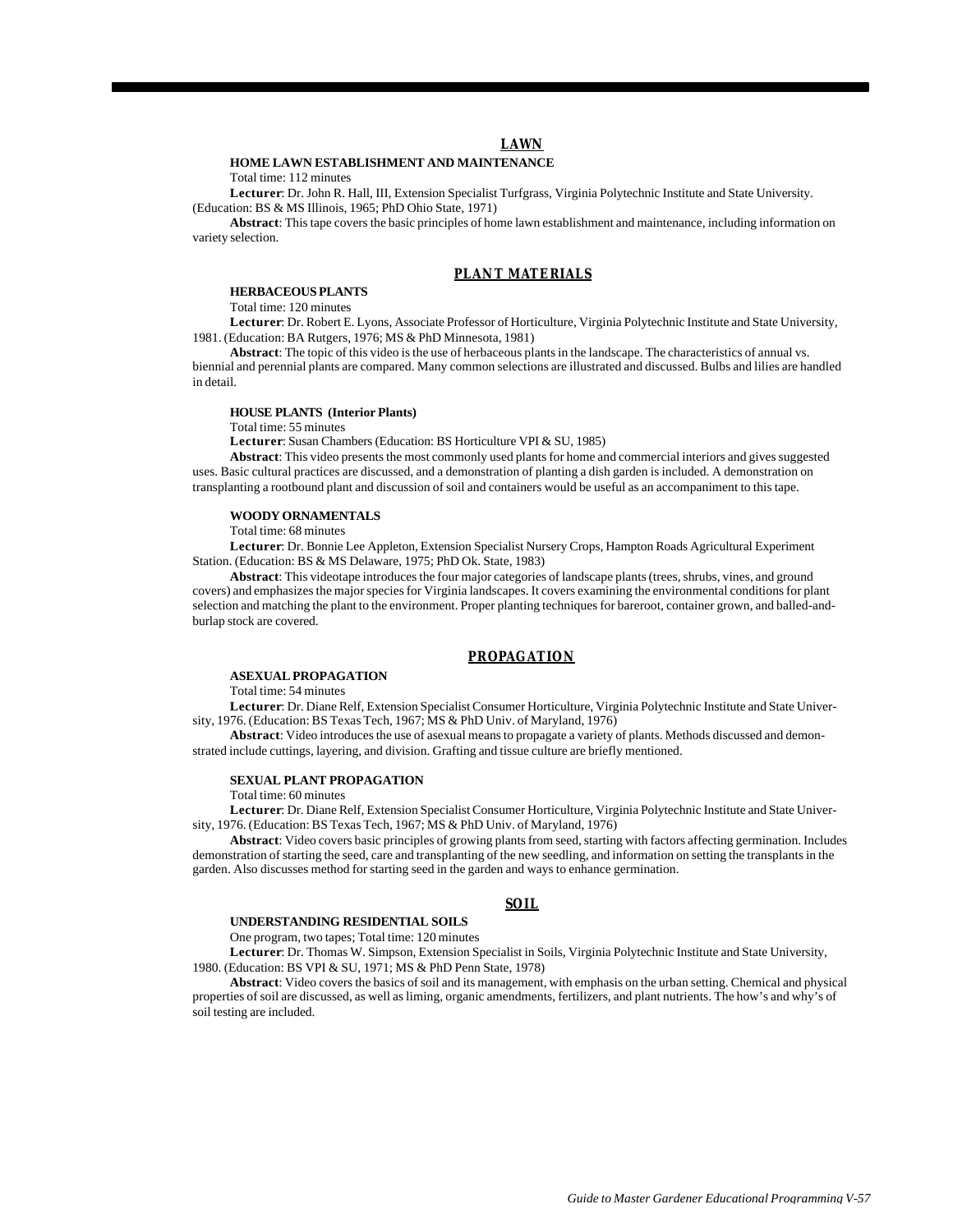## LAWN

### HOME LAWN ESTABLISHMENT AND MAINTENANCE

Total time: 112 minutes

**Lecturer**: Dr. John R. Hall, III, Extension Specialist Turfgrass, Virginia Polytechnic Institute and State University. (Education: BS & MS Illinois, 1965; PhD Ohio State, 1971)

**Abstract**: This tape covers the basic principles of home lawn establishment and maintenance, including information on variety selection.

## PLANT MATERIALS

### HERBACEOUS PLANTS

Total time: 120 minutes

**Lecturer**: Dr. Robert E. Lyons, Associate Professor of Horticulture, Virginia Polytechnic Institute and State University, 1981. (Education: BA Rutgers, 1976; MS & PhD Minnesota, 1981)

**Abstract**: The topic of this video is the use of herbaceous plants in the landscape. The characteristics of annual vs. biennial and perennial plants are compared. Many common selections are illustrated and discussed. Bulbs and lilies are handled in detail.

### HOUSE PLANTS (Interior Plants)

Total time: 55 minutes

**Lecturer**: Susan Chambers (Education: BS Horticulture VPI & SU, 1985)

**Abstract**: This video presents the most commonly used plants for home and commercial interiors and gives suggested uses. Basic cultural practices are discussed, and a demonstration of planting a dish garden is included. A demonstration on transplanting a rootbound plant and discussion of soil and containers would be useful as an accompaniment to this tape.

### WOODY ORNAMENTALS

Total time: 68 minutes

**Lecturer**: Dr. Bonnie Lee Appleton, Extension Specialist Nursery Crops, Hampton Roads Agricultural Experiment Station. (Education: BS & MS Delaware, 1975; PhD Ok. State, 1983)

**Abstract**: This videotape introduces the four major categories of landscape plants (trees, shrubs, vines, and ground covers) and emphasizes the major species for Virginia landscapes. It covers examining the environmental conditions for plant selection and matching the plant to the environment. Proper planting techniques for bareroot, container grown, and balled-and-burlap stock are covered.

## PROPAGATION

### ASEXUAL PROPAGATION

Total time: 54 minutes

**Lecturer**: Dr. Diane Relf, Extension Specialist Consumer Horticulture, Virginia Polytechnic Institute and State University, 1976. (Education: BS Texas Tech, 1967; MS & PhD Univ. of Maryland, 1976)

**Abstract**: Video introduces the use of asexual means to propagate a variety of plants. Methods discussed and demonstrated include cuttings, layering, and division. Grafting and tissue culture are briefly mentioned.

### SEXUAL PLANT PROPAGATION

Total time: 60 minutes

**Lecturer**: Dr. Diane Relf, Extension Specialist Consumer Horticulture, Virginia Polytechnic Institute and State University, 1976. (Education: BS Texas Tech, 1967; MS & PhD Univ. of Maryland, 1976)

**Abstract**: Video covers basic principles of growing plants from seed, starting with factors affecting germination. Includes demonstration of starting the seed, care and transplanting of the new seedling, and information on setting the transplants in the garden. Also discusses method for starting seed in the garden and ways to enhance germination.

## SOIL

### UNDERSTANDING RESIDENTIAL SOILS

One program, two tapes; Total time: 120 minutes

**Lecturer**: Dr. Thomas W. Simpson, Extension Specialist in Soils, Virginia Polytechnic Institute and State University, 1980. (Education: BS VPI & SU, 1971; MS & PhD Penn State, 1978)

**Abstract**: Video covers the basics of soil and its management, with emphasis on the urban setting. Chemical and physical properties of soil are discussed, as well as liming, organic amendments, fertilizers, and plant nutrients. The how's and why's of soil testing are included.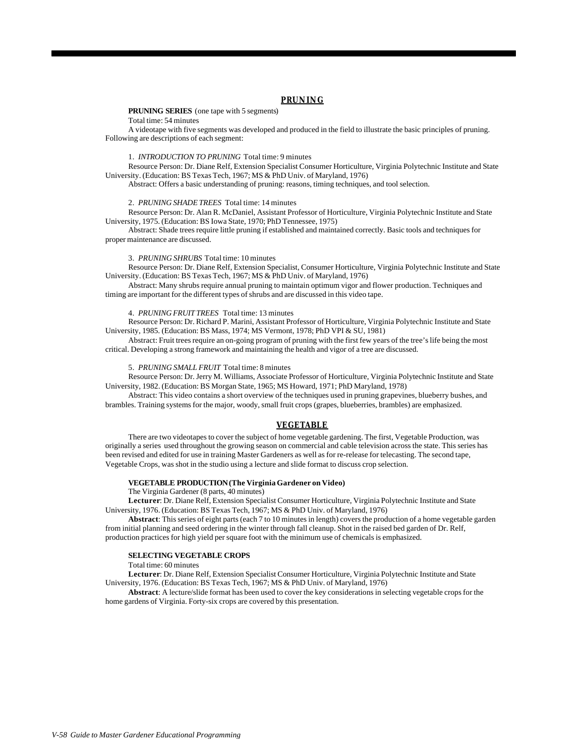## PRUNING

**PRUNING SERIES** (one tape with 5 segments)

Total time: 54 minutes

A videotape with five segments was developed and produced in the field to illustrate the basic principles of pruning. Following are descriptions of each segment:

1. *INTRODUCTION TO PRUNING* Total time: 9 minutes

Resource Person: Dr. Diane Relf, Extension Specialist Consumer Horticulture, Virginia Polytechnic Institute and State University. (Education: BS Texas Tech, 1967; MS & PhD Univ. of Maryland, 1976)

Abstract: Offers a basic understanding of pruning: reasons, timing techniques, and tool selection.

2. *PRUNING SHADE TREES* Total time: 14 minutes

Resource Person: Dr. Alan R. McDaniel, Assistant Professor of Horticulture, Virginia Polytechnic Institute and State University, 1975. (Education: BS Iowa State, 1970; PhD Tennessee, 1975)

Abstract: Shade trees require little pruning if established and maintained correctly. Basic tools and techniques for proper maintenance are discussed.

3. *PRUNING SHRUBS* Total time: 10 minutes

Resource Person: Dr. Diane Relf, Extension Specialist, Consumer Horticulture, Virginia Polytechnic Institute and State University. (Education: BS Texas Tech, 1967; MS & PhD Univ. of Maryland, 1976)

Abstract: Many shrubs require annual pruning to maintain optimum vigor and flower production. Techniques and timing are important for the different types of shrubs and are discussed in this video tape.

4. *PRUNING FRUIT TREES* Total time: 13 minutes

Resource Person: Dr. Richard P. Marini, Assistant Professor of Horticulture, Virginia Polytechnic Institute and State University, 1985. (Education: BS Mass, 1974; MS Vermont, 1978; PhD VPI & SU, 1981)

Abstract: Fruit trees require an on-going program of pruning with the first few years of the tree's life being the most critical. Developing a strong framework and maintaining the health and vigor of a tree are discussed.

5. *PRUNING SMALL FRUIT* Total time: 8 minutes

Resource Person: Dr. Jerry M. Williams, Associate Professor of Horticulture, Virginia Polytechnic Institute and State University, 1982. (Education: BS Morgan State, 1965; MS Howard, 1971; PhD Maryland, 1978)

Abstract: This video contains a short overview of the techniques used in pruning grapevines, blueberry bushes, and brambles. Training systems for the major, woody, small fruit crops (grapes, blueberries, brambles) are emphasized.

## VEGETABLE

There are two videotapes to cover the subject of home vegetable gardening. The first, Vegetable Production, was originally a series used throughout the growing season on commercial and cable television across the state. This series has been revised and edited for use in training Master Gardeners as well as for re-release for telecasting. The second tape, Vegetable Crops, was shot in the studio using a lecture and slide format to discuss crop selection.

**VEGETABLE PRODUCTION (The Virginia Gardener on Video)**

The Virginia Gardener (8 parts, 40 minutes)

**Lecturer**: Dr. Diane Relf, Extension Specialist Consumer Horticulture, Virginia Polytechnic Institute and State University, 1976. (Education: BS Texas Tech, 1967; MS & PhD Univ. of Maryland, 1976)

**Abstract**: This series of eight parts (each 7 to 10 minutes in length) covers the production of a home vegetable garden from initial planning and seed ordering in the winter through fall cleanup. Shot in the raised bed garden of Dr. Relf, production practices for high yield per square foot with the minimum use of chemicals is emphasized.

**SELECTING VEGETABLE CROPS**

Total time: 60 minutes

**Lecturer**: Dr. Diane Relf, Extension Specialist Consumer Horticulture, Virginia Polytechnic Institute and State University, 1976. (Education: BS Texas Tech, 1967; MS & PhD Univ. of Maryland, 1976)

**Abstract**: A lecture/slide format has been used to cover the key considerations in selecting vegetable crops for the home gardens of Virginia. Forty-six crops are covered by this presentation.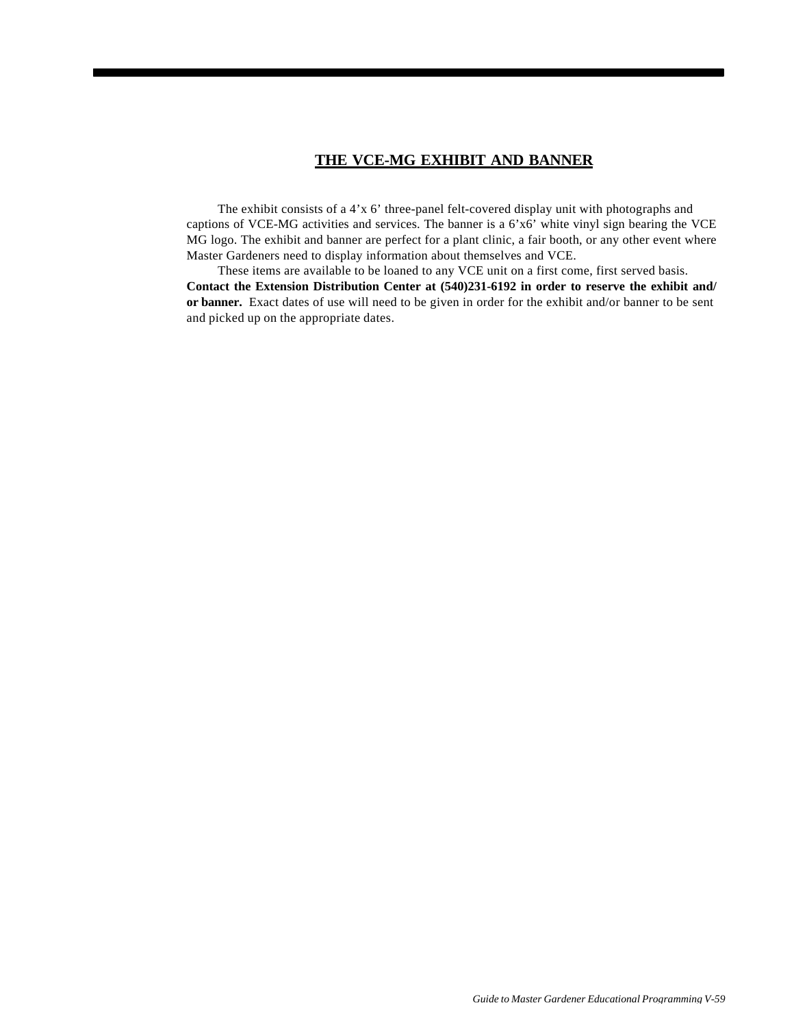## THE VCE-MG EXHIBIT AND BANNER

The exhibit consists of a 4'x 6' three-panel felt-covered display unit with photographs and captions of VCE-MG activities and services. The banner is a 6'x6' white vinyl sign bearing the VCE MG logo. The exhibit and banner are perfect for a plant clinic, a fair booth, or any other event where Master Gardeners need to display information about themselves and VCE.

These items are available to be loaned to any VCE unit on a first come, first served basis. **Contact the Extension Distribution Center at (540)231-6192 in order to reserve the exhibit and/or banner.** Exact dates of use will need to be given in order for the exhibit and/or banner to be sent and picked up on the appropriate dates.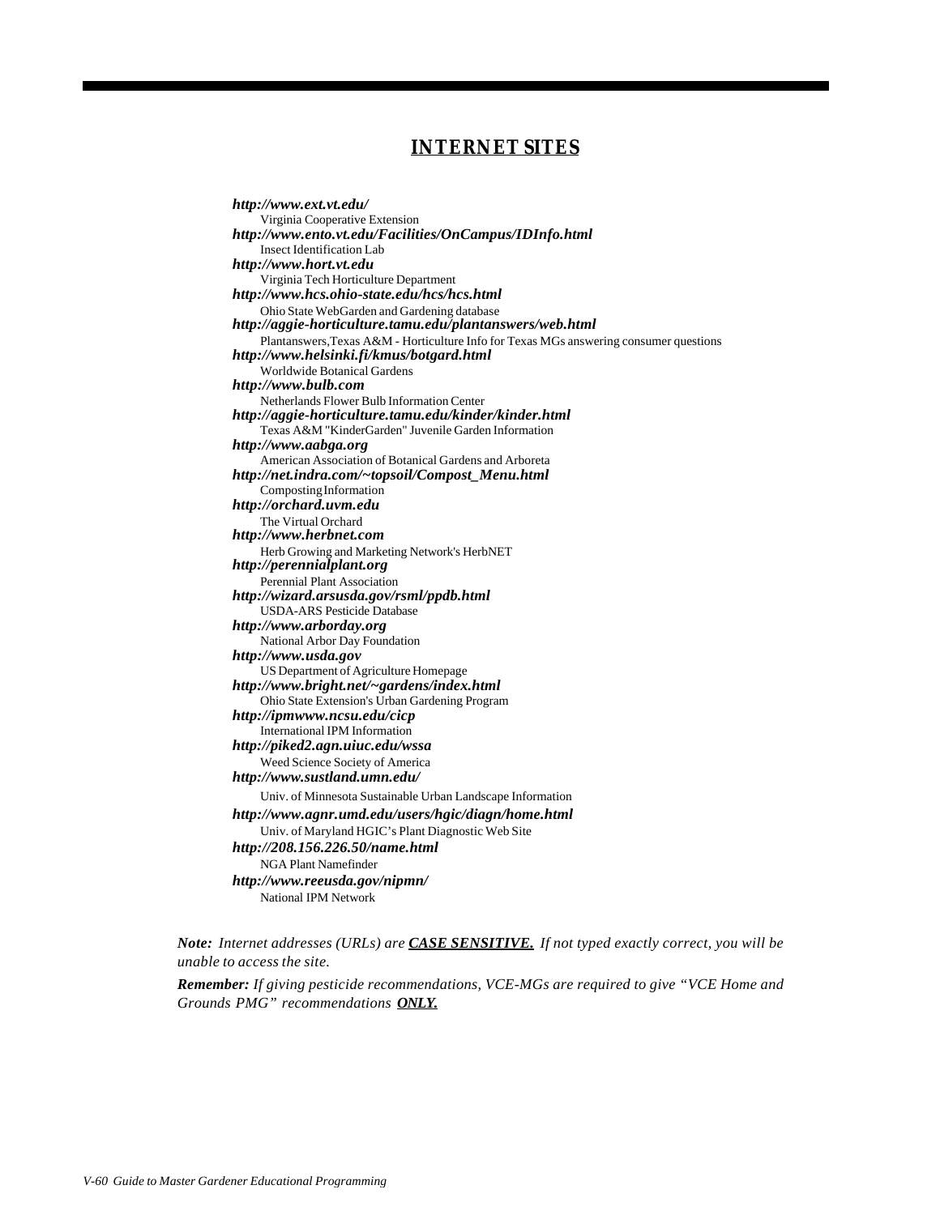## INTERNET SITES

***http://www.ext.vt.edu/***
Virginia Cooperative Extension

***http://www.ento.vt.edu/Facilities/OnCampus/IDInfo.html***
Insect Identification Lab

***http://www.hort.vt.edu***
Virginia Tech Horticulture Department

***http://www.hcs.ohio-state.edu/hcs/hcs.html***
Ohio State WebGarden and Gardening database

***http://aggie-horticulture.tamu.edu/plantanswers/web.html***
Plantanswers,Texas A&M - Horticulture Info for Texas MGs answering consumer questions

***http://www.helsinki.fi/kmus/botgard.html***
Worldwide Botanical Gardens

***http://www.bulb.com***
Netherlands Flower Bulb Information Center

***http://aggie-horticulture.tamu.edu/kinder/kinder.html***
Texas A&M "KinderGarden" Juvenile Garden Information

***http://www.aabga.org***
American Association of Botanical Gardens and Arboreta

***http://net.indra.com/~topsoil/Compost_Menu.html***
Composting Information

***http://orchard.uvm.edu***
The Virtual Orchard

***http://www.herbnet.com***
Herb Growing and Marketing Network's HerbNET

***http://perennialplant.org***
Perennial Plant Association

***http://wizard.arsusda.gov/rsml/ppdb.html***
USDA-ARS Pesticide Database

***http://www.arborday.org***
National Arbor Day Foundation

***http://www.usda.gov***
US Department of Agriculture Homepage

***http://www.bright.net/~gardens/index.html***
Ohio State Extension's Urban Gardening Program

***http://ipmwww.ncsu.edu/cicp***
International IPM Information

***http://piked2.agn.uiuc.edu/wssa***
Weed Science Society of America

***http://www.sustland.umn.edu/***
Univ. of Minnesota Sustainable Urban Landscape Information

***http://www.agnr.umd.edu/users/hgic/diagn/home.html***
Univ. of Maryland HGIC's Plant Diagnostic Web Site

***http://208.156.226.50/name.html***
NGA Plant Namefinder

***http://www.reeusda.gov/nipmn/***
National IPM Network

***Note:*** *Internet addresses (URLs) are **CASE SENSITIVE.** If not typed exactly correct, you will be unable to access the site.*

***Remember:*** *If giving pesticide recommendations, VCE-MGs are required to give "VCE Home and Grounds PMG" recommendations **ONLY.***